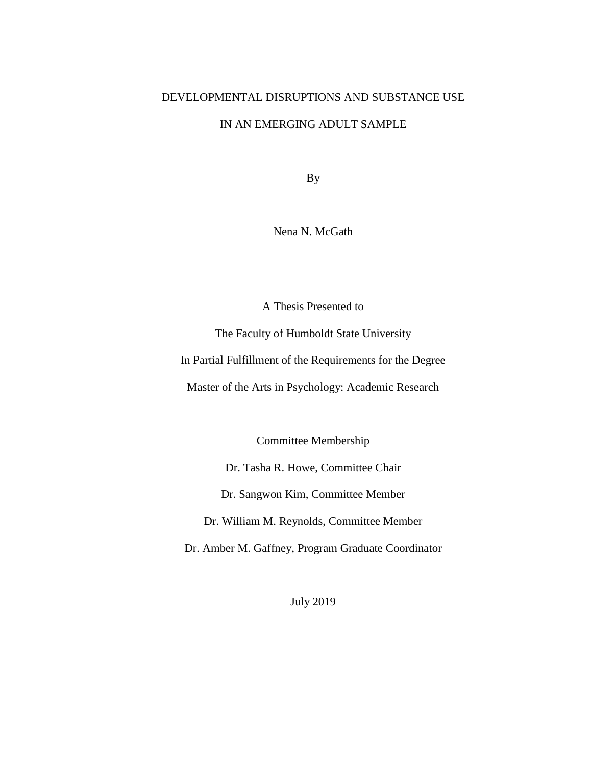# DEVELOPMENTAL DISRUPTIONS AND SUBSTANCE USE IN AN EMERGING ADULT SAMPLE

By

Nena N. McGath

A Thesis Presented to

The Faculty of Humboldt State University

In Partial Fulfillment of the Requirements for the Degree

Master of the Arts in Psychology: Academic Research

Committee Membership

Dr. Tasha R. Howe, Committee Chair

Dr. Sangwon Kim, Committee Member

Dr. William M. Reynolds, Committee Member

Dr. Amber M. Gaffney, Program Graduate Coordinator

July 2019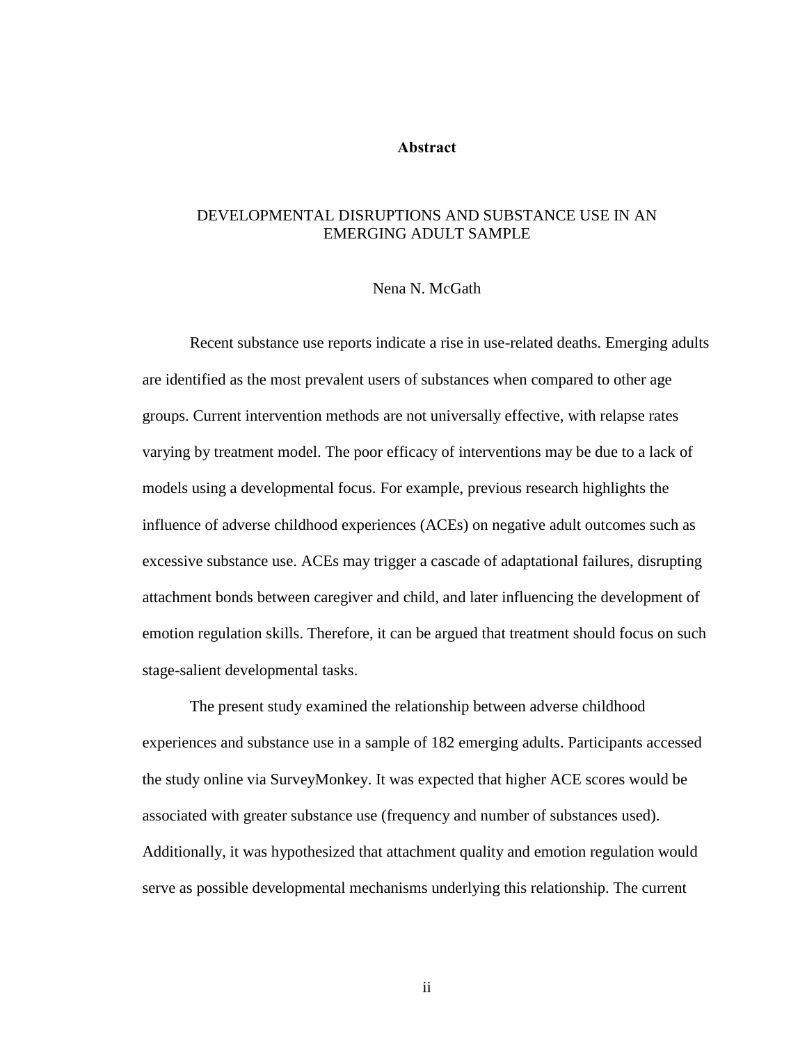# Abstract

## DEVELOPMENTAL DISRUPTIONS AND SUBSTANCE USE IN AN EMERGING ADULT SAMPLE

Nena N. McGath

Recent substance use reports indicate a rise in use-related deaths. Emerging adults are identified as the most prevalent users of substances when compared to other age groups. Current intervention methods are not universally effective, with relapse rates varying by treatment model. The poor efficacy of interventions may be due to a lack of models using a developmental focus. For example, previous research highlights the influence of adverse childhood experiences (ACEs) on negative adult outcomes such as excessive substance use. ACEs may trigger a cascade of adaptational failures, disrupting attachment bonds between caregiver and child, and later influencing the development of emotion regulation skills. Therefore, it can be argued that treatment should focus on such stage-salient developmental tasks.

The present study examined the relationship between adverse childhood experiences and substance use in a sample of 182 emerging adults. Participants accessed the study online via SurveyMonkey. It was expected that higher ACE scores would be associated with greater substance use (frequency and number of substances used). Additionally, it was hypothesized that attachment quality and emotion regulation would serve as possible developmental mechanisms underlying this relationship. The current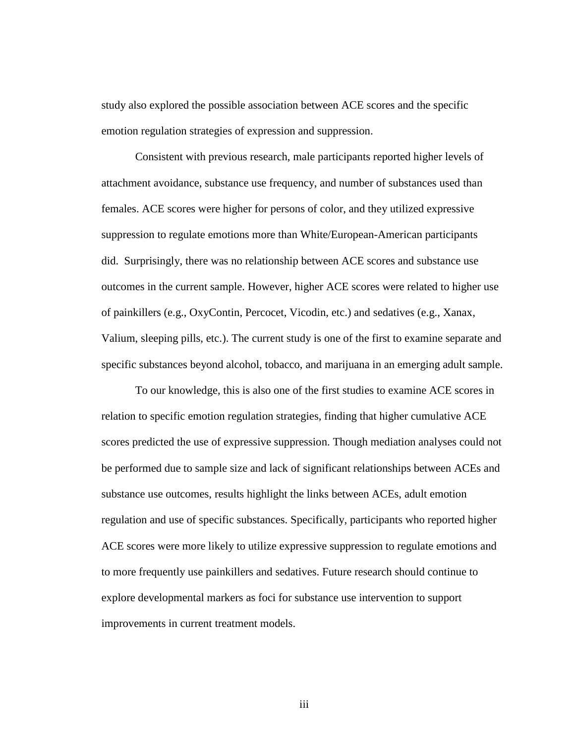study also explored the possible association between ACE scores and the specific emotion regulation strategies of expression and suppression.

Consistent with previous research, male participants reported higher levels of attachment avoidance, substance use frequency, and number of substances used than females. ACE scores were higher for persons of color, and they utilized expressive suppression to regulate emotions more than White/European-American participants did. Surprisingly, there was no relationship between ACE scores and substance use outcomes in the current sample. However, higher ACE scores were related to higher use of painkillers (e.g., OxyContin, Percocet, Vicodin, etc.) and sedatives (e.g., Xanax, Valium, sleeping pills, etc.). The current study is one of the first to examine separate and specific substances beyond alcohol, tobacco, and marijuana in an emerging adult sample.

To our knowledge, this is also one of the first studies to examine ACE scores in relation to specific emotion regulation strategies, finding that higher cumulative ACE scores predicted the use of expressive suppression. Though mediation analyses could not be performed due to sample size and lack of significant relationships between ACEs and substance use outcomes, results highlight the links between ACEs, adult emotion regulation and use of specific substances. Specifically, participants who reported higher ACE scores were more likely to utilize expressive suppression to regulate emotions and to more frequently use painkillers and sedatives. Future research should continue to explore developmental markers as foci for substance use intervention to support improvements in current treatment models.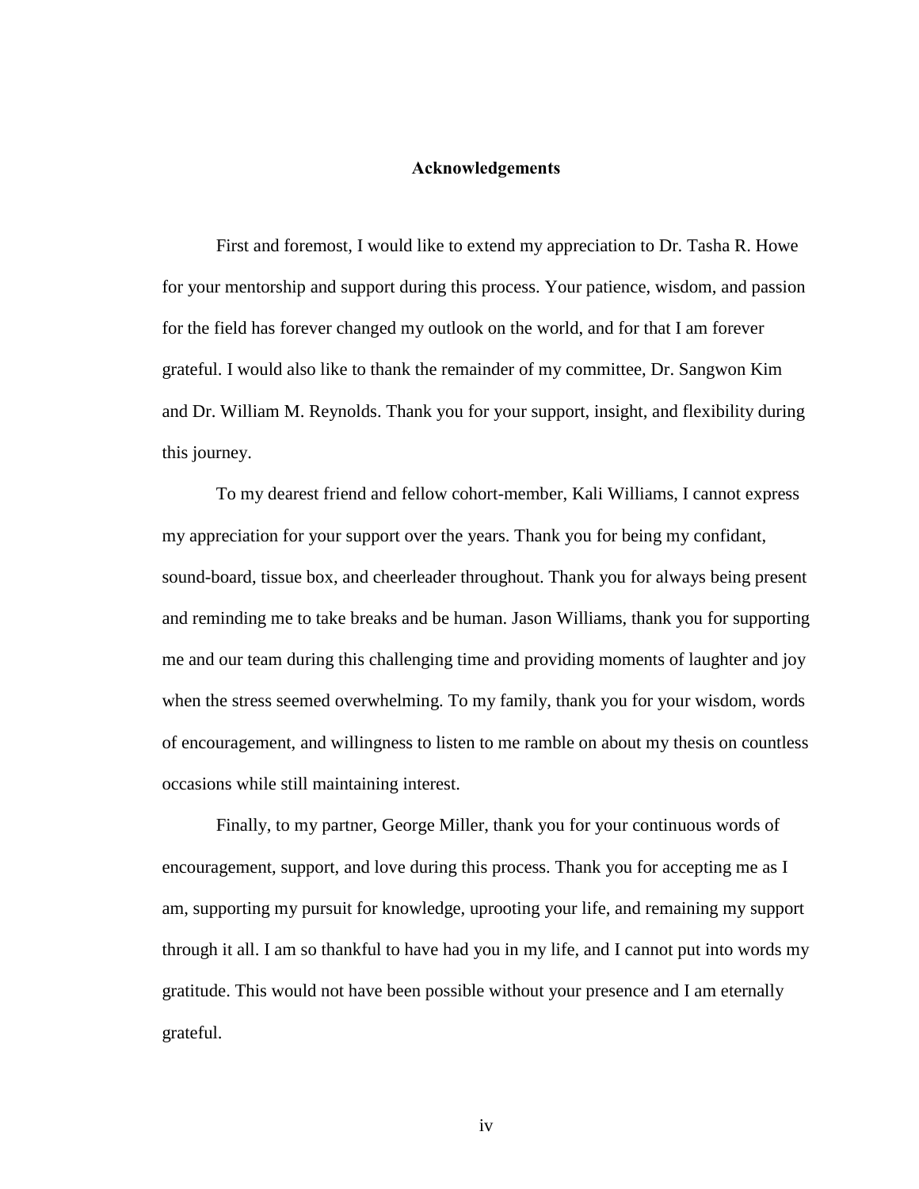# Acknowledgements

First and foremost, I would like to extend my appreciation to Dr. Tasha R. Howe for your mentorship and support during this process. Your patience, wisdom, and passion for the field has forever changed my outlook on the world, and for that I am forever grateful. I would also like to thank the remainder of my committee, Dr. Sangwon Kim and Dr. William M. Reynolds. Thank you for your support, insight, and flexibility during this journey.

To my dearest friend and fellow cohort-member, Kali Williams, I cannot express my appreciation for your support over the years. Thank you for being my confidant, sound-board, tissue box, and cheerleader throughout. Thank you for always being present and reminding me to take breaks and be human. Jason Williams, thank you for supporting me and our team during this challenging time and providing moments of laughter and joy when the stress seemed overwhelming. To my family, thank you for your wisdom, words of encouragement, and willingness to listen to me ramble on about my thesis on countless occasions while still maintaining interest.

Finally, to my partner, George Miller, thank you for your continuous words of encouragement, support, and love during this process. Thank you for accepting me as I am, supporting my pursuit for knowledge, uprooting your life, and remaining my support through it all. I am so thankful to have had you in my life, and I cannot put into words my gratitude. This would not have been possible without your presence and I am eternally grateful.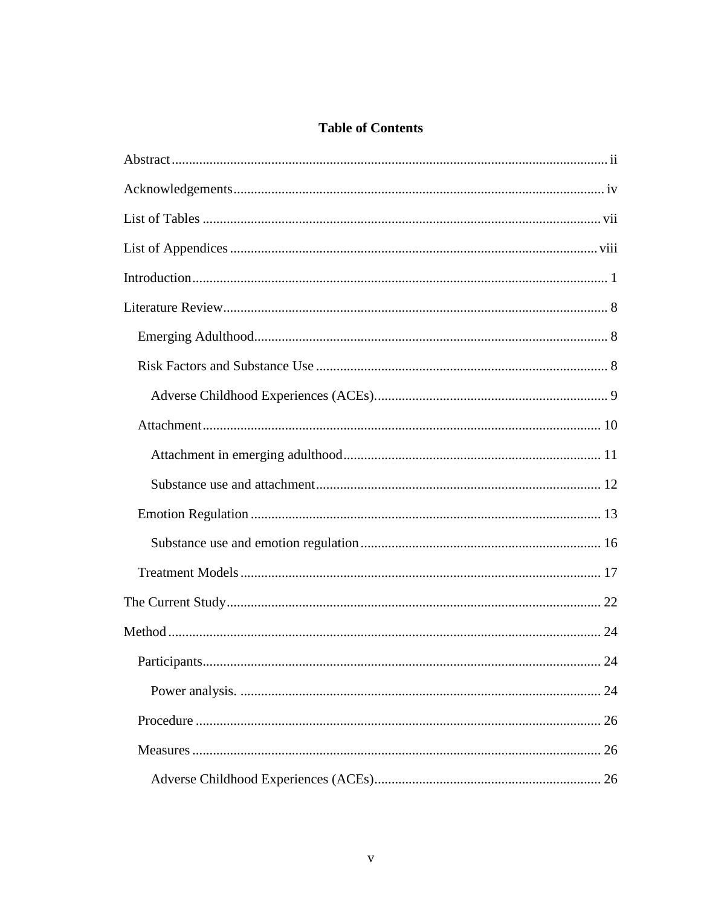# Table of Contents

Abstract ............................................................................................................................. ii

Acknowledgements ........................................................................................................... iv

List of Tables .................................................................................................................... vii

List of Appendices ........................................................................................................... viii

Introduction ......................................................................................................................... 1

Literature Review ................................................................................................................ 8

  Emerging Adulthood ...................................................................................................... 8

  Risk Factors and Substance Use .................................................................................... 8

    Adverse Childhood Experiences (ACEs). ................................................................... 9

  Attachment .................................................................................................................... 10

    Attachment in emerging adulthood .......................................................................... 11

    Substance use and attachment .................................................................................. 12

  Emotion Regulation ..................................................................................................... 13

    Substance use and emotion regulation ..................................................................... 16

  Treatment Models ........................................................................................................ 17

The Current Study ............................................................................................................ 22

Method ............................................................................................................................. 24

  Participants ................................................................................................................... 24

    Power analysis. ........................................................................................................ 24

  Procedure ..................................................................................................................... 26

  Measures ...................................................................................................................... 26

    Adverse Childhood Experiences (ACEs) ................................................................. 26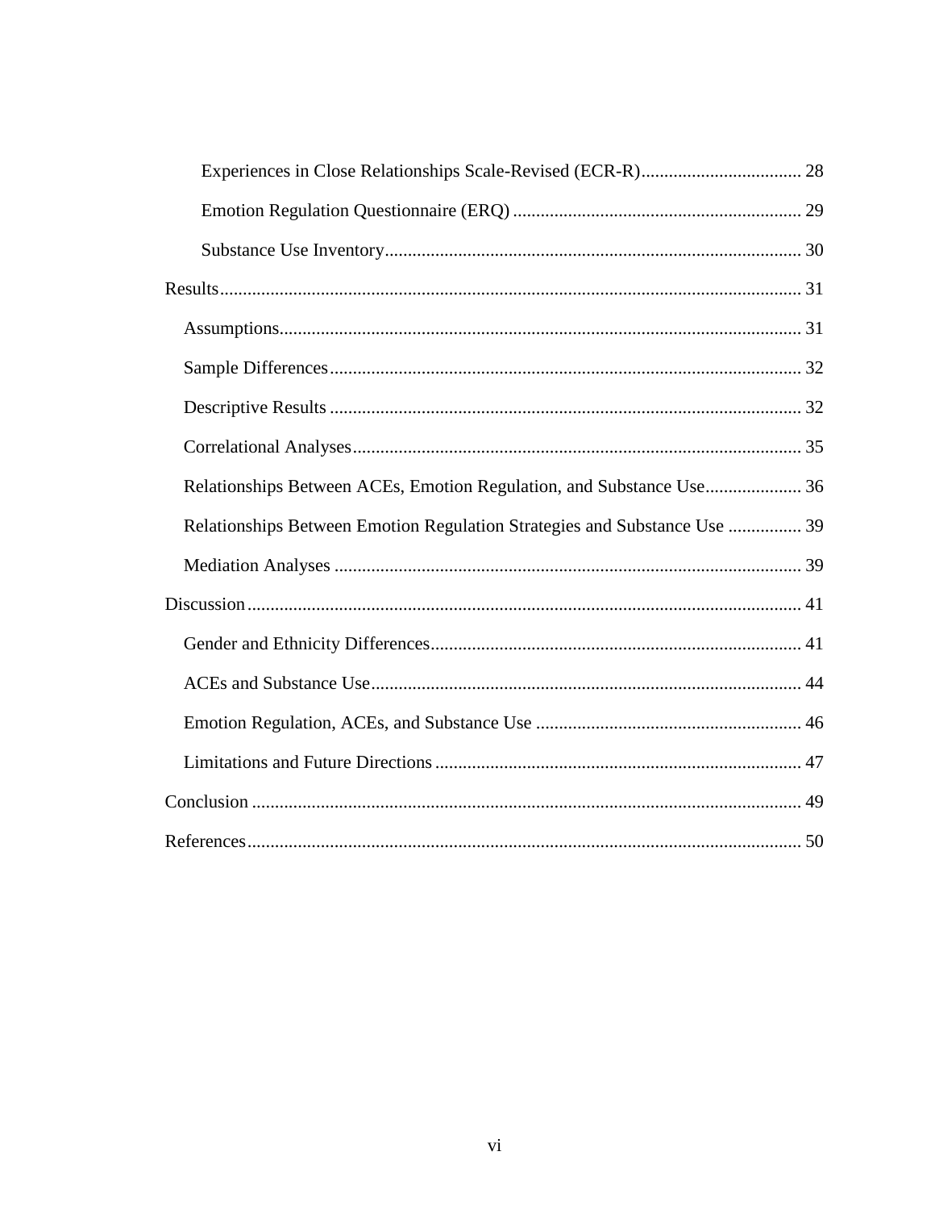Experiences in Close Relationships Scale-Revised (ECR-R) ................................... 28

Emotion Regulation Questionnaire (ERQ) .............................................................. 29

Substance Use Inventory .......................................................................................... 30

Results .............................................................................................................................. 31

Assumptions ................................................................................................................. 31

Sample Differences ....................................................................................................... 32

Descriptive Results ....................................................................................................... 32

Correlational Analyses .................................................................................................. 35

Relationships Between ACEs, Emotion Regulation, and Substance Use ..................... 36

Relationships Between Emotion Regulation Strategies and Substance Use ................ 39

Mediation Analyses ...................................................................................................... 39

Discussion ........................................................................................................................ 41

Gender and Ethnicity Differences ................................................................................. 41

ACEs and Substance Use ............................................................................................. 44

Emotion Regulation, ACEs, and Substance Use .......................................................... 46

Limitations and Future Directions ................................................................................ 47

Conclusion ....................................................................................................................... 49

References ........................................................................................................................ 50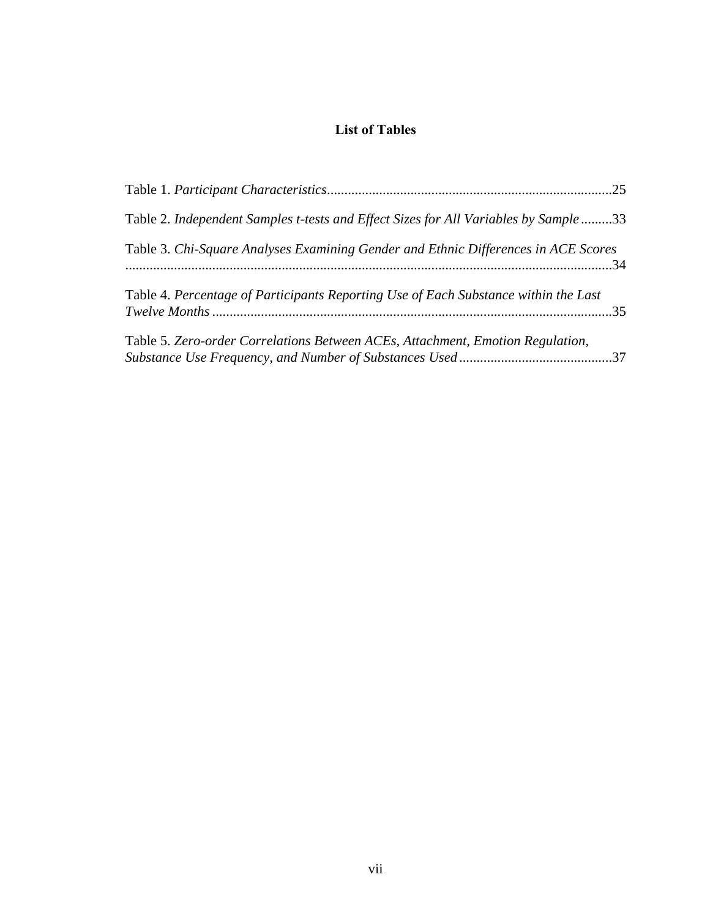# List of Tables

Table 1. *Participant Characteristics*.................................................................................25

Table 2. *Independent Samples t-tests and Effect Sizes for All Variables by Sample*.........33

Table 3. *Chi-Square Analyses Examining Gender and Ethnic Differences in ACE Scores* ..........................................................................................................................................34

Table 4. *Percentage of Participants Reporting Use of Each Substance within the Last Twelve Months*..................................................................................................................35

Table 5. *Zero-order Correlations Between ACEs, Attachment, Emotion Regulation, Substance Use Frequency, and Number of Substances Used*............................................37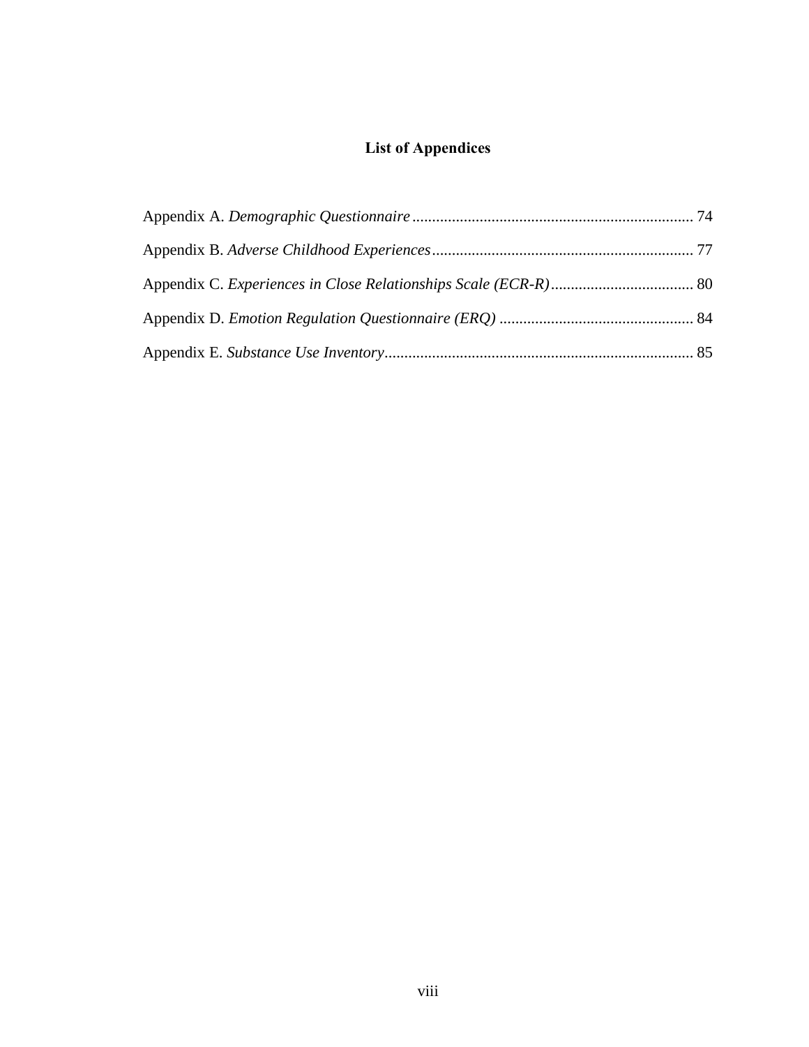# List of Appendices

Appendix A. *Demographic Questionnaire* ........................................................................ 74

Appendix B. *Adverse Childhood Experiences* .................................................................. 77

Appendix C. *Experiences in Close Relationships Scale (ECR-R)* .................................... 80

Appendix D. *Emotion Regulation Questionnaire (ERQ)* ................................................. 84

Appendix E. *Substance Use Inventory* ............................................................................. 85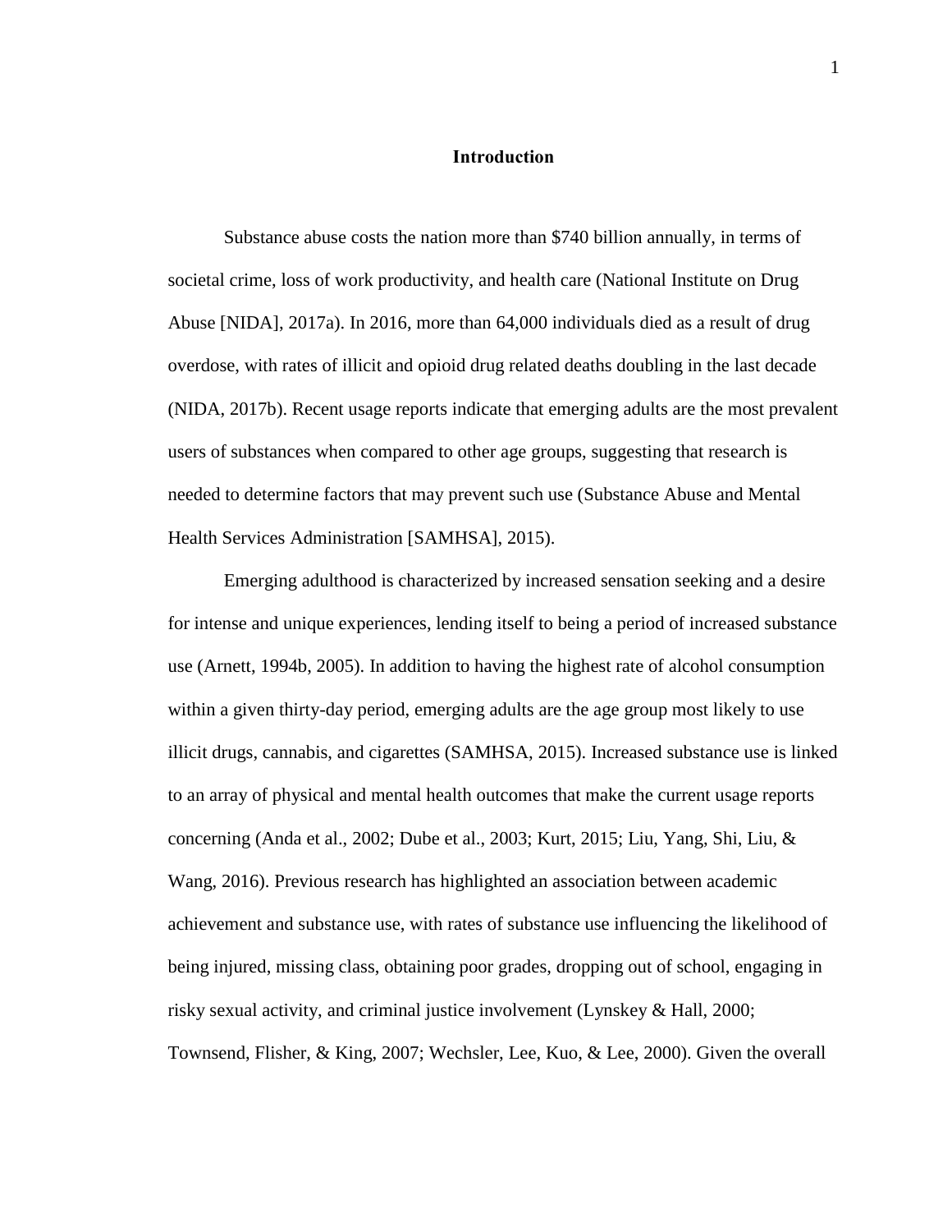# Introduction

Substance abuse costs the nation more than $740 billion annually, in terms of societal crime, loss of work productivity, and health care (National Institute on Drug Abuse [NIDA], 2017a). In 2016, more than 64,000 individuals died as a result of drug overdose, with rates of illicit and opioid drug related deaths doubling in the last decade (NIDA, 2017b). Recent usage reports indicate that emerging adults are the most prevalent users of substances when compared to other age groups, suggesting that research is needed to determine factors that may prevent such use (Substance Abuse and Mental Health Services Administration [SAMHSA], 2015).

Emerging adulthood is characterized by increased sensation seeking and a desire for intense and unique experiences, lending itself to being a period of increased substance use (Arnett, 1994b, 2005). In addition to having the highest rate of alcohol consumption within a given thirty-day period, emerging adults are the age group most likely to use illicit drugs, cannabis, and cigarettes (SAMHSA, 2015). Increased substance use is linked to an array of physical and mental health outcomes that make the current usage reports concerning (Anda et al., 2002; Dube et al., 2003; Kurt, 2015; Liu, Yang, Shi, Liu, & Wang, 2016). Previous research has highlighted an association between academic achievement and substance use, with rates of substance use influencing the likelihood of being injured, missing class, obtaining poor grades, dropping out of school, engaging in risky sexual activity, and criminal justice involvement (Lynskey & Hall, 2000; Townsend, Flisher, & King, 2007; Wechsler, Lee, Kuo, & Lee, 2000). Given the overall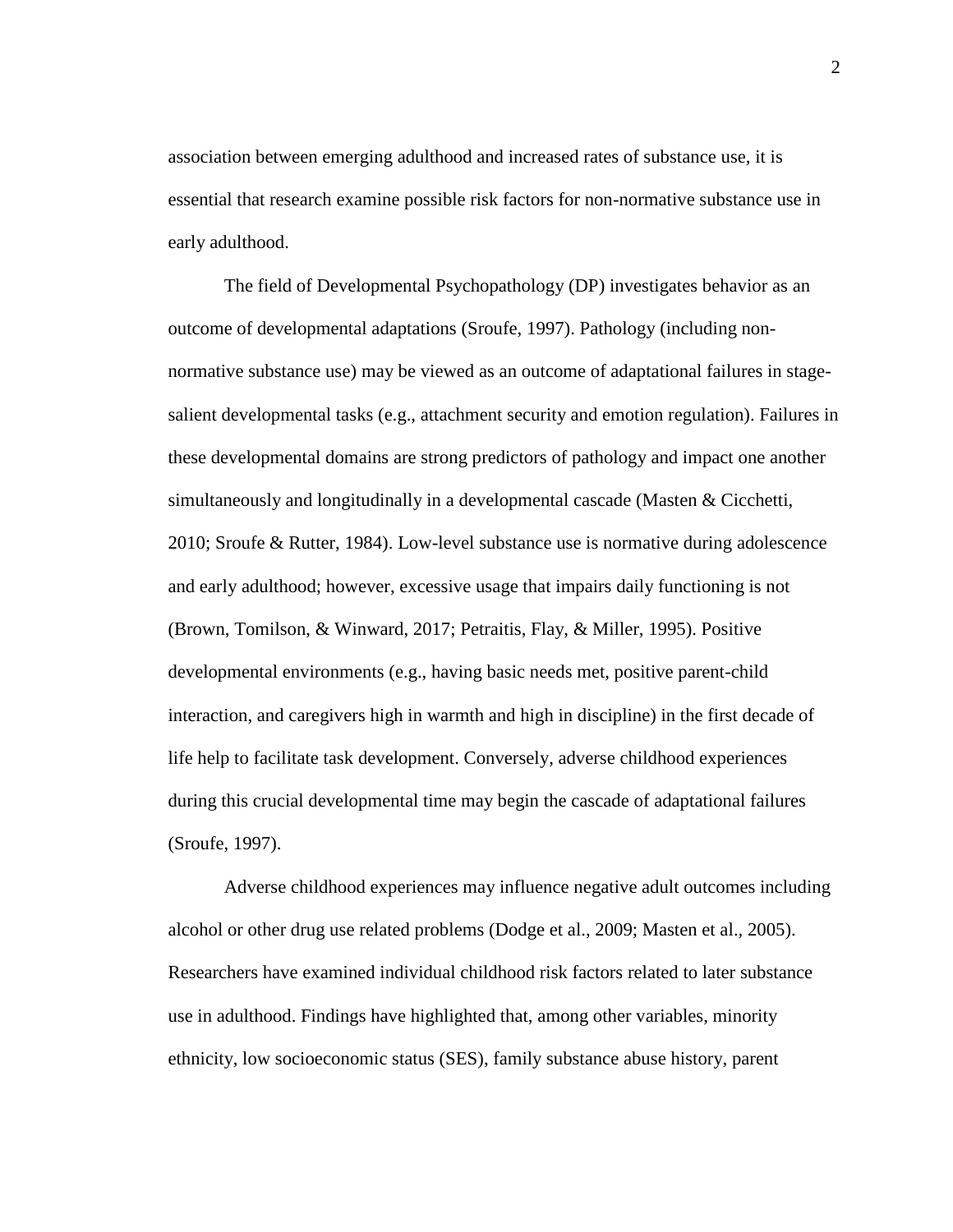association between emerging adulthood and increased rates of substance use, it is essential that research examine possible risk factors for non-normative substance use in early adulthood.

The field of Developmental Psychopathology (DP) investigates behavior as an outcome of developmental adaptations (Sroufe, 1997). Pathology (including non-normative substance use) may be viewed as an outcome of adaptational failures in stage-salient developmental tasks (e.g., attachment security and emotion regulation). Failures in these developmental domains are strong predictors of pathology and impact one another simultaneously and longitudinally in a developmental cascade (Masten & Cicchetti, 2010; Sroufe & Rutter, 1984). Low-level substance use is normative during adolescence and early adulthood; however, excessive usage that impairs daily functioning is not (Brown, Tomilson, & Winward, 2017; Petraitis, Flay, & Miller, 1995). Positive developmental environments (e.g., having basic needs met, positive parent-child interaction, and caregivers high in warmth and high in discipline) in the first decade of life help to facilitate task development. Conversely, adverse childhood experiences during this crucial developmental time may begin the cascade of adaptational failures (Sroufe, 1997).

Adverse childhood experiences may influence negative adult outcomes including alcohol or other drug use related problems (Dodge et al., 2009; Masten et al., 2005). Researchers have examined individual childhood risk factors related to later substance use in adulthood. Findings have highlighted that, among other variables, minority ethnicity, low socioeconomic status (SES), family substance abuse history, parent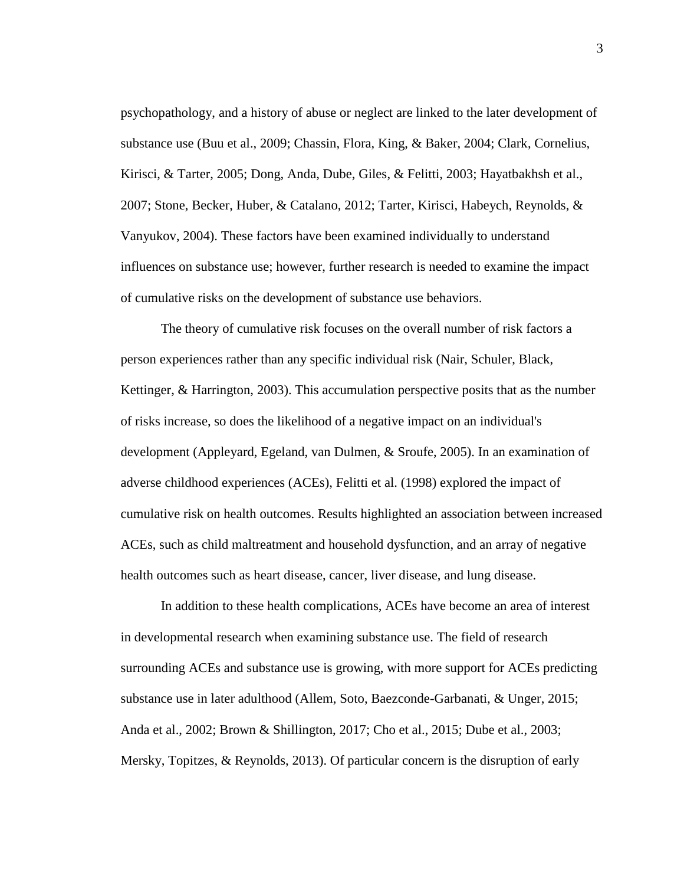psychopathology, and a history of abuse or neglect are linked to the later development of substance use (Buu et al., 2009; Chassin, Flora, King, & Baker, 2004; Clark, Cornelius, Kirisci, & Tarter, 2005; Dong, Anda, Dube, Giles, & Felitti, 2003; Hayatbakhsh et al., 2007; Stone, Becker, Huber, & Catalano, 2012; Tarter, Kirisci, Habeych, Reynolds, & Vanyukov, 2004). These factors have been examined individually to understand influences on substance use; however, further research is needed to examine the impact of cumulative risks on the development of substance use behaviors.

The theory of cumulative risk focuses on the overall number of risk factors a person experiences rather than any specific individual risk (Nair, Schuler, Black, Kettinger, & Harrington, 2003). This accumulation perspective posits that as the number of risks increase, so does the likelihood of a negative impact on an individual's development (Appleyard, Egeland, van Dulmen, & Sroufe, 2005). In an examination of adverse childhood experiences (ACEs), Felitti et al. (1998) explored the impact of cumulative risk on health outcomes. Results highlighted an association between increased ACEs, such as child maltreatment and household dysfunction, and an array of negative health outcomes such as heart disease, cancer, liver disease, and lung disease.

In addition to these health complications, ACEs have become an area of interest in developmental research when examining substance use. The field of research surrounding ACEs and substance use is growing, with more support for ACEs predicting substance use in later adulthood (Allem, Soto, Baezconde-Garbanati, & Unger, 2015; Anda et al., 2002; Brown & Shillington, 2017; Cho et al., 2015; Dube et al., 2003; Mersky, Topitzes, & Reynolds, 2013). Of particular concern is the disruption of early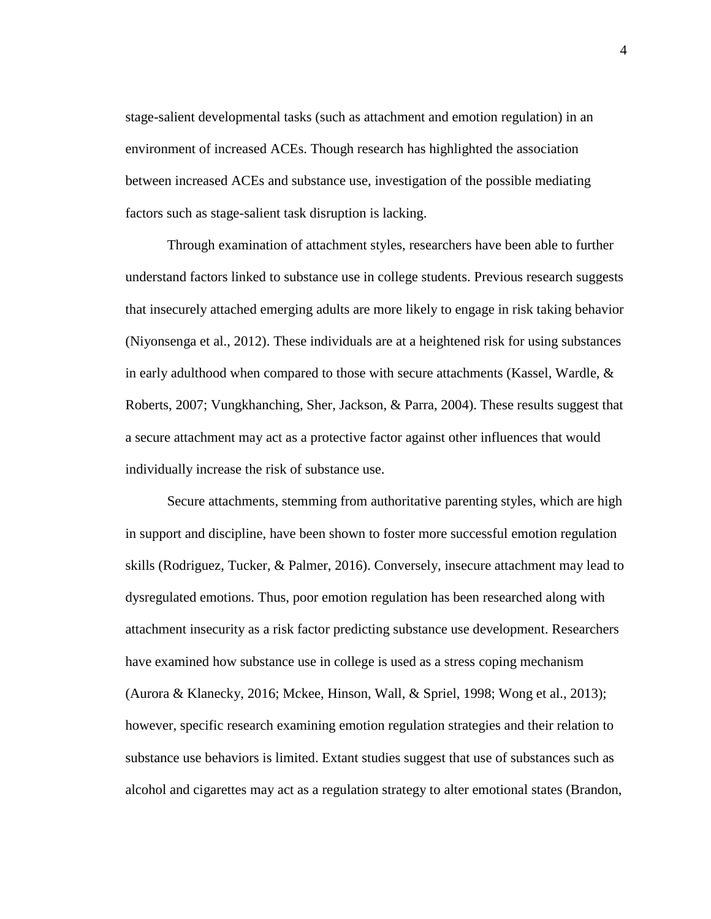stage-salient developmental tasks (such as attachment and emotion regulation) in an environment of increased ACEs. Though research has highlighted the association between increased ACEs and substance use, investigation of the possible mediating factors such as stage-salient task disruption is lacking.

Through examination of attachment styles, researchers have been able to further understand factors linked to substance use in college students. Previous research suggests that insecurely attached emerging adults are more likely to engage in risk taking behavior (Niyonsenga et al., 2012). These individuals are at a heightened risk for using substances in early adulthood when compared to those with secure attachments (Kassel, Wardle, & Roberts, 2007; Vungkhanching, Sher, Jackson, & Parra, 2004). These results suggest that a secure attachment may act as a protective factor against other influences that would individually increase the risk of substance use.

Secure attachments, stemming from authoritative parenting styles, which are high in support and discipline, have been shown to foster more successful emotion regulation skills (Rodriguez, Tucker, & Palmer, 2016). Conversely, insecure attachment may lead to dysregulated emotions. Thus, poor emotion regulation has been researched along with attachment insecurity as a risk factor predicting substance use development. Researchers have examined how substance use in college is used as a stress coping mechanism (Aurora & Klanecky, 2016; Mckee, Hinson, Wall, & Spriel, 1998; Wong et al., 2013); however, specific research examining emotion regulation strategies and their relation to substance use behaviors is limited. Extant studies suggest that use of substances such as alcohol and cigarettes may act as a regulation strategy to alter emotional states (Brandon,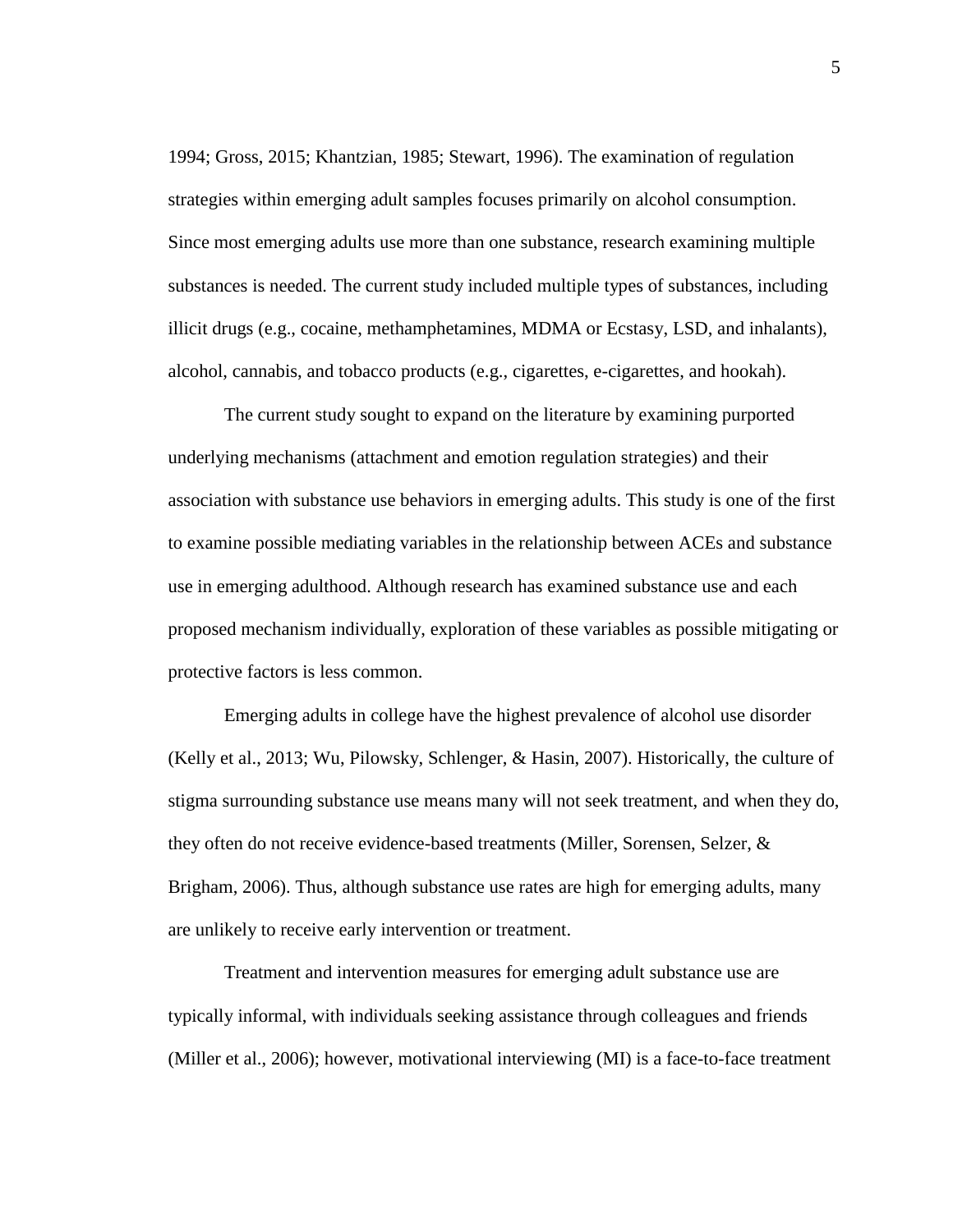1994; Gross, 2015; Khantzian, 1985; Stewart, 1996). The examination of regulation strategies within emerging adult samples focuses primarily on alcohol consumption. Since most emerging adults use more than one substance, research examining multiple substances is needed. The current study included multiple types of substances, including illicit drugs (e.g., cocaine, methamphetamines, MDMA or Ecstasy, LSD, and inhalants), alcohol, cannabis, and tobacco products (e.g., cigarettes, e-cigarettes, and hookah).

The current study sought to expand on the literature by examining purported underlying mechanisms (attachment and emotion regulation strategies) and their association with substance use behaviors in emerging adults. This study is one of the first to examine possible mediating variables in the relationship between ACEs and substance use in emerging adulthood. Although research has examined substance use and each proposed mechanism individually, exploration of these variables as possible mitigating or protective factors is less common.

Emerging adults in college have the highest prevalence of alcohol use disorder (Kelly et al., 2013; Wu, Pilowsky, Schlenger, & Hasin, 2007). Historically, the culture of stigma surrounding substance use means many will not seek treatment, and when they do, they often do not receive evidence-based treatments (Miller, Sorensen, Selzer, & Brigham, 2006). Thus, although substance use rates are high for emerging adults, many are unlikely to receive early intervention or treatment.

Treatment and intervention measures for emerging adult substance use are typically informal, with individuals seeking assistance through colleagues and friends (Miller et al., 2006); however, motivational interviewing (MI) is a face-to-face treatment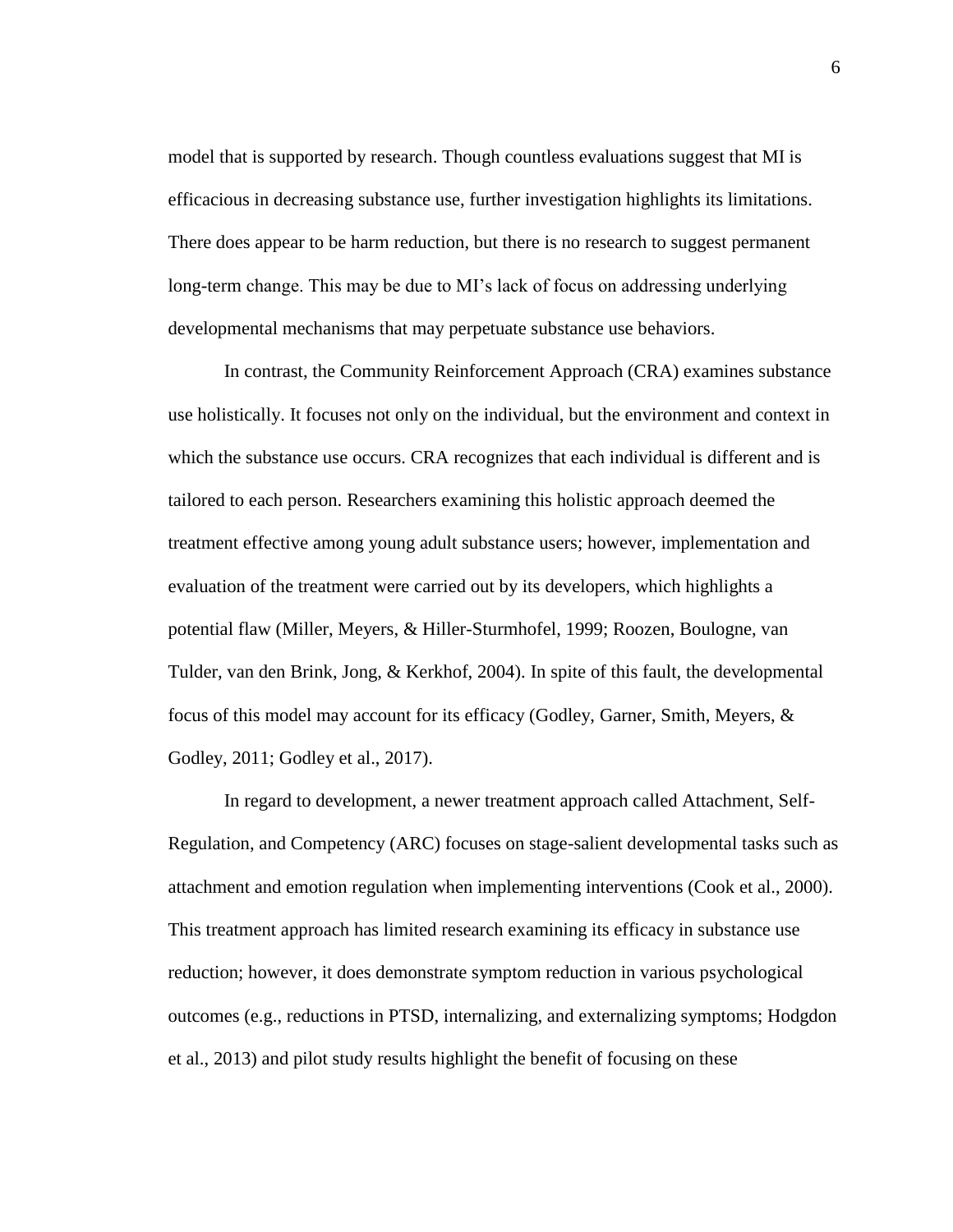model that is supported by research. Though countless evaluations suggest that MI is efficacious in decreasing substance use, further investigation highlights its limitations. There does appear to be harm reduction, but there is no research to suggest permanent long-term change. This may be due to MI's lack of focus on addressing underlying developmental mechanisms that may perpetuate substance use behaviors.

In contrast, the Community Reinforcement Approach (CRA) examines substance use holistically. It focuses not only on the individual, but the environment and context in which the substance use occurs. CRA recognizes that each individual is different and is tailored to each person. Researchers examining this holistic approach deemed the treatment effective among young adult substance users; however, implementation and evaluation of the treatment were carried out by its developers, which highlights a potential flaw (Miller, Meyers, & Hiller-Sturmhofel, 1999; Roozen, Boulogne, van Tulder, van den Brink, Jong, & Kerkhof, 2004). In spite of this fault, the developmental focus of this model may account for its efficacy (Godley, Garner, Smith, Meyers, & Godley, 2011; Godley et al., 2017).

In regard to development, a newer treatment approach called Attachment, Self-Regulation, and Competency (ARC) focuses on stage-salient developmental tasks such as attachment and emotion regulation when implementing interventions (Cook et al., 2000). This treatment approach has limited research examining its efficacy in substance use reduction; however, it does demonstrate symptom reduction in various psychological outcomes (e.g., reductions in PTSD, internalizing, and externalizing symptoms; Hodgdon et al., 2013) and pilot study results highlight the benefit of focusing on these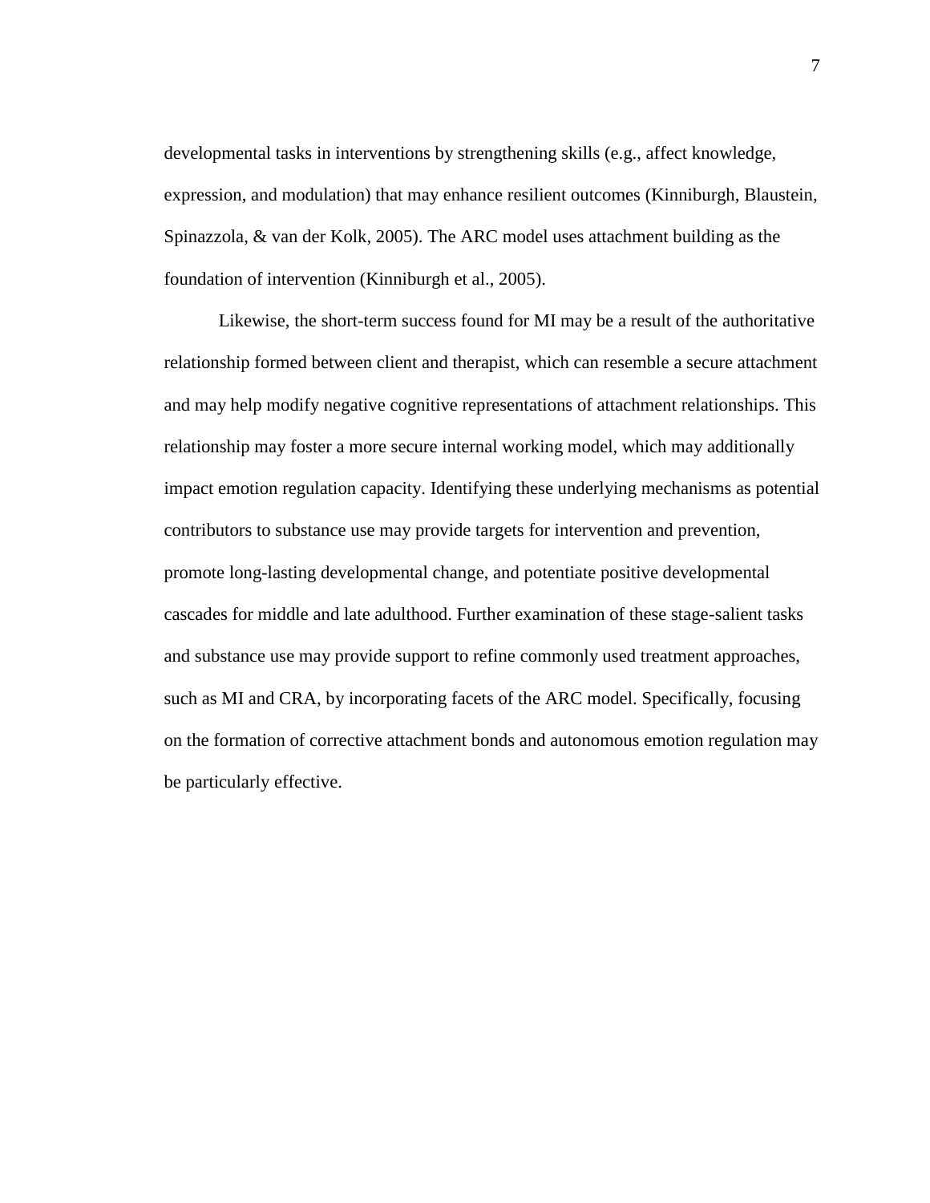developmental tasks in interventions by strengthening skills (e.g., affect knowledge, expression, and modulation) that may enhance resilient outcomes (Kinniburgh, Blaustein, Spinazzola, & van der Kolk, 2005). The ARC model uses attachment building as the foundation of intervention (Kinniburgh et al., 2005).

Likewise, the short-term success found for MI may be a result of the authoritative relationship formed between client and therapist, which can resemble a secure attachment and may help modify negative cognitive representations of attachment relationships. This relationship may foster a more secure internal working model, which may additionally impact emotion regulation capacity. Identifying these underlying mechanisms as potential contributors to substance use may provide targets for intervention and prevention, promote long-lasting developmental change, and potentiate positive developmental cascades for middle and late adulthood. Further examination of these stage-salient tasks and substance use may provide support to refine commonly used treatment approaches, such as MI and CRA, by incorporating facets of the ARC model. Specifically, focusing on the formation of corrective attachment bonds and autonomous emotion regulation may be particularly effective.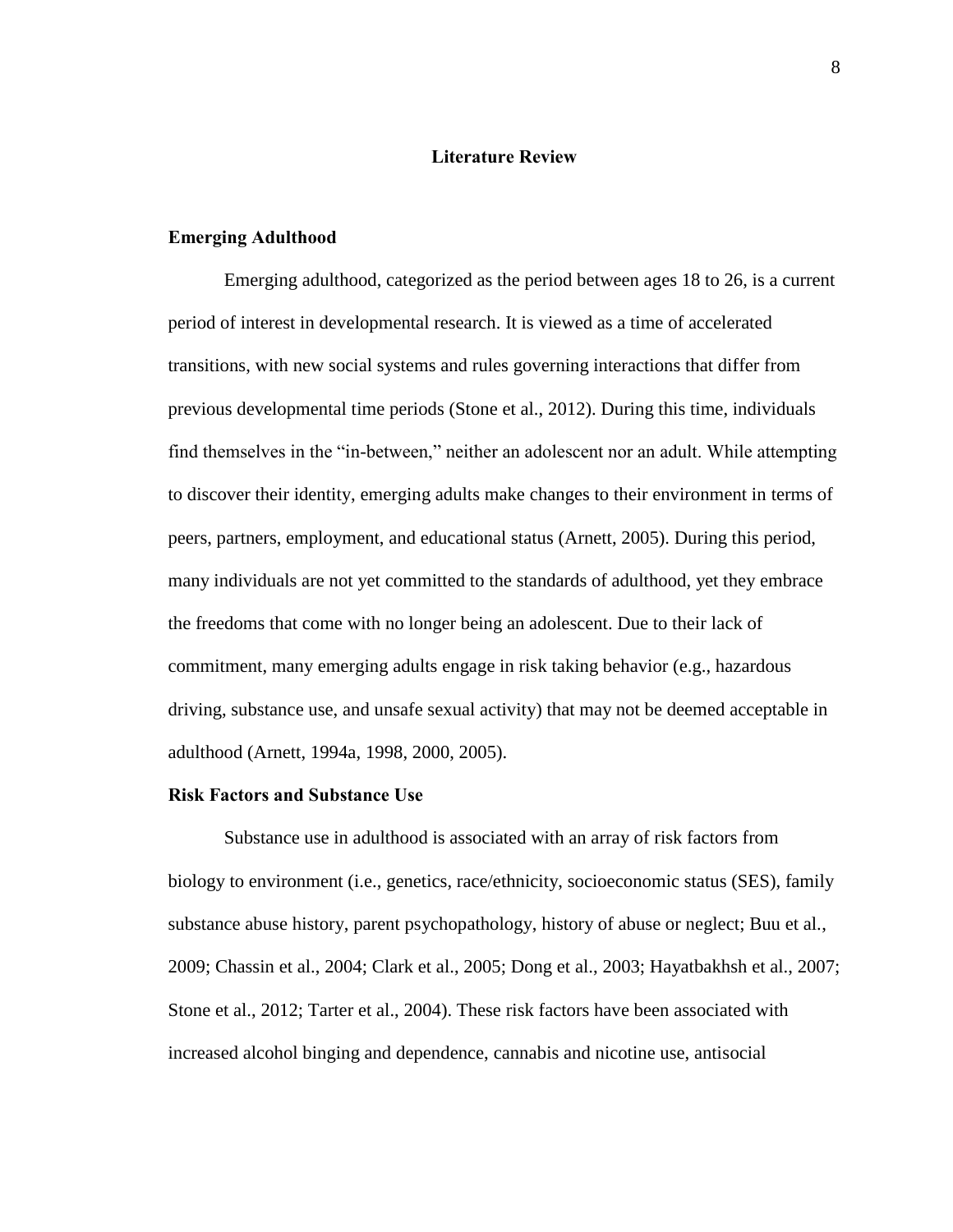# Literature Review

## Emerging Adulthood

Emerging adulthood, categorized as the period between ages 18 to 26, is a current period of interest in developmental research. It is viewed as a time of accelerated transitions, with new social systems and rules governing interactions that differ from previous developmental time periods (Stone et al., 2012). During this time, individuals find themselves in the "in-between," neither an adolescent nor an adult. While attempting to discover their identity, emerging adults make changes to their environment in terms of peers, partners, employment, and educational status (Arnett, 2005). During this period, many individuals are not yet committed to the standards of adulthood, yet they embrace the freedoms that come with no longer being an adolescent. Due to their lack of commitment, many emerging adults engage in risk taking behavior (e.g., hazardous driving, substance use, and unsafe sexual activity) that may not be deemed acceptable in adulthood (Arnett, 1994a, 1998, 2000, 2005).

## Risk Factors and Substance Use

Substance use in adulthood is associated with an array of risk factors from biology to environment (i.e., genetics, race/ethnicity, socioeconomic status (SES), family substance abuse history, parent psychopathology, history of abuse or neglect; Buu et al., 2009; Chassin et al., 2004; Clark et al., 2005; Dong et al., 2003; Hayatbakhsh et al., 2007; Stone et al., 2012; Tarter et al., 2004). These risk factors have been associated with increased alcohol binging and dependence, cannabis and nicotine use, antisocial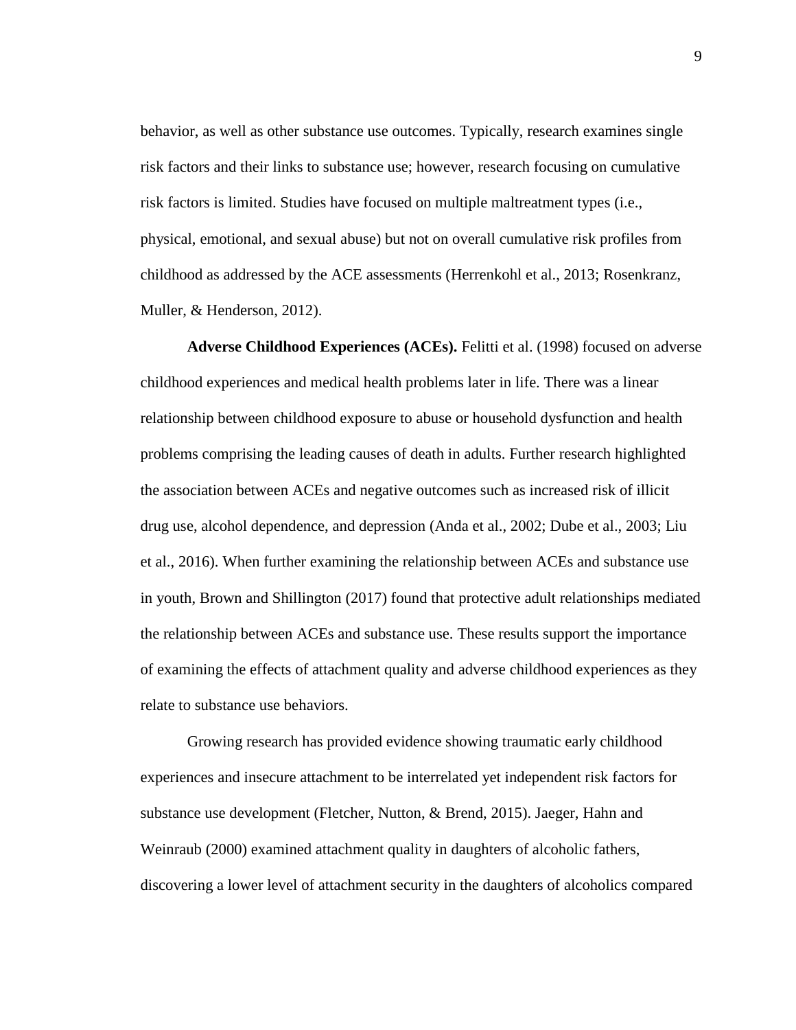behavior, as well as other substance use outcomes. Typically, research examines single risk factors and their links to substance use; however, research focusing on cumulative risk factors is limited. Studies have focused on multiple maltreatment types (i.e., physical, emotional, and sexual abuse) but not on overall cumulative risk profiles from childhood as addressed by the ACE assessments (Herrenkohl et al., 2013; Rosenkranz, Muller, & Henderson, 2012).

**Adverse Childhood Experiences (ACEs).** Felitti et al. (1998) focused on adverse childhood experiences and medical health problems later in life. There was a linear relationship between childhood exposure to abuse or household dysfunction and health problems comprising the leading causes of death in adults. Further research highlighted the association between ACEs and negative outcomes such as increased risk of illicit drug use, alcohol dependence, and depression (Anda et al., 2002; Dube et al., 2003; Liu et al., 2016). When further examining the relationship between ACEs and substance use in youth, Brown and Shillington (2017) found that protective adult relationships mediated the relationship between ACEs and substance use. These results support the importance of examining the effects of attachment quality and adverse childhood experiences as they relate to substance use behaviors.

Growing research has provided evidence showing traumatic early childhood experiences and insecure attachment to be interrelated yet independent risk factors for substance use development (Fletcher, Nutton, & Brend, 2015). Jaeger, Hahn and Weinraub (2000) examined attachment quality in daughters of alcoholic fathers, discovering a lower level of attachment security in the daughters of alcoholics compared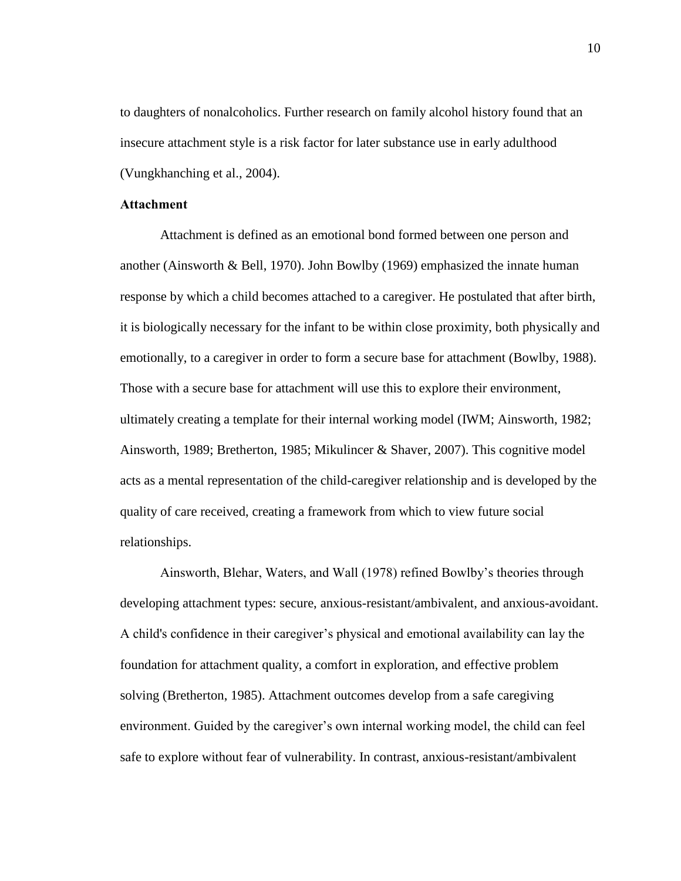to daughters of nonalcoholics. Further research on family alcohol history found that an insecure attachment style is a risk factor for later substance use in early adulthood (Vungkhanching et al., 2004).

## Attachment

Attachment is defined as an emotional bond formed between one person and another (Ainsworth & Bell, 1970). John Bowlby (1969) emphasized the innate human response by which a child becomes attached to a caregiver. He postulated that after birth, it is biologically necessary for the infant to be within close proximity, both physically and emotionally, to a caregiver in order to form a secure base for attachment (Bowlby, 1988). Those with a secure base for attachment will use this to explore their environment, ultimately creating a template for their internal working model (IWM; Ainsworth, 1982; Ainsworth, 1989; Bretherton, 1985; Mikulincer & Shaver, 2007). This cognitive model acts as a mental representation of the child-caregiver relationship and is developed by the quality of care received, creating a framework from which to view future social relationships.

Ainsworth, Blehar, Waters, and Wall (1978) refined Bowlby's theories through developing attachment types: secure, anxious-resistant/ambivalent, and anxious-avoidant. A child's confidence in their caregiver's physical and emotional availability can lay the foundation for attachment quality, a comfort in exploration, and effective problem solving (Bretherton, 1985). Attachment outcomes develop from a safe caregiving environment. Guided by the caregiver's own internal working model, the child can feel safe to explore without fear of vulnerability. In contrast, anxious-resistant/ambivalent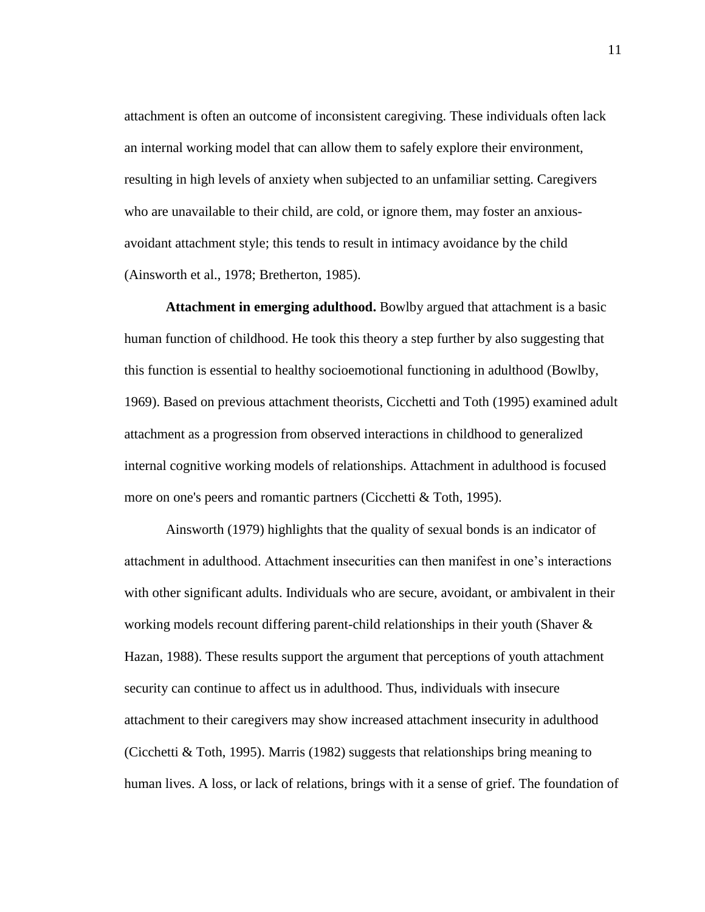attachment is often an outcome of inconsistent caregiving. These individuals often lack an internal working model that can allow them to safely explore their environment, resulting in high levels of anxiety when subjected to an unfamiliar setting. Caregivers who are unavailable to their child, are cold, or ignore them, may foster an anxious-avoidant attachment style; this tends to result in intimacy avoidance by the child (Ainsworth et al., 1978; Bretherton, 1985).

**Attachment in emerging adulthood.** Bowlby argued that attachment is a basic human function of childhood. He took this theory a step further by also suggesting that this function is essential to healthy socioemotional functioning in adulthood (Bowlby, 1969). Based on previous attachment theorists, Cicchetti and Toth (1995) examined adult attachment as a progression from observed interactions in childhood to generalized internal cognitive working models of relationships. Attachment in adulthood is focused more on one's peers and romantic partners (Cicchetti & Toth, 1995).

Ainsworth (1979) highlights that the quality of sexual bonds is an indicator of attachment in adulthood. Attachment insecurities can then manifest in one's interactions with other significant adults. Individuals who are secure, avoidant, or ambivalent in their working models recount differing parent-child relationships in their youth (Shaver & Hazan, 1988). These results support the argument that perceptions of youth attachment security can continue to affect us in adulthood. Thus, individuals with insecure attachment to their caregivers may show increased attachment insecurity in adulthood (Cicchetti & Toth, 1995). Marris (1982) suggests that relationships bring meaning to human lives. A loss, or lack of relations, brings with it a sense of grief. The foundation of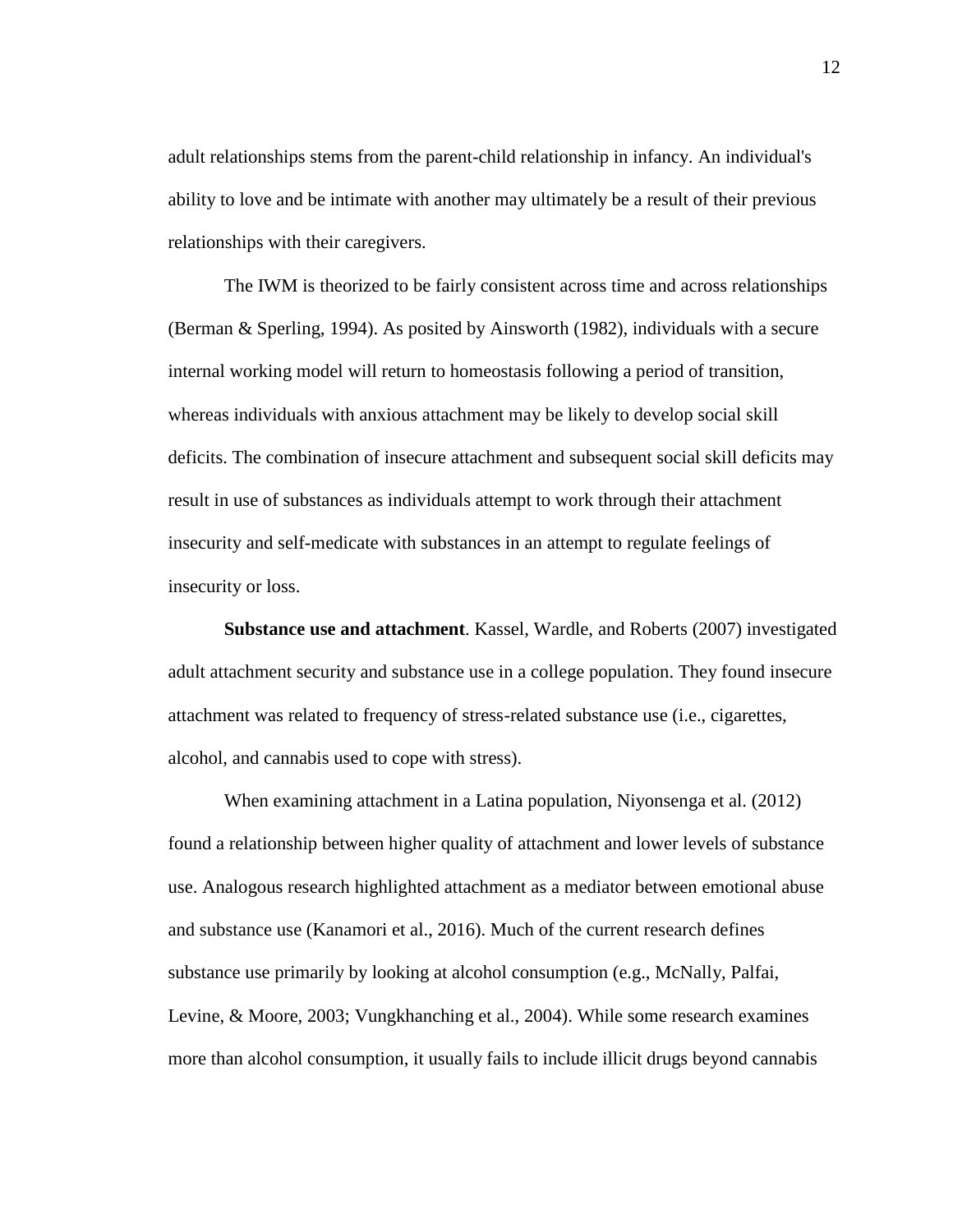adult relationships stems from the parent-child relationship in infancy. An individual's ability to love and be intimate with another may ultimately be a result of their previous relationships with their caregivers.

The IWM is theorized to be fairly consistent across time and across relationships (Berman & Sperling, 1994). As posited by Ainsworth (1982), individuals with a secure internal working model will return to homeostasis following a period of transition, whereas individuals with anxious attachment may be likely to develop social skill deficits. The combination of insecure attachment and subsequent social skill deficits may result in use of substances as individuals attempt to work through their attachment insecurity and self-medicate with substances in an attempt to regulate feelings of insecurity or loss.

**Substance use and attachment**. Kassel, Wardle, and Roberts (2007) investigated adult attachment security and substance use in a college population. They found insecure attachment was related to frequency of stress-related substance use (i.e., cigarettes, alcohol, and cannabis used to cope with stress).

When examining attachment in a Latina population, Niyonsenga et al. (2012) found a relationship between higher quality of attachment and lower levels of substance use. Analogous research highlighted attachment as a mediator between emotional abuse and substance use (Kanamori et al., 2016). Much of the current research defines substance use primarily by looking at alcohol consumption (e.g., McNally, Palfai, Levine, & Moore, 2003; Vungkhanching et al., 2004). While some research examines more than alcohol consumption, it usually fails to include illicit drugs beyond cannabis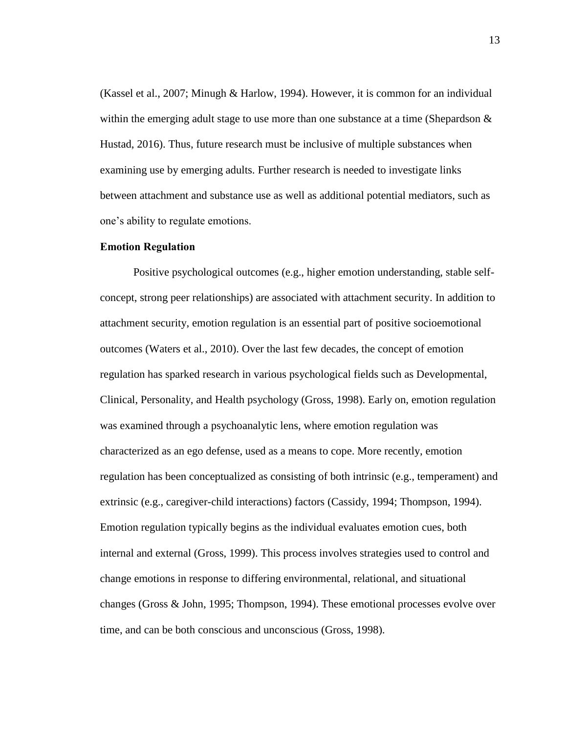(Kassel et al., 2007; Minugh & Harlow, 1994). However, it is common for an individual within the emerging adult stage to use more than one substance at a time (Shepardson & Hustad, 2016). Thus, future research must be inclusive of multiple substances when examining use by emerging adults. Further research is needed to investigate links between attachment and substance use as well as additional potential mediators, such as one's ability to regulate emotions.

**Emotion Regulation**

Positive psychological outcomes (e.g., higher emotion understanding, stable self-concept, strong peer relationships) are associated with attachment security. In addition to attachment security, emotion regulation is an essential part of positive socioemotional outcomes (Waters et al., 2010). Over the last few decades, the concept of emotion regulation has sparked research in various psychological fields such as Developmental, Clinical, Personality, and Health psychology (Gross, 1998). Early on, emotion regulation was examined through a psychoanalytic lens, where emotion regulation was characterized as an ego defense, used as a means to cope. More recently, emotion regulation has been conceptualized as consisting of both intrinsic (e.g., temperament) and extrinsic (e.g., caregiver-child interactions) factors (Cassidy, 1994; Thompson, 1994). Emotion regulation typically begins as the individual evaluates emotion cues, both internal and external (Gross, 1999). This process involves strategies used to control and change emotions in response to differing environmental, relational, and situational changes (Gross & John, 1995; Thompson, 1994). These emotional processes evolve over time, and can be both conscious and unconscious (Gross, 1998).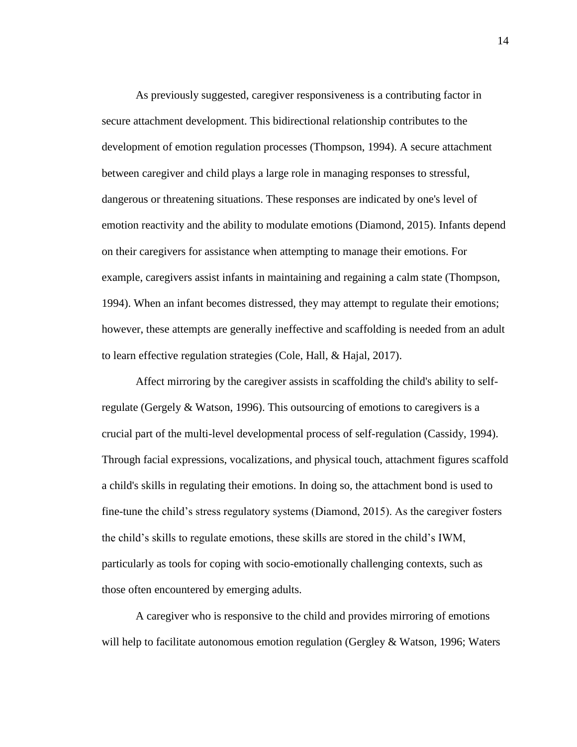As previously suggested, caregiver responsiveness is a contributing factor in secure attachment development. This bidirectional relationship contributes to the development of emotion regulation processes (Thompson, 1994). A secure attachment between caregiver and child plays a large role in managing responses to stressful, dangerous or threatening situations. These responses are indicated by one's level of emotion reactivity and the ability to modulate emotions (Diamond, 2015). Infants depend on their caregivers for assistance when attempting to manage their emotions. For example, caregivers assist infants in maintaining and regaining a calm state (Thompson, 1994). When an infant becomes distressed, they may attempt to regulate their emotions; however, these attempts are generally ineffective and scaffolding is needed from an adult to learn effective regulation strategies (Cole, Hall, & Hajal, 2017).

Affect mirroring by the caregiver assists in scaffolding the child's ability to self-regulate (Gergely & Watson, 1996). This outsourcing of emotions to caregivers is a crucial part of the multi-level developmental process of self-regulation (Cassidy, 1994). Through facial expressions, vocalizations, and physical touch, attachment figures scaffold a child's skills in regulating their emotions. In doing so, the attachment bond is used to fine-tune the child's stress regulatory systems (Diamond, 2015). As the caregiver fosters the child's skills to regulate emotions, these skills are stored in the child's IWM, particularly as tools for coping with socio-emotionally challenging contexts, such as those often encountered by emerging adults.

A caregiver who is responsive to the child and provides mirroring of emotions will help to facilitate autonomous emotion regulation (Gergley & Watson, 1996; Waters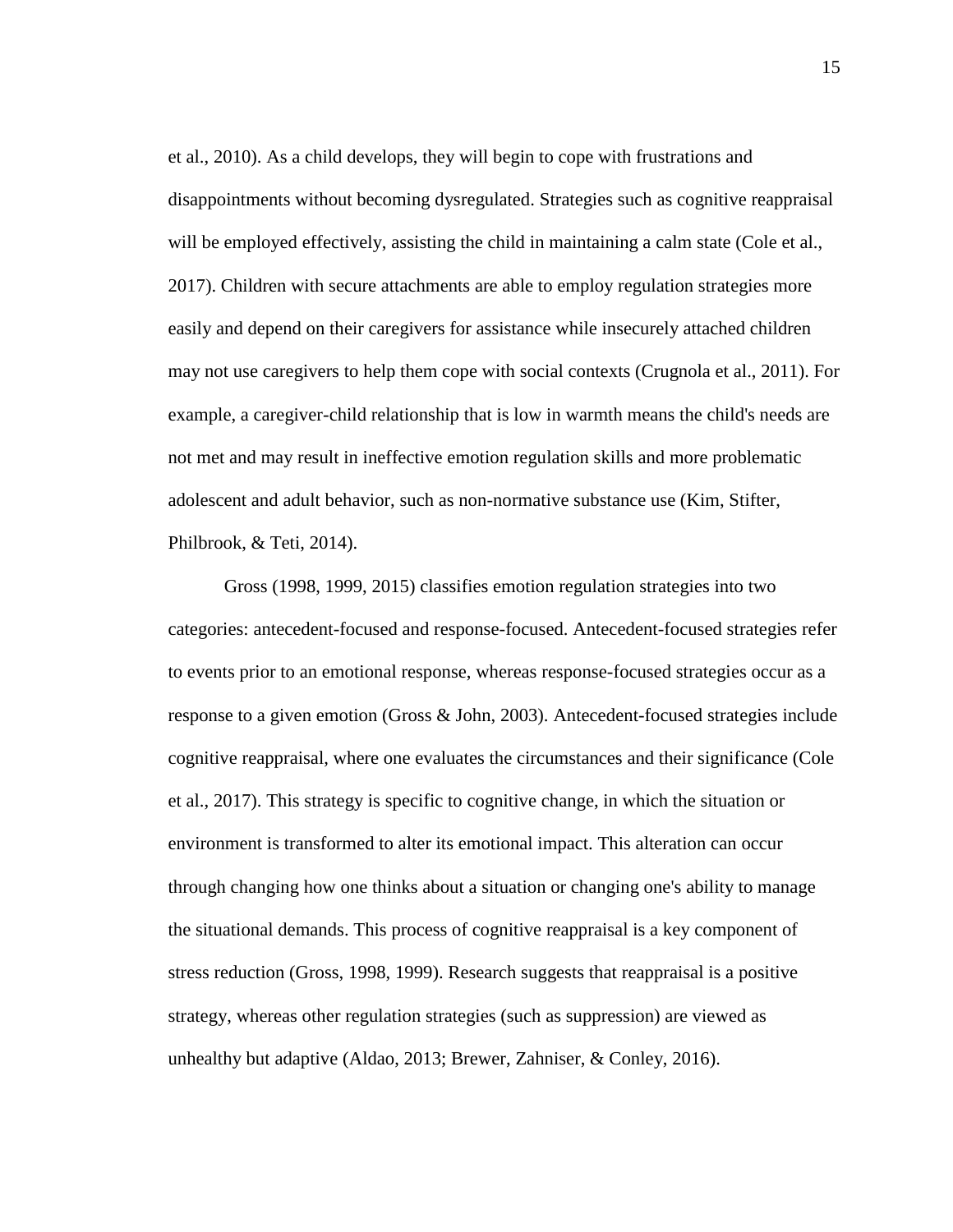et al., 2010). As a child develops, they will begin to cope with frustrations and disappointments without becoming dysregulated. Strategies such as cognitive reappraisal will be employed effectively, assisting the child in maintaining a calm state (Cole et al., 2017). Children with secure attachments are able to employ regulation strategies more easily and depend on their caregivers for assistance while insecurely attached children may not use caregivers to help them cope with social contexts (Crugnola et al., 2011). For example, a caregiver-child relationship that is low in warmth means the child's needs are not met and may result in ineffective emotion regulation skills and more problematic adolescent and adult behavior, such as non-normative substance use (Kim, Stifter, Philbrook, & Teti, 2014).

Gross (1998, 1999, 2015) classifies emotion regulation strategies into two categories: antecedent-focused and response-focused. Antecedent-focused strategies refer to events prior to an emotional response, whereas response-focused strategies occur as a response to a given emotion (Gross & John, 2003). Antecedent-focused strategies include cognitive reappraisal, where one evaluates the circumstances and their significance (Cole et al., 2017). This strategy is specific to cognitive change, in which the situation or environment is transformed to alter its emotional impact. This alteration can occur through changing how one thinks about a situation or changing one's ability to manage the situational demands. This process of cognitive reappraisal is a key component of stress reduction (Gross, 1998, 1999). Research suggests that reappraisal is a positive strategy, whereas other regulation strategies (such as suppression) are viewed as unhealthy but adaptive (Aldao, 2013; Brewer, Zahniser, & Conley, 2016).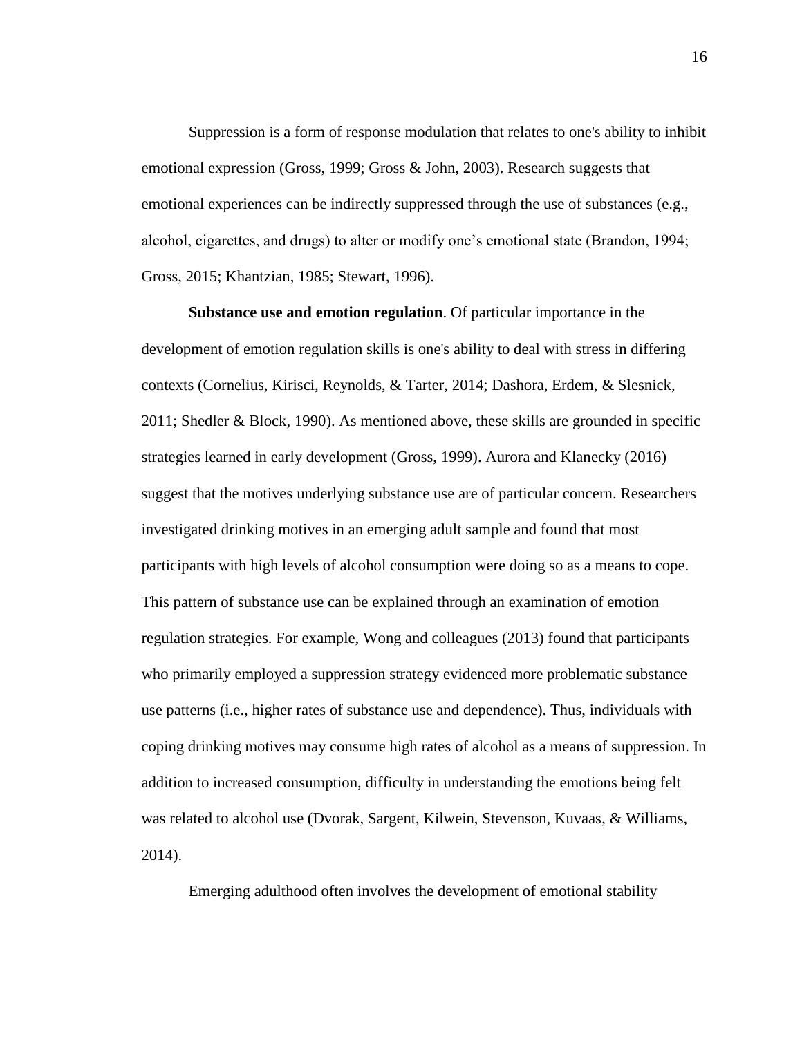Suppression is a form of response modulation that relates to one's ability to inhibit emotional expression (Gross, 1999; Gross & John, 2003). Research suggests that emotional experiences can be indirectly suppressed through the use of substances (e.g., alcohol, cigarettes, and drugs) to alter or modify one's emotional state (Brandon, 1994; Gross, 2015; Khantzian, 1985; Stewart, 1996).

**Substance use and emotion regulation**. Of particular importance in the development of emotion regulation skills is one's ability to deal with stress in differing contexts (Cornelius, Kirisci, Reynolds, & Tarter, 2014; Dashora, Erdem, & Slesnick, 2011; Shedler & Block, 1990). As mentioned above, these skills are grounded in specific strategies learned in early development (Gross, 1999). Aurora and Klanecky (2016) suggest that the motives underlying substance use are of particular concern. Researchers investigated drinking motives in an emerging adult sample and found that most participants with high levels of alcohol consumption were doing so as a means to cope. This pattern of substance use can be explained through an examination of emotion regulation strategies. For example, Wong and colleagues (2013) found that participants who primarily employed a suppression strategy evidenced more problematic substance use patterns (i.e., higher rates of substance use and dependence). Thus, individuals with coping drinking motives may consume high rates of alcohol as a means of suppression. In addition to increased consumption, difficulty in understanding the emotions being felt was related to alcohol use (Dvorak, Sargent, Kilwein, Stevenson, Kuvaas, & Williams, 2014).

Emerging adulthood often involves the development of emotional stability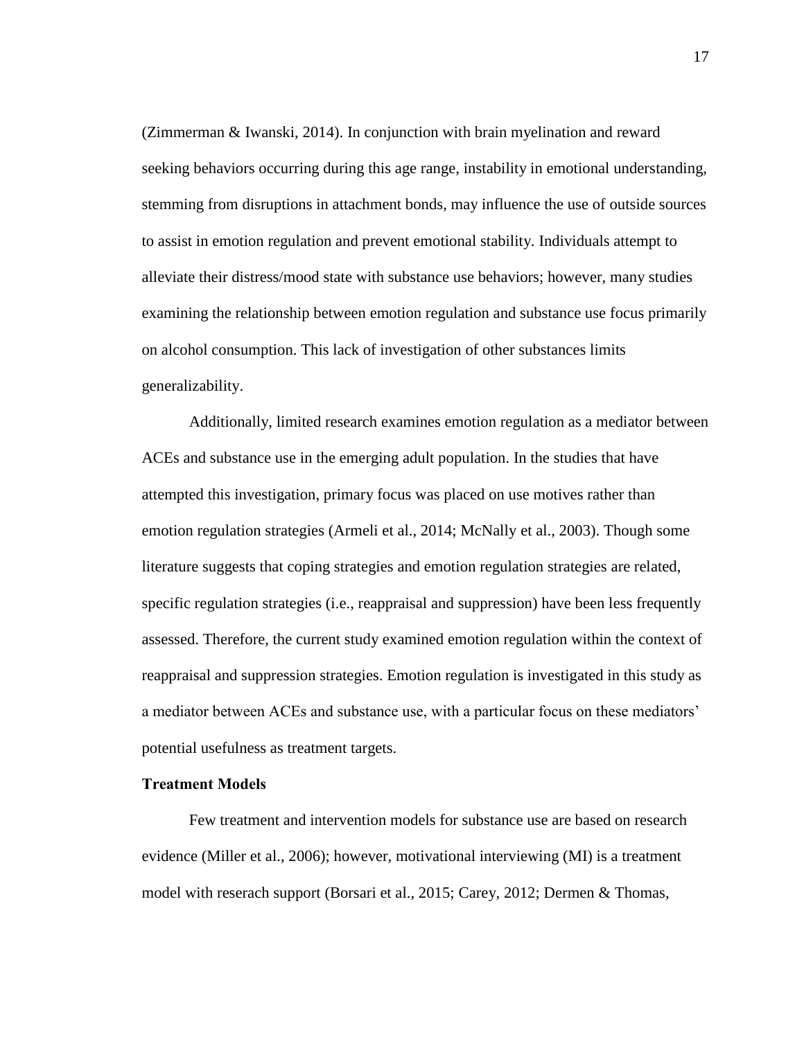(Zimmerman & Iwanski, 2014). In conjunction with brain myelination and reward seeking behaviors occurring during this age range, instability in emotional understanding, stemming from disruptions in attachment bonds, may influence the use of outside sources to assist in emotion regulation and prevent emotional stability. Individuals attempt to alleviate their distress/mood state with substance use behaviors; however, many studies examining the relationship between emotion regulation and substance use focus primarily on alcohol consumption. This lack of investigation of other substances limits generalizability.

Additionally, limited research examines emotion regulation as a mediator between ACEs and substance use in the emerging adult population. In the studies that have attempted this investigation, primary focus was placed on use motives rather than emotion regulation strategies (Armeli et al., 2014; McNally et al., 2003). Though some literature suggests that coping strategies and emotion regulation strategies are related, specific regulation strategies (i.e., reappraisal and suppression) have been less frequently assessed. Therefore, the current study examined emotion regulation within the context of reappraisal and suppression strategies. Emotion regulation is investigated in this study as a mediator between ACEs and substance use, with a particular focus on these mediators' potential usefulness as treatment targets.

**Treatment Models**

Few treatment and intervention models for substance use are based on research evidence (Miller et al., 2006); however, motivational interviewing (MI) is a treatment model with reserach support (Borsari et al., 2015; Carey, 2012; Dermen & Thomas,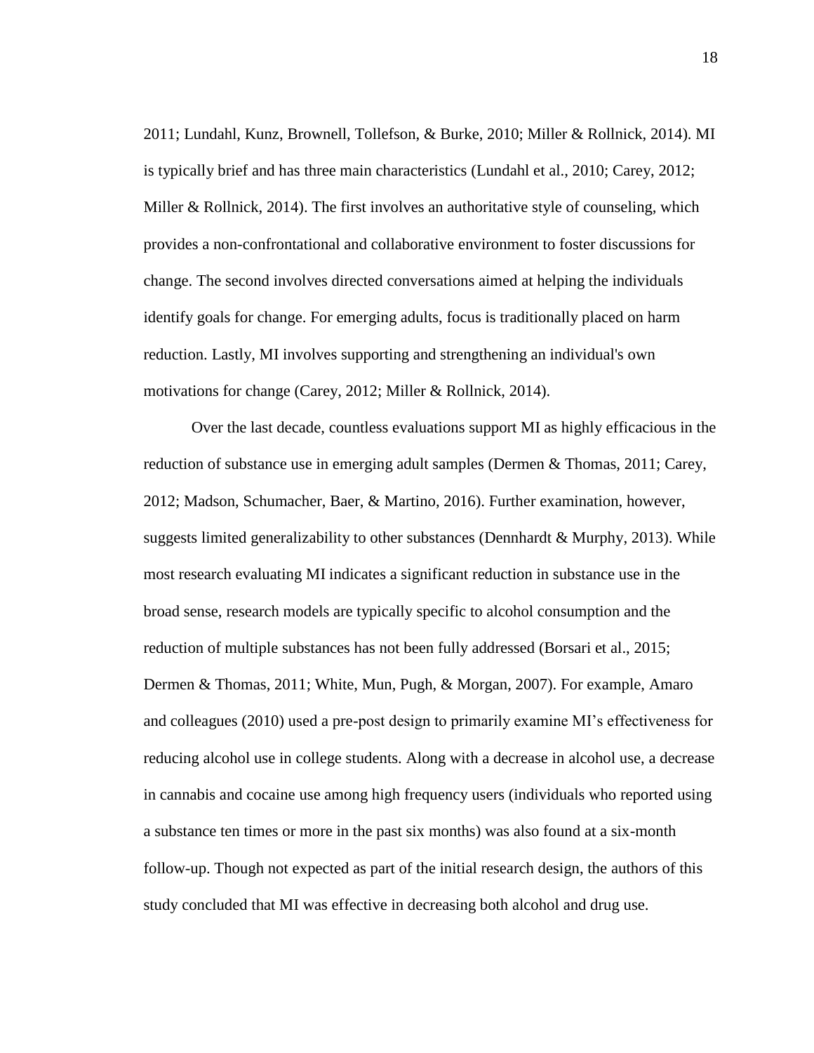2011; Lundahl, Kunz, Brownell, Tollefson, & Burke, 2010; Miller & Rollnick, 2014). MI is typically brief and has three main characteristics (Lundahl et al., 2010; Carey, 2012; Miller & Rollnick, 2014). The first involves an authoritative style of counseling, which provides a non-confrontational and collaborative environment to foster discussions for change. The second involves directed conversations aimed at helping the individuals identify goals for change. For emerging adults, focus is traditionally placed on harm reduction. Lastly, MI involves supporting and strengthening an individual's own motivations for change (Carey, 2012; Miller & Rollnick, 2014).

Over the last decade, countless evaluations support MI as highly efficacious in the reduction of substance use in emerging adult samples (Dermen & Thomas, 2011; Carey, 2012; Madson, Schumacher, Baer, & Martino, 2016). Further examination, however, suggests limited generalizability to other substances (Dennhardt & Murphy, 2013). While most research evaluating MI indicates a significant reduction in substance use in the broad sense, research models are typically specific to alcohol consumption and the reduction of multiple substances has not been fully addressed (Borsari et al., 2015; Dermen & Thomas, 2011; White, Mun, Pugh, & Morgan, 2007). For example, Amaro and colleagues (2010) used a pre-post design to primarily examine MI's effectiveness for reducing alcohol use in college students. Along with a decrease in alcohol use, a decrease in cannabis and cocaine use among high frequency users (individuals who reported using a substance ten times or more in the past six months) was also found at a six-month follow-up. Though not expected as part of the initial research design, the authors of this study concluded that MI was effective in decreasing both alcohol and drug use.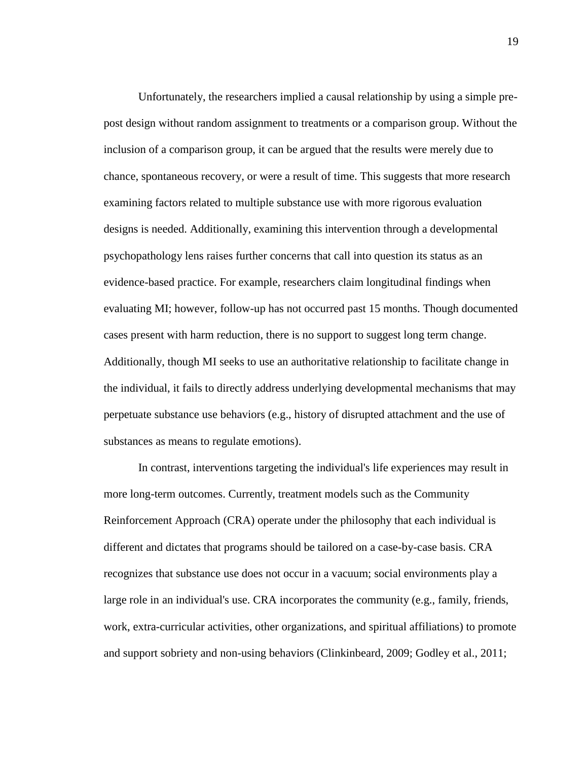Unfortunately, the researchers implied a causal relationship by using a simple pre-post design without random assignment to treatments or a comparison group. Without the inclusion of a comparison group, it can be argued that the results were merely due to chance, spontaneous recovery, or were a result of time. This suggests that more research examining factors related to multiple substance use with more rigorous evaluation designs is needed. Additionally, examining this intervention through a developmental psychopathology lens raises further concerns that call into question its status as an evidence-based practice. For example, researchers claim longitudinal findings when evaluating MI; however, follow-up has not occurred past 15 months. Though documented cases present with harm reduction, there is no support to suggest long term change. Additionally, though MI seeks to use an authoritative relationship to facilitate change in the individual, it fails to directly address underlying developmental mechanisms that may perpetuate substance use behaviors (e.g., history of disrupted attachment and the use of substances as means to regulate emotions).

In contrast, interventions targeting the individual's life experiences may result in more long-term outcomes. Currently, treatment models such as the Community Reinforcement Approach (CRA) operate under the philosophy that each individual is different and dictates that programs should be tailored on a case-by-case basis. CRA recognizes that substance use does not occur in a vacuum; social environments play a large role in an individual's use. CRA incorporates the community (e.g., family, friends, work, extra-curricular activities, other organizations, and spiritual affiliations) to promote and support sobriety and non-using behaviors (Clinkinbeard, 2009; Godley et al., 2011;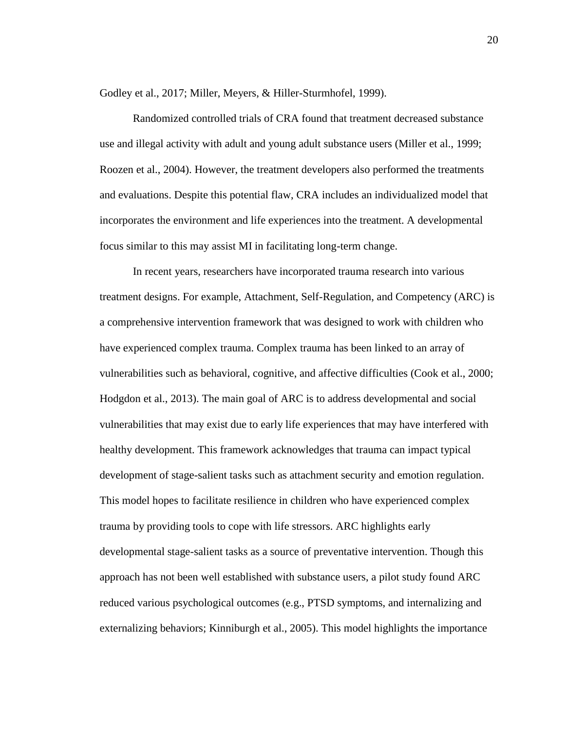Godley et al., 2017; Miller, Meyers, & Hiller-Sturmhofel, 1999).

Randomized controlled trials of CRA found that treatment decreased substance use and illegal activity with adult and young adult substance users (Miller et al., 1999; Roozen et al., 2004). However, the treatment developers also performed the treatments and evaluations. Despite this potential flaw, CRA includes an individualized model that incorporates the environment and life experiences into the treatment. A developmental focus similar to this may assist MI in facilitating long-term change.

In recent years, researchers have incorporated trauma research into various treatment designs. For example, Attachment, Self-Regulation, and Competency (ARC) is a comprehensive intervention framework that was designed to work with children who have experienced complex trauma. Complex trauma has been linked to an array of vulnerabilities such as behavioral, cognitive, and affective difficulties (Cook et al., 2000; Hodgdon et al., 2013). The main goal of ARC is to address developmental and social vulnerabilities that may exist due to early life experiences that may have interfered with healthy development. This framework acknowledges that trauma can impact typical development of stage-salient tasks such as attachment security and emotion regulation. This model hopes to facilitate resilience in children who have experienced complex trauma by providing tools to cope with life stressors. ARC highlights early developmental stage-salient tasks as a source of preventative intervention. Though this approach has not been well established with substance users, a pilot study found ARC reduced various psychological outcomes (e.g., PTSD symptoms, and internalizing and externalizing behaviors; Kinniburgh et al., 2005). This model highlights the importance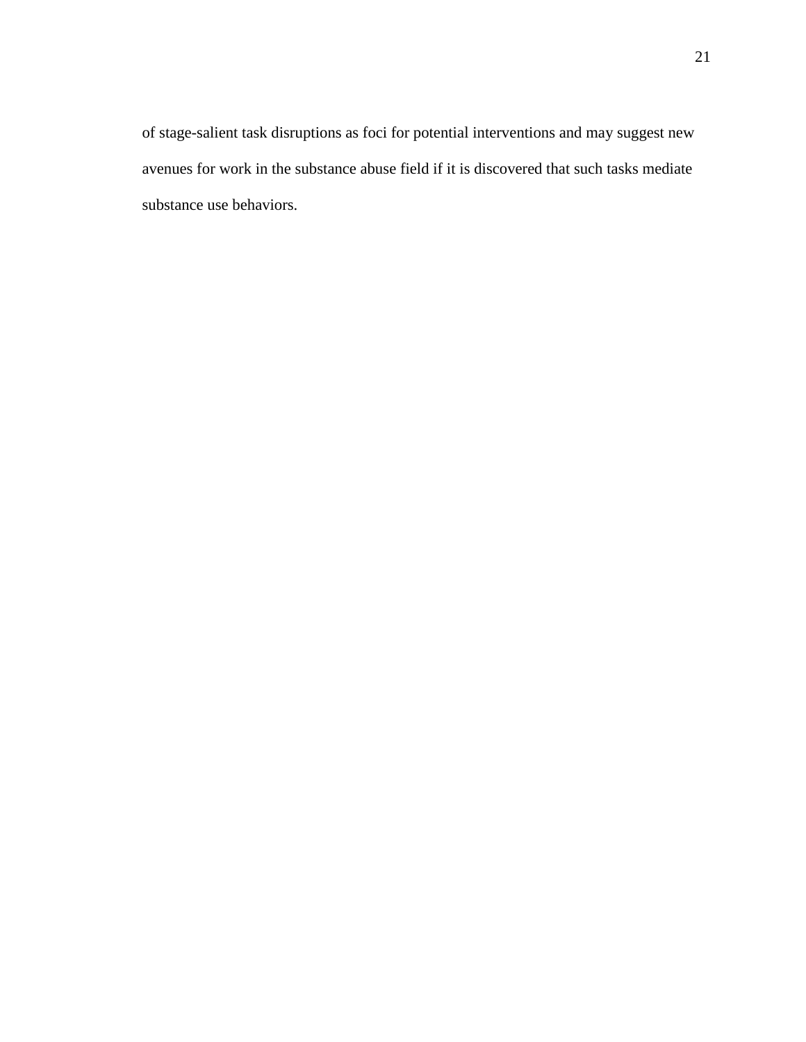of stage-salient task disruptions as foci for potential interventions and may suggest new avenues for work in the substance abuse field if it is discovered that such tasks mediate substance use behaviors.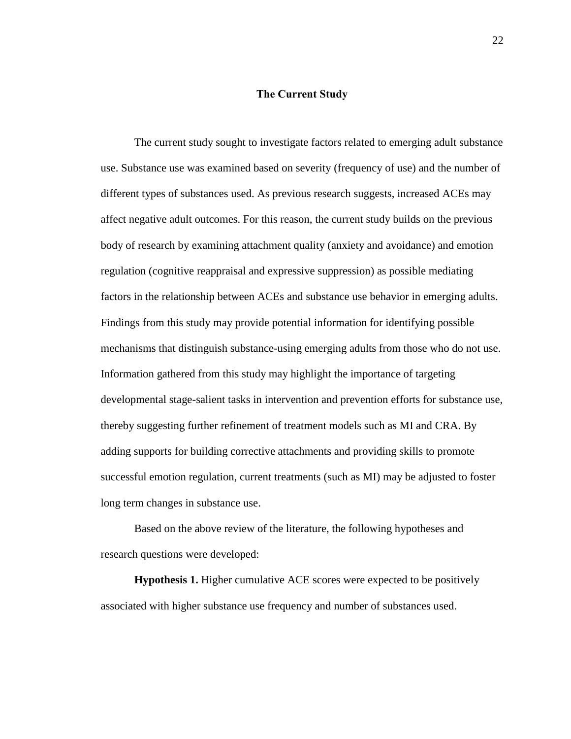## The Current Study

The current study sought to investigate factors related to emerging adult substance use. Substance use was examined based on severity (frequency of use) and the number of different types of substances used. As previous research suggests, increased ACEs may affect negative adult outcomes. For this reason, the current study builds on the previous body of research by examining attachment quality (anxiety and avoidance) and emotion regulation (cognitive reappraisal and expressive suppression) as possible mediating factors in the relationship between ACEs and substance use behavior in emerging adults. Findings from this study may provide potential information for identifying possible mechanisms that distinguish substance-using emerging adults from those who do not use. Information gathered from this study may highlight the importance of targeting developmental stage-salient tasks in intervention and prevention efforts for substance use, thereby suggesting further refinement of treatment models such as MI and CRA. By adding supports for building corrective attachments and providing skills to promote successful emotion regulation, current treatments (such as MI) may be adjusted to foster long term changes in substance use.

Based on the above review of the literature, the following hypotheses and research questions were developed:

**Hypothesis 1.** Higher cumulative ACE scores were expected to be positively associated with higher substance use frequency and number of substances used.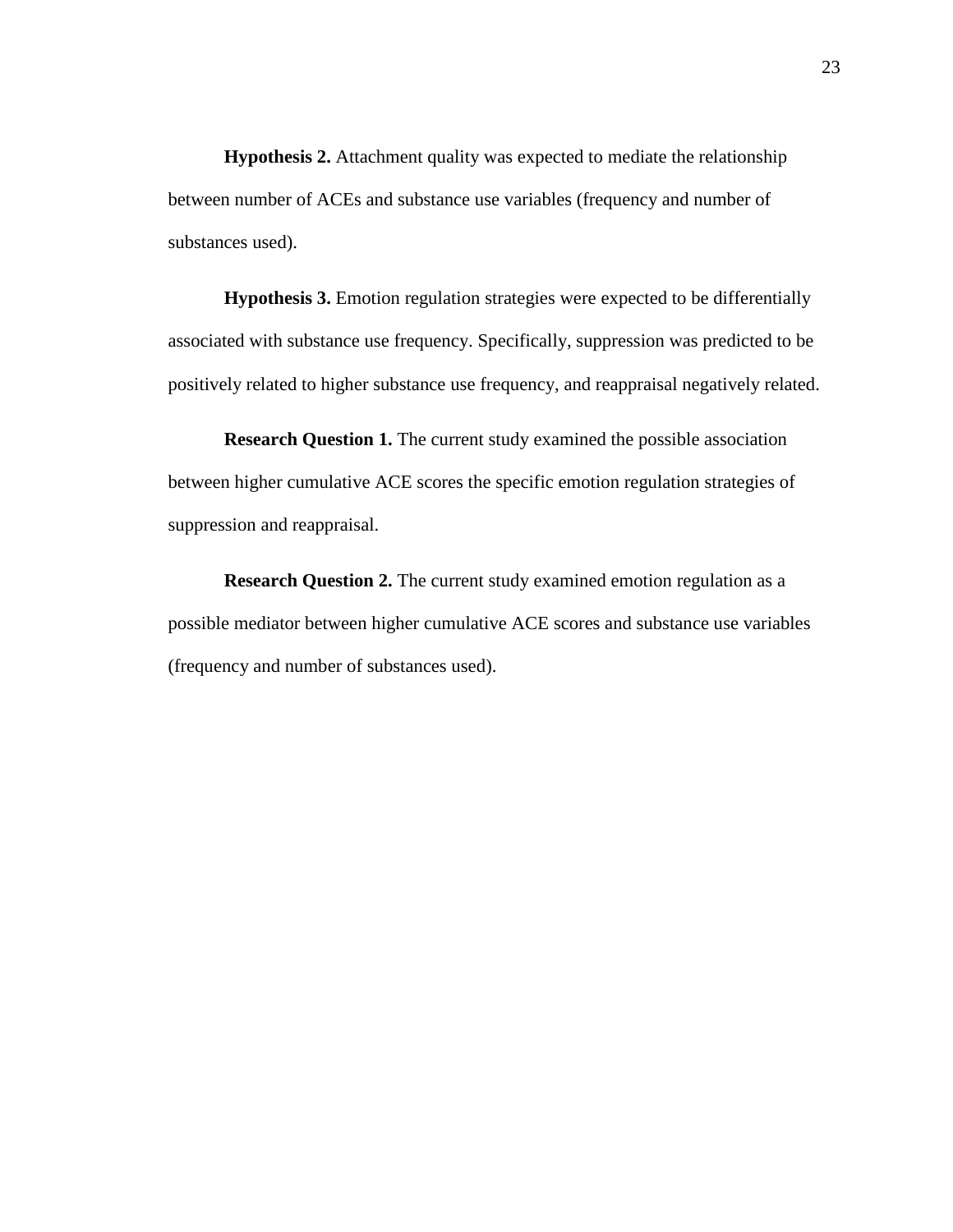**Hypothesis 2.** Attachment quality was expected to mediate the relationship between number of ACEs and substance use variables (frequency and number of substances used).

**Hypothesis 3.** Emotion regulation strategies were expected to be differentially associated with substance use frequency. Specifically, suppression was predicted to be positively related to higher substance use frequency, and reappraisal negatively related.

**Research Question 1.** The current study examined the possible association between higher cumulative ACE scores the specific emotion regulation strategies of suppression and reappraisal.

**Research Question 2.** The current study examined emotion regulation as a possible mediator between higher cumulative ACE scores and substance use variables (frequency and number of substances used).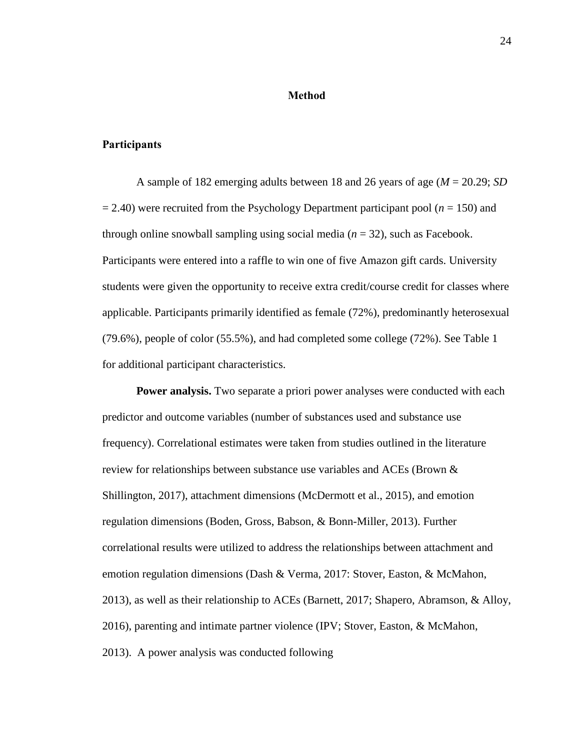# Method

## Participants

A sample of 182 emerging adults between 18 and 26 years of age (*M* = 20.29; *SD* = 2.40) were recruited from the Psychology Department participant pool (*n* = 150) and through online snowball sampling using social media (*n* = 32), such as Facebook. Participants were entered into a raffle to win one of five Amazon gift cards. University students were given the opportunity to receive extra credit/course credit for classes where applicable. Participants primarily identified as female (72%), predominantly heterosexual (79.6%), people of color (55.5%), and had completed some college (72%). See Table 1 for additional participant characteristics.

**Power analysis.** Two separate a priori power analyses were conducted with each predictor and outcome variables (number of substances used and substance use frequency). Correlational estimates were taken from studies outlined in the literature review for relationships between substance use variables and ACEs (Brown & Shillington, 2017), attachment dimensions (McDermott et al., 2015), and emotion regulation dimensions (Boden, Gross, Babson, & Bonn-Miller, 2013). Further correlational results were utilized to address the relationships between attachment and emotion regulation dimensions (Dash & Verma, 2017: Stover, Easton, & McMahon, 2013), as well as their relationship to ACEs (Barnett, 2017; Shapero, Abramson, & Alloy, 2016), parenting and intimate partner violence (IPV; Stover, Easton, & McMahon, 2013). A power analysis was conducted following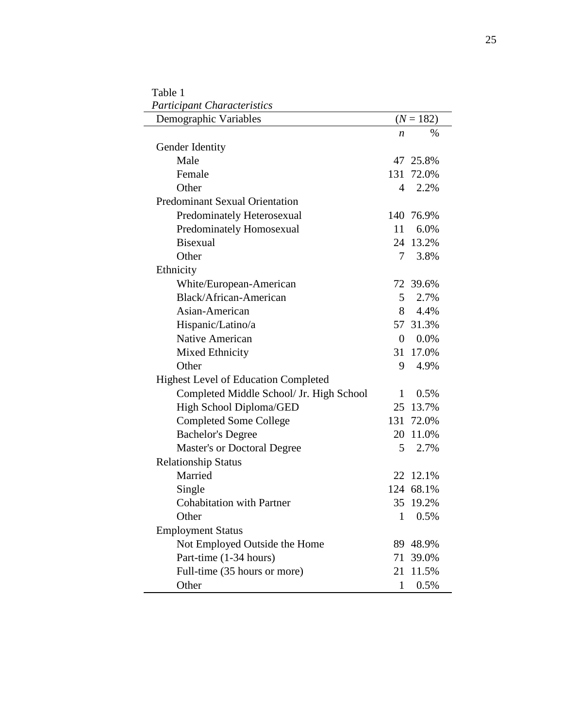Table 1

*Participant Characteristics*

| Demographic Variables | ($N$ = 182) | |
|---|---|---|
| | *n* | % |
| Gender Identity | | |
| Male | 47 | 25.8% |
| Female | 131 | 72.0% |
| Other | 4 | 2.2% |
| Predominant Sexual Orientation | | |
| Predominately Heterosexual | 140 | 76.9% |
| Predominately Homosexual | 11 | 6.0% |
| Bisexual | 24 | 13.2% |
| Other | 7 | 3.8% |
| Ethnicity | | |
| White/European-American | 72 | 39.6% |
| Black/African-American | 5 | 2.7% |
| Asian-American | 8 | 4.4% |
| Hispanic/Latino/a | 57 | 31.3% |
| Native American | 0 | 0.0% |
| Mixed Ethnicity | 31 | 17.0% |
| Other | 9 | 4.9% |
| Highest Level of Education Completed | | |
| Completed Middle School/ Jr. High School | 1 | 0.5% |
| High School Diploma/GED | 25 | 13.7% |
| Completed Some College | 131 | 72.0% |
| Bachelor's Degree | 20 | 11.0% |
| Master's or Doctoral Degree | 5 | 2.7% |
| Relationship Status | | |
| Married | 22 | 12.1% |
| Single | 124 | 68.1% |
| Cohabitation with Partner | 35 | 19.2% |
| Other | 1 | 0.5% |
| Employment Status | | |
| Not Employed Outside the Home | 89 | 48.9% |
| Part-time (1-34 hours) | 71 | 39.0% |
| Full-time (35 hours or more) | 21 | 11.5% |
| Other | 1 | 0.5% |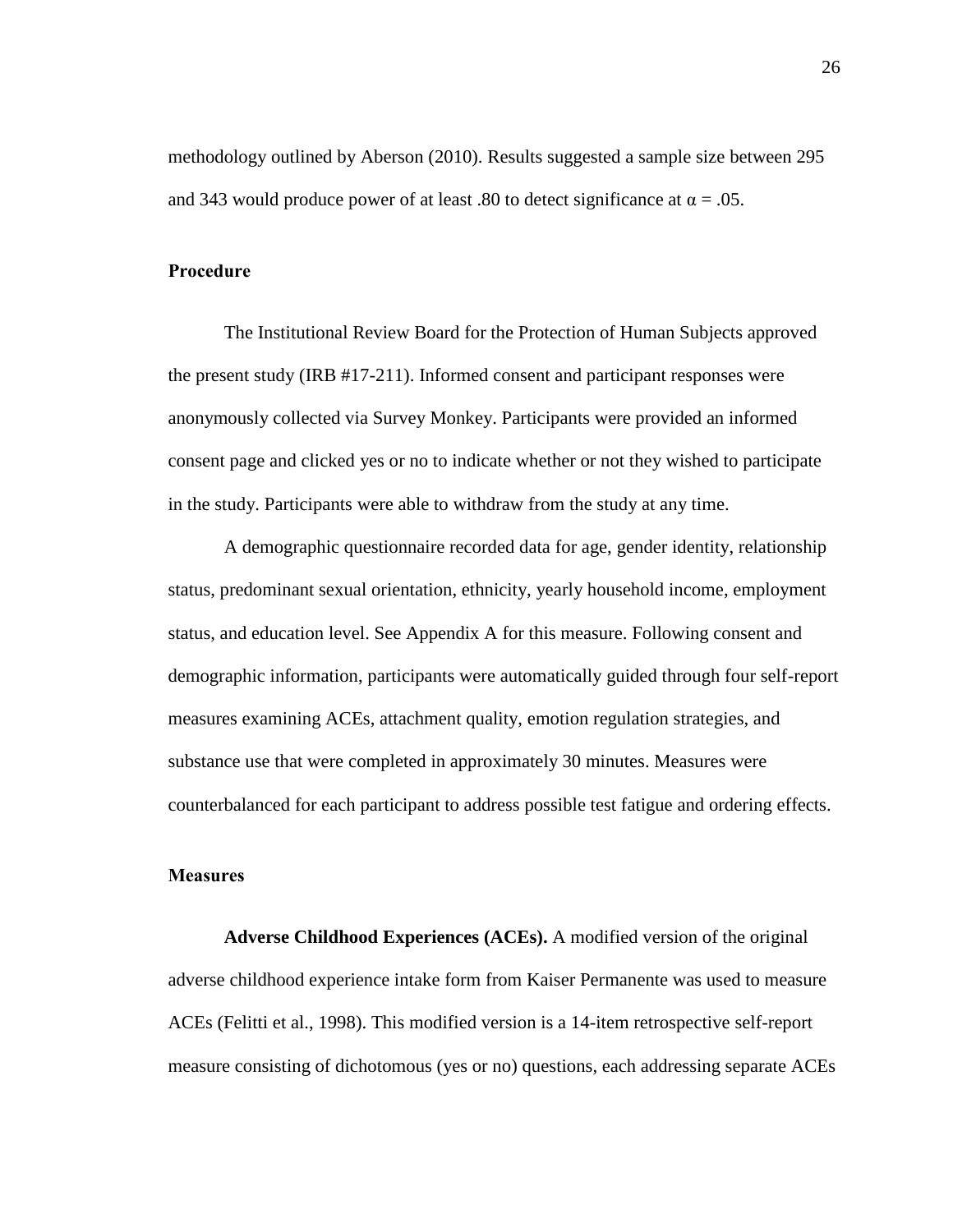methodology outlined by Aberson (2010). Results suggested a sample size between 295 and 343 would produce power of at least .80 to detect significance at $\alpha = .05$.

## Procedure

The Institutional Review Board for the Protection of Human Subjects approved the present study (IRB #17-211). Informed consent and participant responses were anonymously collected via Survey Monkey. Participants were provided an informed consent page and clicked yes or no to indicate whether or not they wished to participate in the study. Participants were able to withdraw from the study at any time.

A demographic questionnaire recorded data for age, gender identity, relationship status, predominant sexual orientation, ethnicity, yearly household income, employment status, and education level. See Appendix A for this measure. Following consent and demographic information, participants were automatically guided through four self-report measures examining ACEs, attachment quality, emotion regulation strategies, and substance use that were completed in approximately 30 minutes. Measures were counterbalanced for each participant to address possible test fatigue and ordering effects.

## Measures

**Adverse Childhood Experiences (ACEs).** A modified version of the original adverse childhood experience intake form from Kaiser Permanente was used to measure ACEs (Felitti et al., 1998). This modified version is a 14-item retrospective self-report measure consisting of dichotomous (yes or no) questions, each addressing separate ACEs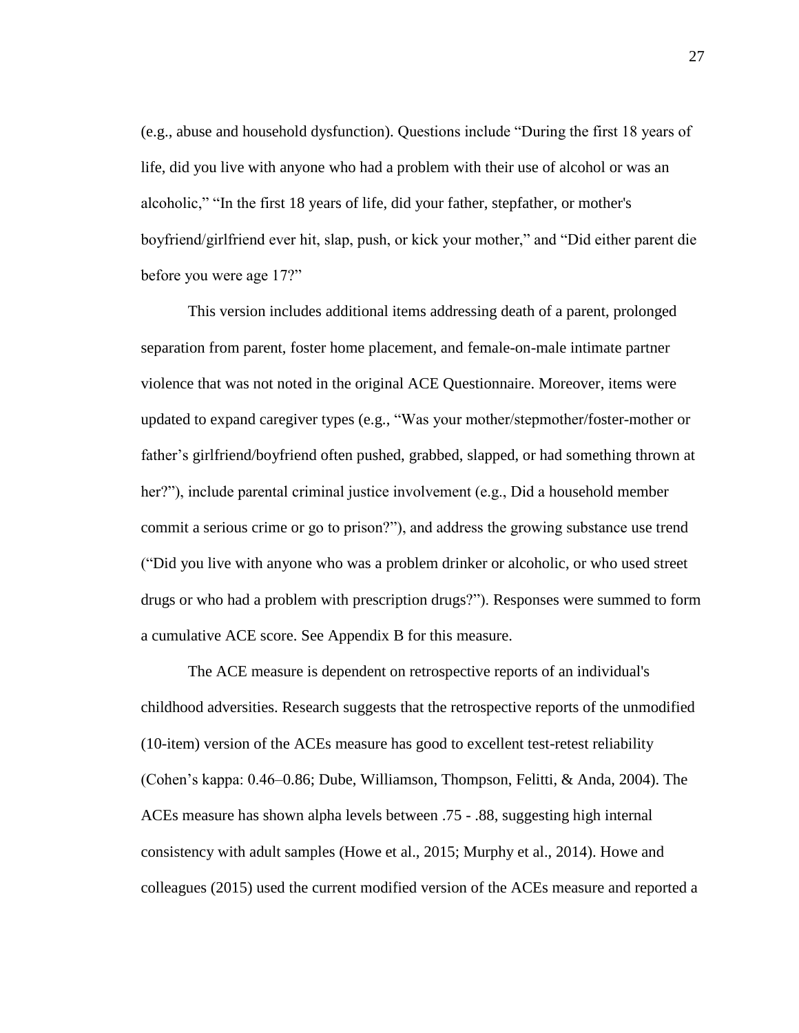(e.g., abuse and household dysfunction). Questions include “During the first 18 years of life, did you live with anyone who had a problem with their use of alcohol or was an alcoholic,” “In the first 18 years of life, did your father, stepfather, or mother's boyfriend/girlfriend ever hit, slap, push, or kick your mother,” and “Did either parent die before you were age 17?”

This version includes additional items addressing death of a parent, prolonged separation from parent, foster home placement, and female-on-male intimate partner violence that was not noted in the original ACE Questionnaire. Moreover, items were updated to expand caregiver types (e.g., “Was your mother/stepmother/foster-mother or father’s girlfriend/boyfriend often pushed, grabbed, slapped, or had something thrown at her?”), include parental criminal justice involvement (e.g., Did a household member commit a serious crime or go to prison?”), and address the growing substance use trend (“Did you live with anyone who was a problem drinker or alcoholic, or who used street drugs or who had a problem with prescription drugs?”). Responses were summed to form a cumulative ACE score. See Appendix B for this measure.

The ACE measure is dependent on retrospective reports of an individual's childhood adversities. Research suggests that the retrospective reports of the unmodified (10-item) version of the ACEs measure has good to excellent test-retest reliability (Cohen’s kappa: 0.46–0.86; Dube, Williamson, Thompson, Felitti, & Anda, 2004). The ACEs measure has shown alpha levels between .75 - .88, suggesting high internal consistency with adult samples (Howe et al., 2015; Murphy et al., 2014). Howe and colleagues (2015) used the current modified version of the ACEs measure and reported a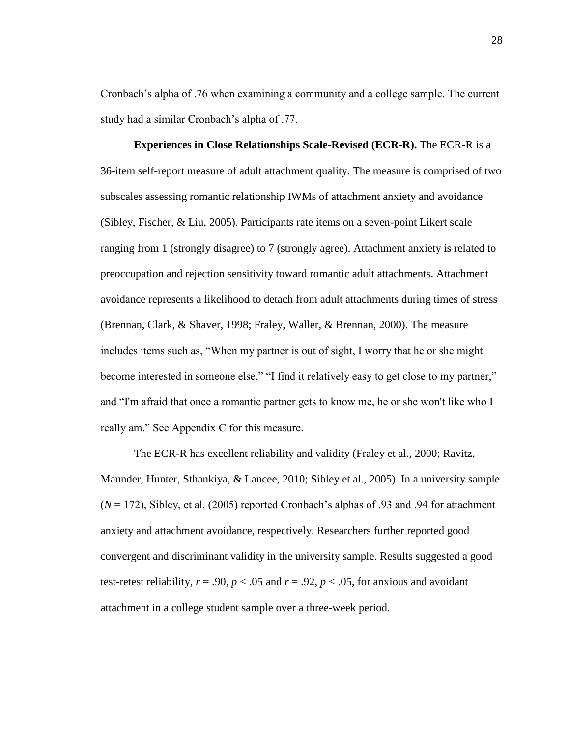Cronbach's alpha of .76 when examining a community and a college sample. The current study had a similar Cronbach's alpha of .77.

**Experiences in Close Relationships Scale-Revised (ECR-R).** The ECR-R is a 36-item self-report measure of adult attachment quality. The measure is comprised of two subscales assessing romantic relationship IWMs of attachment anxiety and avoidance (Sibley, Fischer, & Liu, 2005). Participants rate items on a seven-point Likert scale ranging from 1 (strongly disagree) to 7 (strongly agree). Attachment anxiety is related to preoccupation and rejection sensitivity toward romantic adult attachments. Attachment avoidance represents a likelihood to detach from adult attachments during times of stress (Brennan, Clark, & Shaver, 1998; Fraley, Waller, & Brennan, 2000). The measure includes items such as, "When my partner is out of sight, I worry that he or she might become interested in someone else," "I find it relatively easy to get close to my partner," and "I'm afraid that once a romantic partner gets to know me, he or she won't like who I really am." See Appendix C for this measure.

The ECR-R has excellent reliability and validity (Fraley et al., 2000; Ravitz, Maunder, Hunter, Sthankiya, & Lancee, 2010; Sibley et al., 2005). In a university sample ($N = 172$), Sibley, et al. (2005) reported Cronbach's alphas of .93 and .94 for attachment anxiety and attachment avoidance, respectively. Researchers further reported good convergent and discriminant validity in the university sample. Results suggested a good test-retest reliability, $r = .90$, $p < .05$ and $r = .92$, $p < .05$, for anxious and avoidant attachment in a college student sample over a three-week period.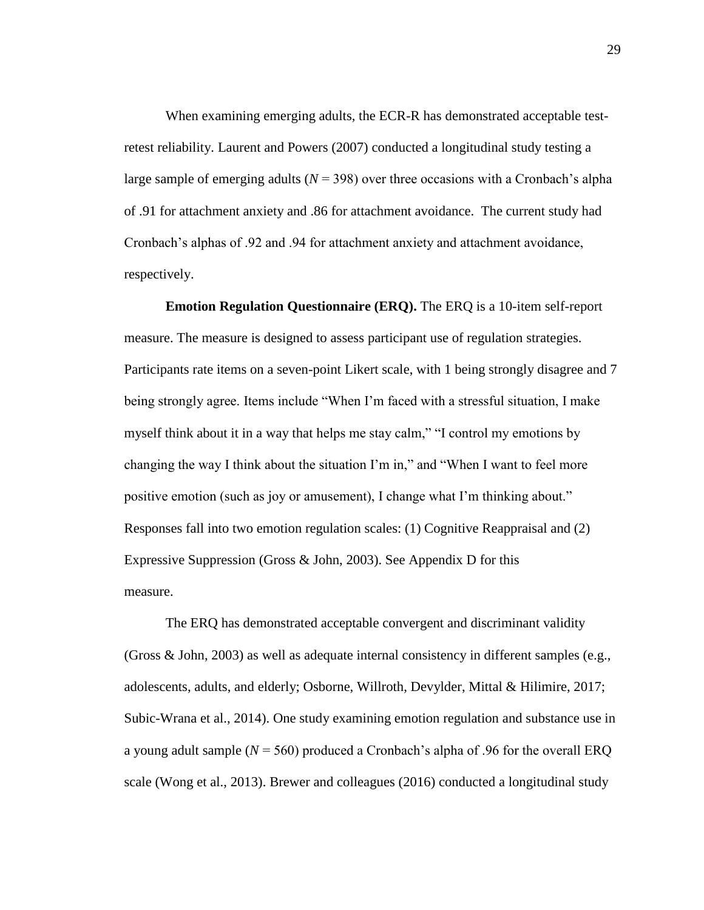When examining emerging adults, the ECR-R has demonstrated acceptable test-retest reliability. Laurent and Powers (2007) conducted a longitudinal study testing a large sample of emerging adults (*N* = 398) over three occasions with a Cronbach's alpha of .91 for attachment anxiety and .86 for attachment avoidance. The current study had Cronbach's alphas of .92 and .94 for attachment anxiety and attachment avoidance, respectively.

**Emotion Regulation Questionnaire (ERQ).** The ERQ is a 10-item self-report measure. The measure is designed to assess participant use of regulation strategies. Participants rate items on a seven-point Likert scale, with 1 being strongly disagree and 7 being strongly agree. Items include "When I'm faced with a stressful situation, I make myself think about it in a way that helps me stay calm," "I control my emotions by changing the way I think about the situation I'm in," and "When I want to feel more positive emotion (such as joy or amusement), I change what I'm thinking about." Responses fall into two emotion regulation scales: (1) Cognitive Reappraisal and (2) Expressive Suppression (Gross & John, 2003). See Appendix D for this measure.

The ERQ has demonstrated acceptable convergent and discriminant validity (Gross & John, 2003) as well as adequate internal consistency in different samples (e.g., adolescents, adults, and elderly; Osborne, Willroth, Devylder, Mittal & Hilimire, 2017; Subic-Wrana et al., 2014). One study examining emotion regulation and substance use in a young adult sample (*N* = 560) produced a Cronbach's alpha of .96 for the overall ERQ scale (Wong et al., 2013). Brewer and colleagues (2016) conducted a longitudinal study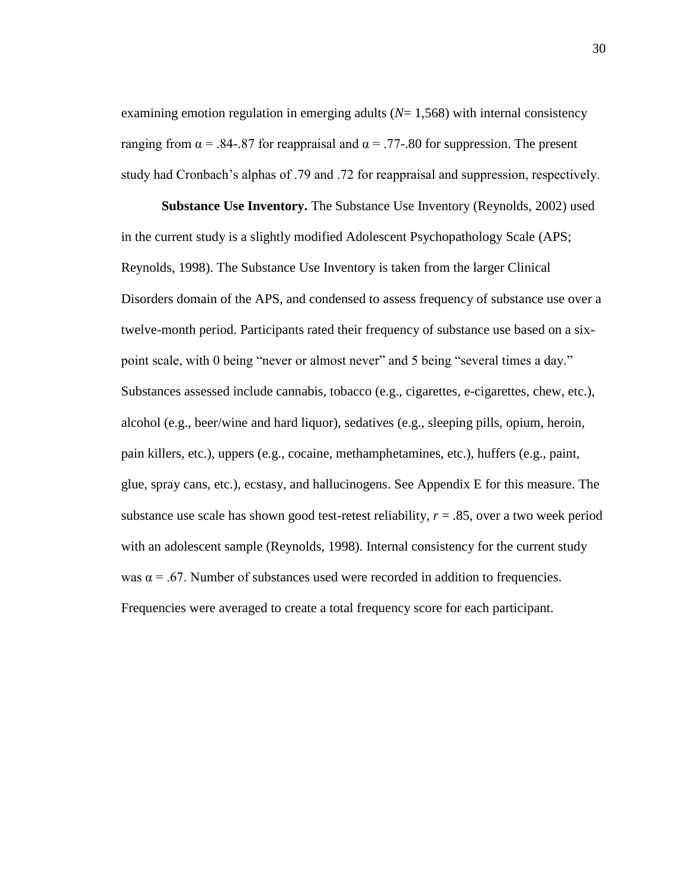examining emotion regulation in emerging adults (*N*= 1,568) with internal consistency ranging from $\alpha$ = .84-.87 for reappraisal and $\alpha$ = .77-.80 for suppression. The present study had Cronbach's alphas of .79 and .72 for reappraisal and suppression, respectively.

**Substance Use Inventory.** The Substance Use Inventory (Reynolds, 2002) used in the current study is a slightly modified Adolescent Psychopathology Scale (APS; Reynolds, 1998). The Substance Use Inventory is taken from the larger Clinical Disorders domain of the APS, and condensed to assess frequency of substance use over a twelve-month period. Participants rated their frequency of substance use based on a six-point scale, with 0 being "never or almost never" and 5 being "several times a day." Substances assessed include cannabis, tobacco (e.g., cigarettes, e-cigarettes, chew, etc.), alcohol (e.g., beer/wine and hard liquor), sedatives (e.g., sleeping pills, opium, heroin, pain killers, etc.), uppers (e.g., cocaine, methamphetamines, etc.), huffers (e.g., paint, glue, spray cans, etc.), ecstasy, and hallucinogens. See Appendix E for this measure. The substance use scale has shown good test-retest reliability, $r$ = .85, over a two week period with an adolescent sample (Reynolds, 1998). Internal consistency for the current study was $\alpha$ = .67. Number of substances used were recorded in addition to frequencies. Frequencies were averaged to create a total frequency score for each participant.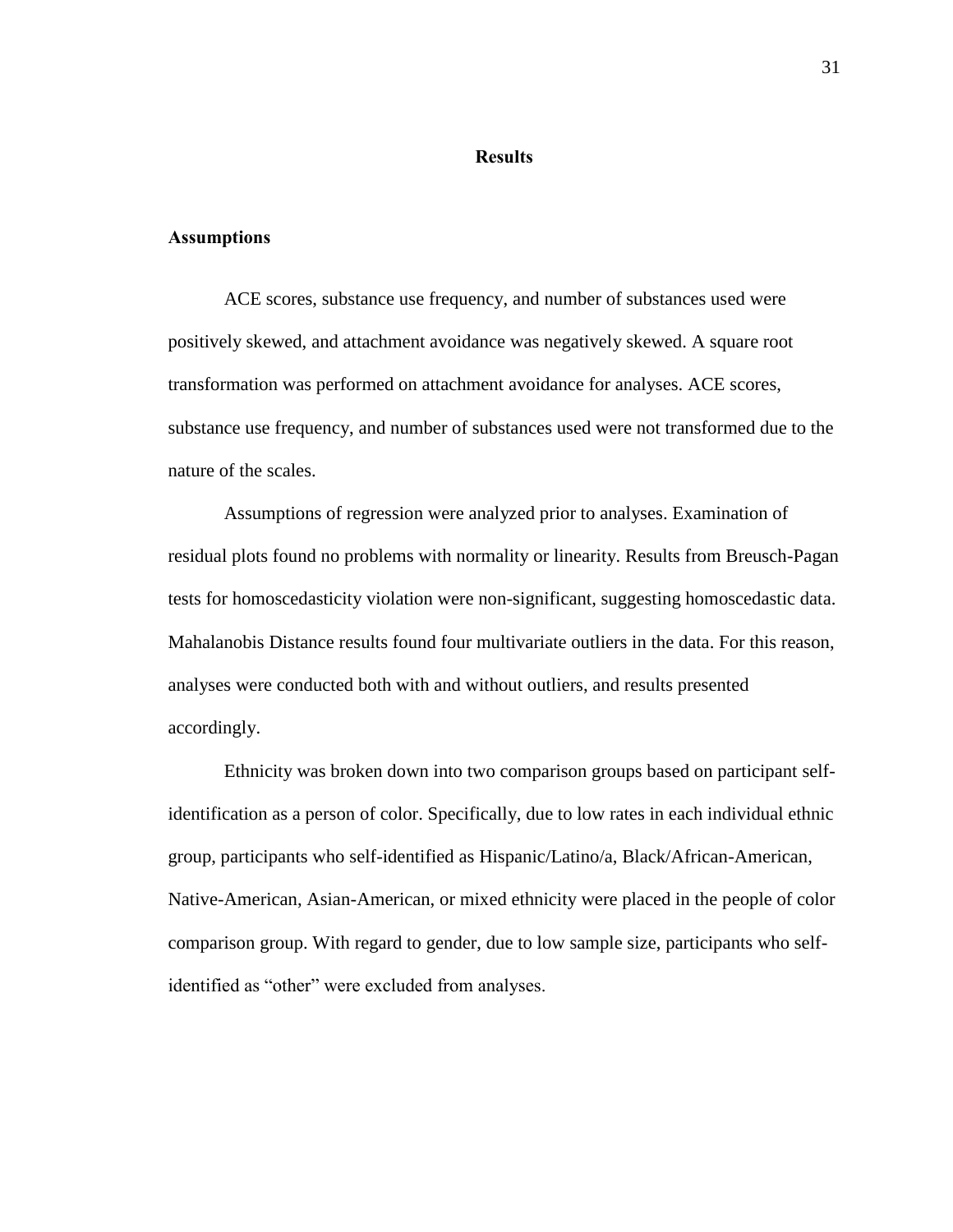# Results

## Assumptions

ACE scores, substance use frequency, and number of substances used were positively skewed, and attachment avoidance was negatively skewed. A square root transformation was performed on attachment avoidance for analyses. ACE scores, substance use frequency, and number of substances used were not transformed due to the nature of the scales.

Assumptions of regression were analyzed prior to analyses. Examination of residual plots found no problems with normality or linearity. Results from Breusch-Pagan tests for homoscedasticity violation were non-significant, suggesting homoscedastic data. Mahalanobis Distance results found four multivariate outliers in the data. For this reason, analyses were conducted both with and without outliers, and results presented accordingly.

Ethnicity was broken down into two comparison groups based on participant self-identification as a person of color. Specifically, due to low rates in each individual ethnic group, participants who self-identified as Hispanic/Latino/a, Black/African-American, Native-American, Asian-American, or mixed ethnicity were placed in the people of color comparison group. With regard to gender, due to low sample size, participants who self-identified as "other" were excluded from analyses.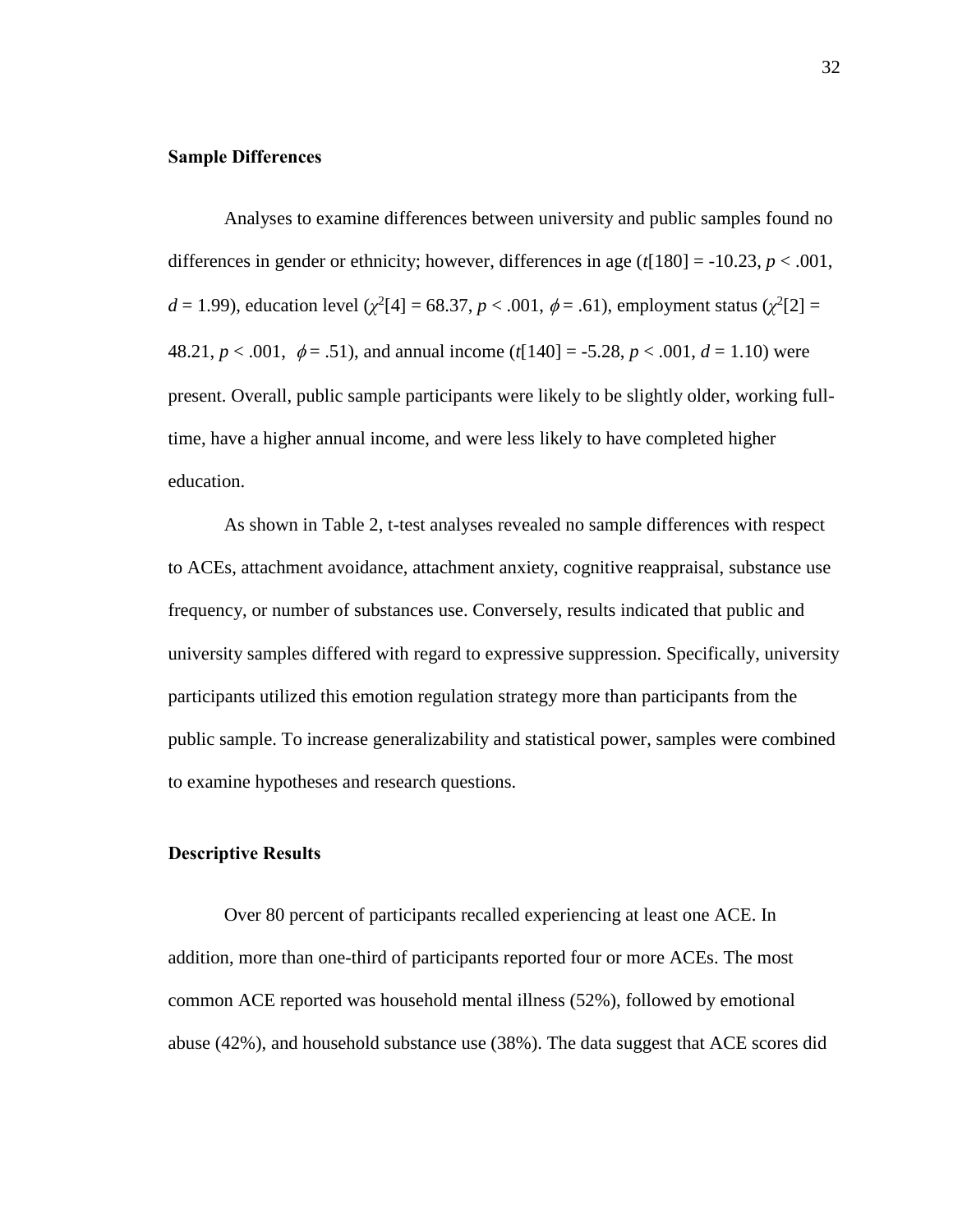**Sample Differences**

Analyses to examine differences between university and public samples found no differences in gender or ethnicity; however, differences in age ($t[180] = -10.23$, $p < .001$, $d = 1.99$), education level ($\chi^2[4] = 68.37$, $p < .001$, $\phi = .61$), employment status ($\chi^2[2] = 48.21$, $p < .001$, $\phi = .51$), and annual income ($t[140] = -5.28$, $p < .001$, $d = 1.10$) were present. Overall, public sample participants were likely to be slightly older, working full-time, have a higher annual income, and were less likely to have completed higher education.

As shown in Table 2, t-test analyses revealed no sample differences with respect to ACEs, attachment avoidance, attachment anxiety, cognitive reappraisal, substance use frequency, or number of substances use. Conversely, results indicated that public and university samples differed with regard to expressive suppression. Specifically, university participants utilized this emotion regulation strategy more than participants from the public sample. To increase generalizability and statistical power, samples were combined to examine hypotheses and research questions.

**Descriptive Results**

Over 80 percent of participants recalled experiencing at least one ACE. In addition, more than one-third of participants reported four or more ACEs. The most common ACE reported was household mental illness (52%), followed by emotional abuse (42%), and household substance use (38%). The data suggest that ACE scores did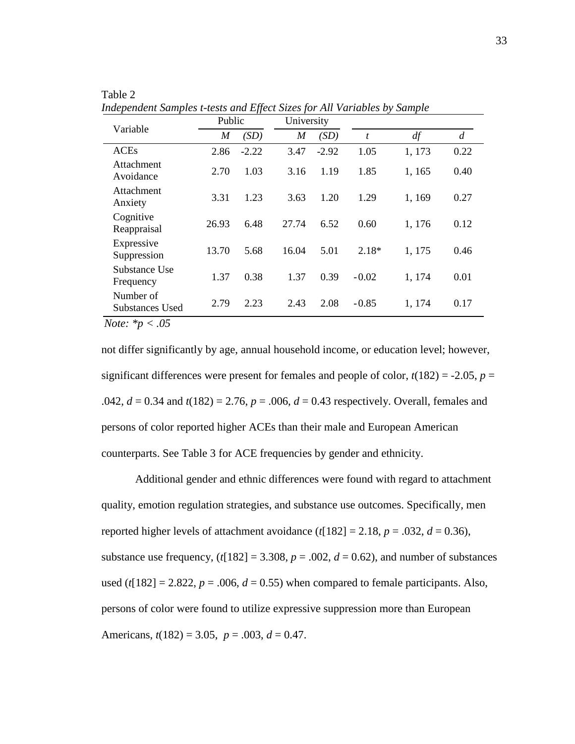Table 2

*Independent Samples t-tests and Effect Sizes for All Variables by Sample*

| Variable | Public | | University | | | | |
|---|---|---|---|---|---|---|---|
| | *M* | *(SD)* | *M* | *(SD)* | *t* | *df* | *d* |
| ACEs | 2.86 | -2.22 | 3.47 | -2.92 | 1.05 | 1, 173 | 0.22 |
| Attachment Avoidance | 2.70 | 1.03 | 3.16 | 1.19 | 1.85 | 1, 165 | 0.40 |
| Attachment Anxiety | 3.31 | 1.23 | 3.63 | 1.20 | 1.29 | 1, 169 | 0.27 |
| Cognitive Reappraisal | 26.93 | 6.48 | 27.74 | 6.52 | 0.60 | 1, 176 | 0.12 |
| Expressive Suppression | 13.70 | 5.68 | 16.04 | 5.01 | 2.18* | 1, 175 | 0.46 |
| Substance Use Frequency | 1.37 | 0.38 | 1.37 | 0.39 | -0.02 | 1, 174 | 0.01 |
| Number of Substances Used | 2.79 | 2.23 | 2.43 | 2.08 | -0.85 | 1, 174 | 0.17 |

*Note: *p < .05*

not differ significantly by age, annual household income, or education level; however, significant differences were present for females and people of color, $t(182) = -2.05$, $p = .042$, $d = 0.34$ and $t(182) = 2.76$, $p = .006$, $d = 0.43$ respectively. Overall, females and persons of color reported higher ACEs than their male and European American counterparts. See Table 3 for ACE frequencies by gender and ethnicity.

Additional gender and ethnic differences were found with regard to attachment quality, emotion regulation strategies, and substance use outcomes. Specifically, men reported higher levels of attachment avoidance ($t[182] = 2.18$, $p = .032$, $d = 0.36$), substance use frequency, ($t[182] = 3.308$, $p = .002$, $d = 0.62$), and number of substances used ($t[182] = 2.822$, $p = .006$, $d = 0.55$) when compared to female participants. Also, persons of color were found to utilize expressive suppression more than European Americans, $t(182) = 3.05$, $p = .003$, $d = 0.47$.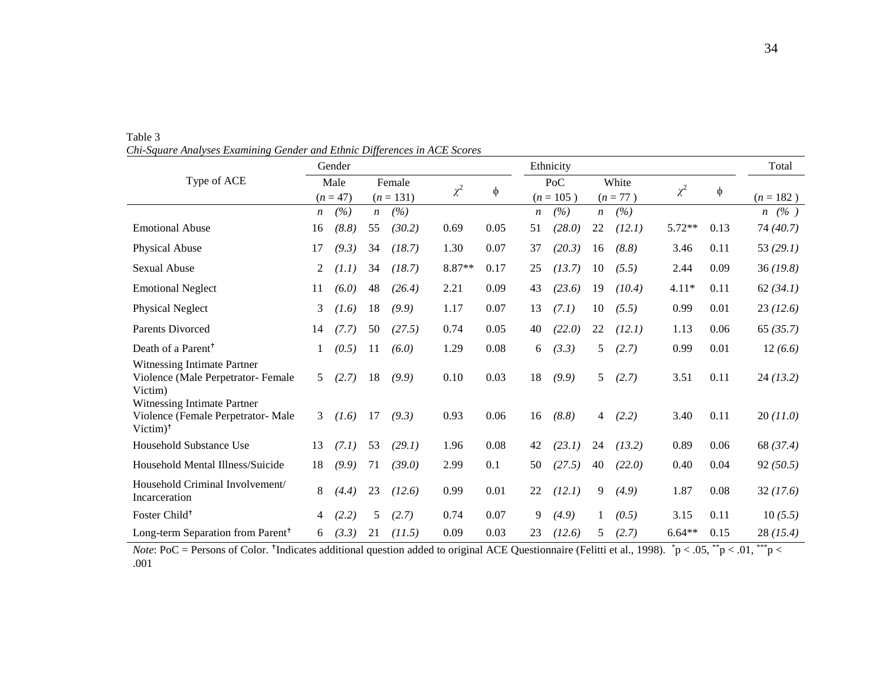Table 3

*Chi-Square Analyses Examining Gender and Ethnic Differences in ACE Scores*

| Type of ACE | Gender | | | | | | Ethnicity | | | | | | Total |
|---|---|---|---|---|---|---|---|---|---|---|---|---|---|
| | Male ($n$ = 47) | | Female ($n$ = 131) | | $\chi^2$ | ϕ | PoC ($n$ = 105 ) | | White ($n$ = 77 ) | | $\chi^2$ | ϕ | ($n$ = 182 ) |
| | *n* | *(%)* | *n* | *(%)* | | | *n* | *(%)* | *n* | *(%)* | | | *n (%)* |
| Emotional Abuse | 16 | *(8.8)* | 55 | *(30.2)* | 0.69 | 0.05 | 51 | *(28.0)* | 22 | *(12.1)* | 5.72** | 0.13 | 74 *(40.7)* |
| Physical Abuse | 17 | *(9.3)* | 34 | *(18.7)* | 1.30 | 0.07 | 37 | *(20.3)* | 16 | *(8.8)* | 3.46 | 0.11 | 53 *(29.1)* |
| Sexual Abuse | 2 | *(1.1)* | 34 | *(18.7)* | 8.87** | 0.17 | 25 | *(13.7)* | 10 | *(5.5)* | 2.44 | 0.09 | 36 *(19.8)* |
| Emotional Neglect | 11 | *(6.0)* | 48 | *(26.4)* | 2.21 | 0.09 | 43 | *(23.6)* | 19 | *(10.4)* | 4.11* | 0.11 | 62 *(34.1)* |
| Physical Neglect | 3 | *(1.6)* | 18 | *(9.9)* | 1.17 | 0.07 | 13 | *(7.1)* | 10 | *(5.5)* | 0.99 | 0.01 | 23 *(12.6)* |
| Parents Divorced | 14 | *(7.7)* | 50 | *(27.5)* | 0.74 | 0.05 | 40 | *(22.0)* | 22 | *(12.1)* | 1.13 | 0.06 | 65 *(35.7)* |
| Death of a Parent† | 1 | *(0.5)* | 11 | *(6.0)* | 1.29 | 0.08 | 6 | *(3.3)* | 5 | *(2.7)* | 0.99 | 0.01 | 12 *(6.6)* |
| Witnessing Intimate Partner Violence (Male Perpetrator- Female Victim) | 5 | *(2.7)* | 18 | *(9.9)* | 0.10 | 0.03 | 18 | *(9.9)* | 5 | *(2.7)* | 3.51 | 0.11 | 24 *(13.2)* |
| Witnessing Intimate Partner Violence (Female Perpetrator- Male Victim)† | 3 | *(1.6)* | 17 | *(9.3)* | 0.93 | 0.06 | 16 | *(8.8)* | 4 | *(2.2)* | 3.40 | 0.11 | 20 *(11.0)* |
| Household Substance Use | 13 | *(7.1)* | 53 | *(29.1)* | 1.96 | 0.08 | 42 | *(23.1)* | 24 | *(13.2)* | 0.89 | 0.06 | 68 *(37.4)* |
| Household Mental Illness/Suicide | 18 | *(9.9)* | 71 | *(39.0)* | 2.99 | 0.1 | 50 | *(27.5)* | 40 | *(22.0)* | 0.40 | 0.04 | 92 *(50.5)* |
| Household Criminal Involvement/ Incarceration | 8 | *(4.4)* | 23 | *(12.6)* | 0.99 | 0.01 | 22 | *(12.1)* | 9 | *(4.9)* | 1.87 | 0.08 | 32 *(17.6)* |
| Foster Child† | 4 | *(2.2)* | 5 | *(2.7)* | 0.74 | 0.07 | 9 | *(4.9)* | 1 | *(0.5)* | 3.15 | 0.11 | 10 *(5.5)* |
| Long-term Separation from Parent† | 6 | *(3.3)* | 21 | *(11.5)* | 0.09 | 0.03 | 23 | *(12.6)* | 5 | *(2.7)* | 6.64** | 0.15 | 28 *(15.4)* |

*Note*: PoC = Persons of Color. †Indicates additional question added to original ACE Questionnaire (Felitti et al., 1998). *p < .05, **p < .01, ***p < .001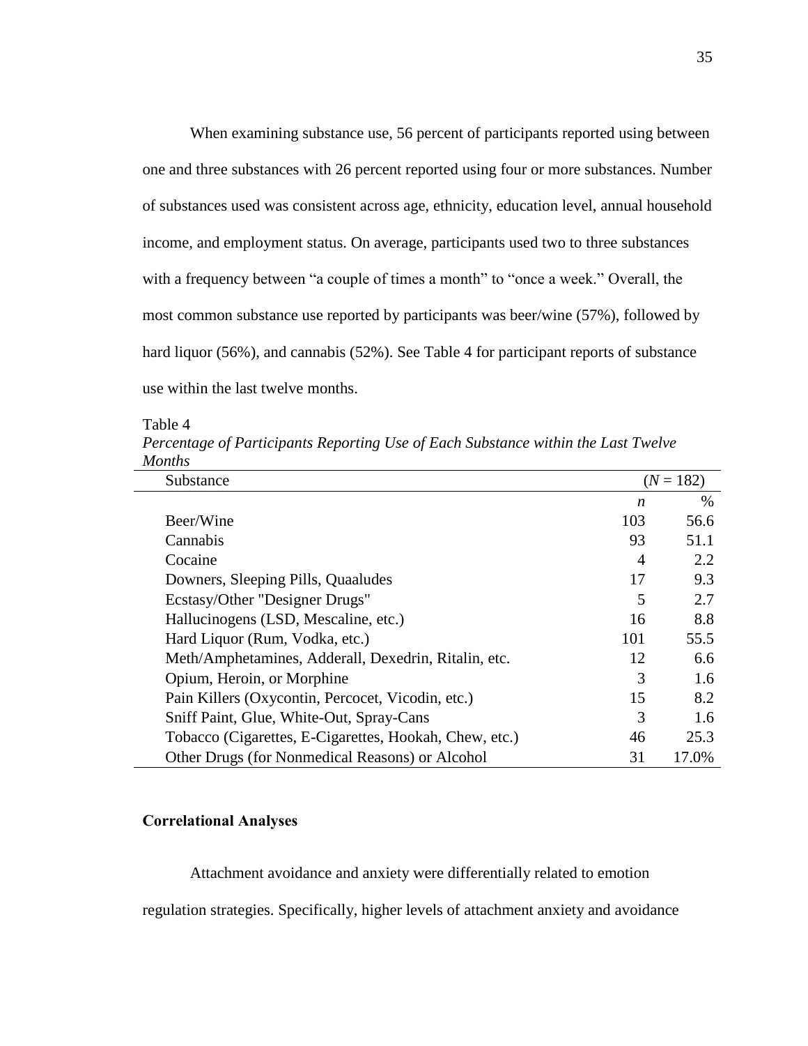When examining substance use, 56 percent of participants reported using between one and three substances with 26 percent reported using four or more substances. Number of substances used was consistent across age, ethnicity, education level, annual household income, and employment status. On average, participants used two to three substances with a frequency between "a couple of times a month" to "once a week." Overall, the most common substance use reported by participants was beer/wine (57%), followed by hard liquor (56%), and cannabis (52%). See Table 4 for participant reports of substance use within the last twelve months.

Table 4

*Percentage of Participants Reporting Use of Each Substance within the Last Twelve Months*

| Substance | ($N$ = 182) | |
|---|---|---|
| | $n$ | % |
| Beer/Wine | 103 | 56.6 |
| Cannabis | 93 | 51.1 |
| Cocaine | 4 | 2.2 |
| Downers, Sleeping Pills, Quaaludes | 17 | 9.3 |
| Ecstasy/Other "Designer Drugs" | 5 | 2.7 |
| Hallucinogens (LSD, Mescaline, etc.) | 16 | 8.8 |
| Hard Liquor (Rum, Vodka, etc.) | 101 | 55.5 |
| Meth/Amphetamines, Adderall, Dexedrin, Ritalin, etc. | 12 | 6.6 |
| Opium, Heroin, or Morphine | 3 | 1.6 |
| Pain Killers (Oxycontin, Percocet, Vicodin, etc.) | 15 | 8.2 |
| Sniff Paint, Glue, White-Out, Spray-Cans | 3 | 1.6 |
| Tobacco (Cigarettes, E-Cigarettes, Hookah, Chew, etc.) | 46 | 25.3 |
| Other Drugs (for Nonmedical Reasons) or Alcohol | 31 | 17.0% |

**Correlational Analyses**

Attachment avoidance and anxiety were differentially related to emotion regulation strategies. Specifically, higher levels of attachment anxiety and avoidance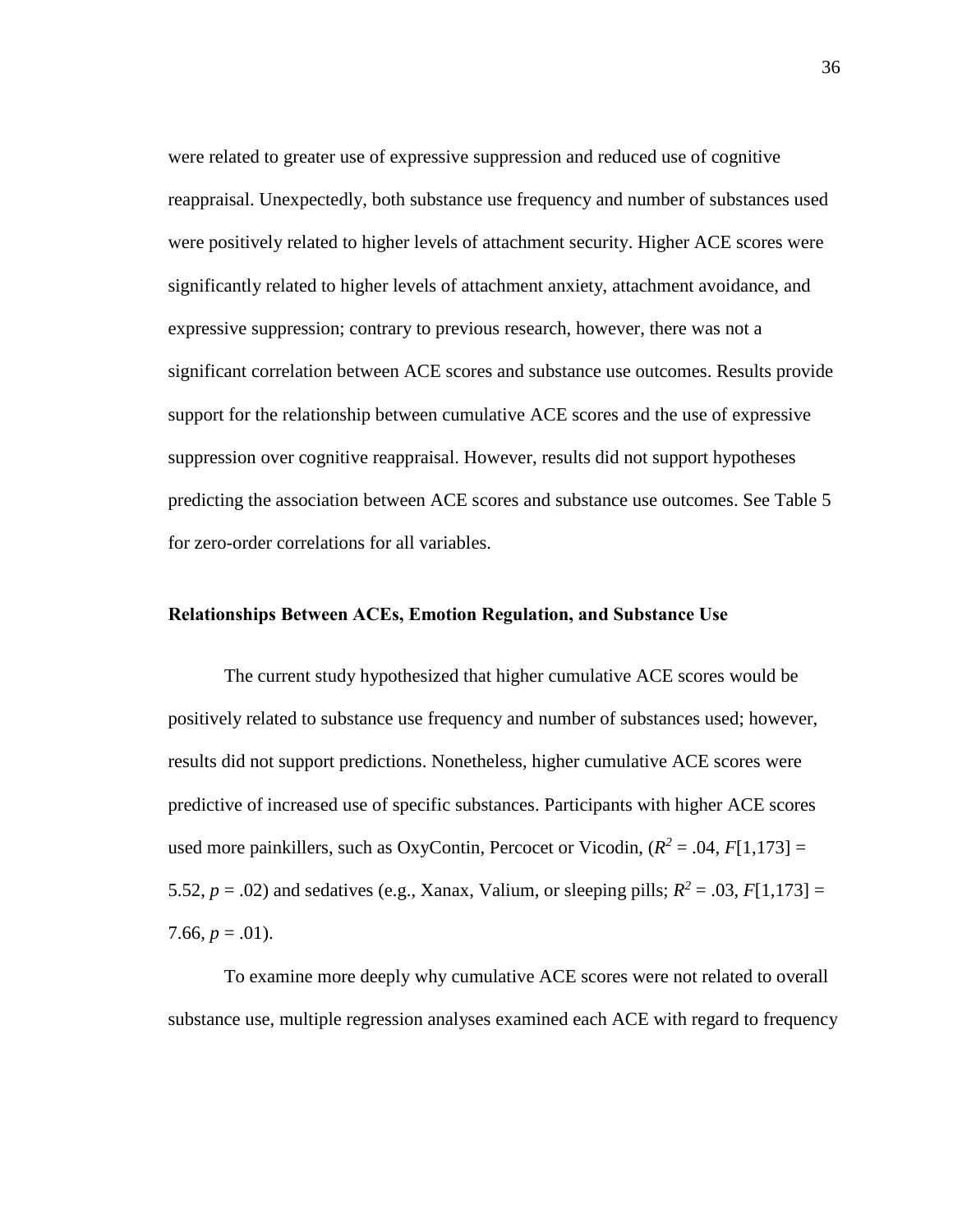were related to greater use of expressive suppression and reduced use of cognitive reappraisal. Unexpectedly, both substance use frequency and number of substances used were positively related to higher levels of attachment security. Higher ACE scores were significantly related to higher levels of attachment anxiety, attachment avoidance, and expressive suppression; contrary to previous research, however, there was not a significant correlation between ACE scores and substance use outcomes. Results provide support for the relationship between cumulative ACE scores and the use of expressive suppression over cognitive reappraisal. However, results did not support hypotheses predicting the association between ACE scores and substance use outcomes. See Table 5 for zero-order correlations for all variables.

**Relationships Between ACEs, Emotion Regulation, and Substance Use**

The current study hypothesized that higher cumulative ACE scores would be positively related to substance use frequency and number of substances used; however, results did not support predictions. Nonetheless, higher cumulative ACE scores were predictive of increased use of specific substances. Participants with higher ACE scores used more painkillers, such as OxyContin, Percocet or Vicodin, ($R^2$ = .04, $F$[1,173] = 5.52, $p$ = .02) and sedatives (e.g., Xanax, Valium, or sleeping pills; $R^2$ = .03, $F$[1,173] = 7.66, $p$ = .01).

To examine more deeply why cumulative ACE scores were not related to overall substance use, multiple regression analyses examined each ACE with regard to frequency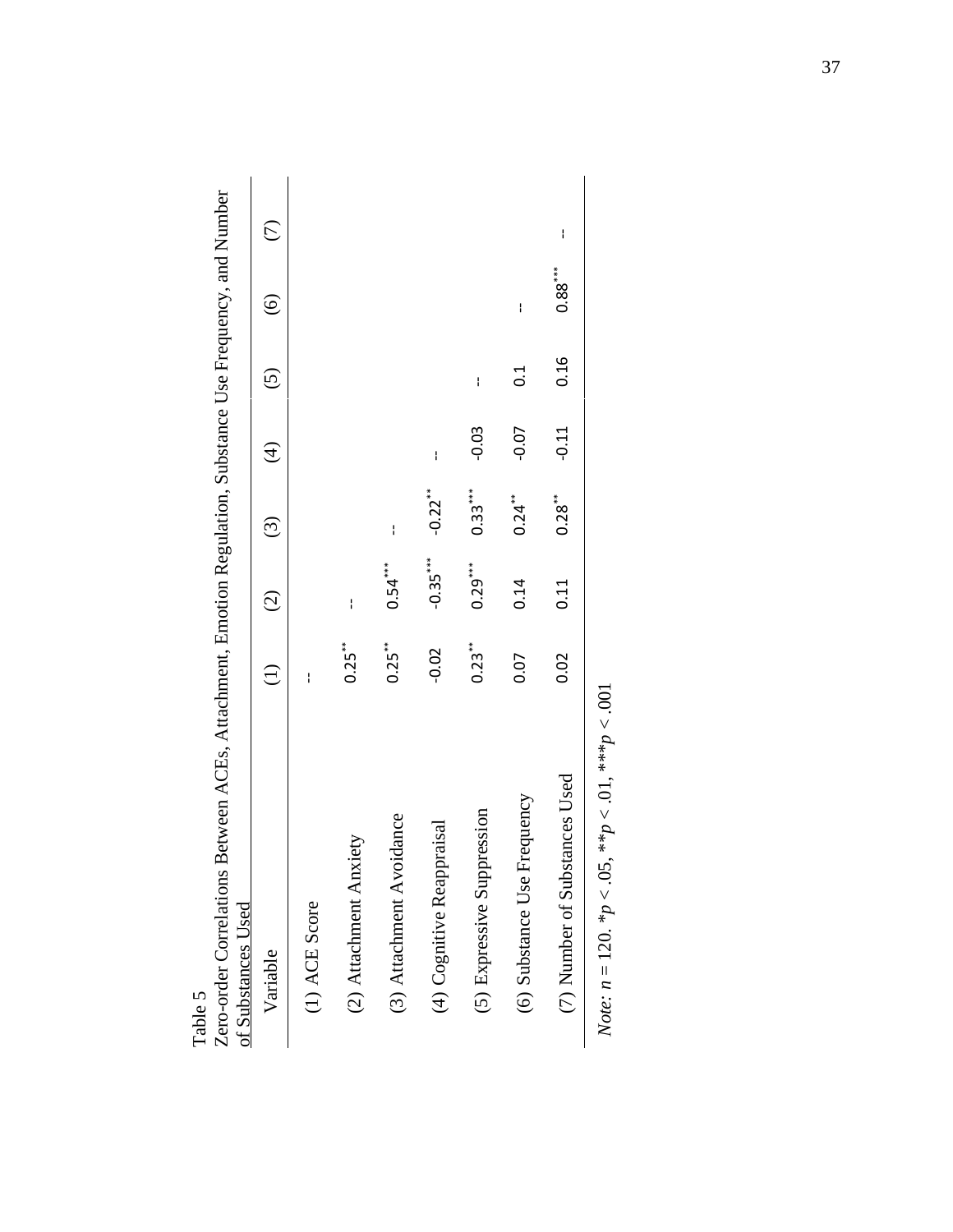Table 5

Zero-order Correlations Between ACEs, Attachment, Emotion Regulation, Substance Use Frequency, and Number of Substances Used

| Variable | (1) | (2) | (3) | (4) | (5) | (6) | (7) |
|---|---|---|---|---|---|---|---|
| (1) ACE Score | -- | | | | | | |
| (2) Attachment Anxiety | 0.25** | -- | | | | | |
| (3) Attachment Avoidance | 0.25** | 0.54*** | -- | | | | |
| (4) Cognitive Reappraisal | -0.02 | -0.35*** | -0.22** | -- | | | |
| (5) Expressive Suppression | 0.23** | 0.29*** | 0.33*** | -0.03 | -- | | |
| (6) Substance Use Frequency | 0.07 | 0.14 | 0.24** | -0.07 | 0.1 | -- | |
| (7) Number of Substances Used | 0.02 | 0.11 | 0.28** | -0.11 | 0.16 | 0.88*** | -- |

*Note*: $n = 120$. $*p < .05$, $**p < .01$, $***p < .001$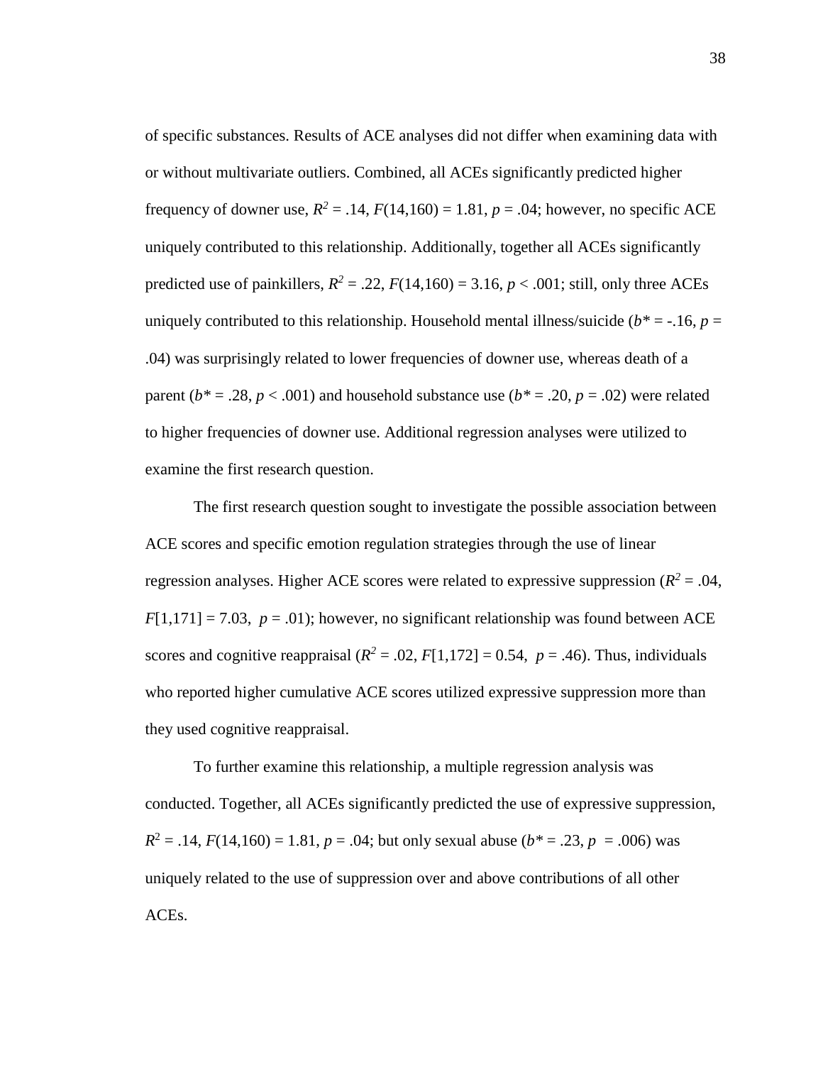of specific substances. Results of ACE analyses did not differ when examining data with or without multivariate outliers. Combined, all ACEs significantly predicted higher frequency of downer use, $R^2 = .14$, $F(14,160) = 1.81$, $p = .04$; however, no specific ACE uniquely contributed to this relationship. Additionally, together all ACEs significantly predicted use of painkillers, $R^2 = .22$, $F(14,160) = 3.16$, $p < .001$; still, only three ACEs uniquely contributed to this relationship. Household mental illness/suicide ($b^* = -.16$, $p = .04$) was surprisingly related to lower frequencies of downer use, whereas death of a parent ($b^* = .28$, $p < .001$) and household substance use ($b^* = .20$, $p = .02$) were related to higher frequencies of downer use. Additional regression analyses were utilized to examine the first research question.

The first research question sought to investigate the possible association between ACE scores and specific emotion regulation strategies through the use of linear regression analyses. Higher ACE scores were related to expressive suppression ($R^2 = .04$, $F[1,171] = 7.03$, $p = .01$); however, no significant relationship was found between ACE scores and cognitive reappraisal ($R^2 = .02$, $F[1,172] = 0.54$, $p = .46$). Thus, individuals who reported higher cumulative ACE scores utilized expressive suppression more than they used cognitive reappraisal.

To further examine this relationship, a multiple regression analysis was conducted. Together, all ACEs significantly predicted the use of expressive suppression, $R^2 = .14$, $F(14,160) = 1.81$, $p = .04$; but only sexual abuse ($b^* = .23$, $p = .006$) was uniquely related to the use of suppression over and above contributions of all other ACEs.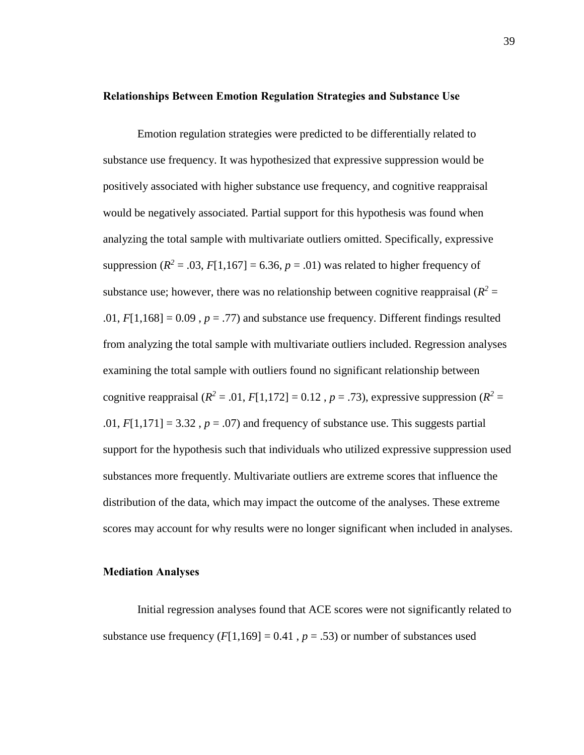### Relationships Between Emotion Regulation Strategies and Substance Use

Emotion regulation strategies were predicted to be differentially related to substance use frequency. It was hypothesized that expressive suppression would be positively associated with higher substance use frequency, and cognitive reappraisal would be negatively associated. Partial support for this hypothesis was found when analyzing the total sample with multivariate outliers omitted. Specifically, expressive suppression ($R^2$ = .03, $F$[1,167] = 6.36, $p$ = .01) was related to higher frequency of substance use; however, there was no relationship between cognitive reappraisal ($R^2$ = .01, $F$[1,168] = 0.09 , $p$ = .77) and substance use frequency. Different findings resulted from analyzing the total sample with multivariate outliers included. Regression analyses examining the total sample with outliers found no significant relationship between cognitive reappraisal ($R^2$ = .01, $F$[1,172] = 0.12 , $p$ = .73), expressive suppression ($R^2$ = .01, $F$[1,171] = 3.32 , $p$ = .07) and frequency of substance use. This suggests partial support for the hypothesis such that individuals who utilized expressive suppression used substances more frequently. Multivariate outliers are extreme scores that influence the distribution of the data, which may impact the outcome of the analyses. These extreme scores may account for why results were no longer significant when included in analyses.

### Mediation Analyses

Initial regression analyses found that ACE scores were not significantly related to substance use frequency ($F$[1,169] = 0.41 , $p$ = .53) or number of substances used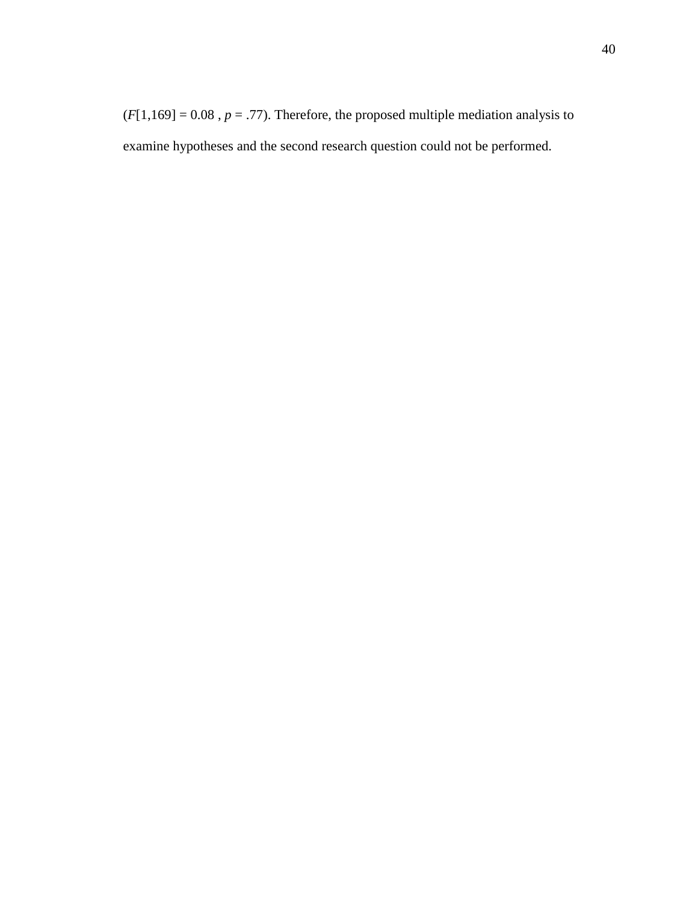($F[1,169] = 0.08$ , $p = .77$). Therefore, the proposed multiple mediation analysis to examine hypotheses and the second research question could not be performed.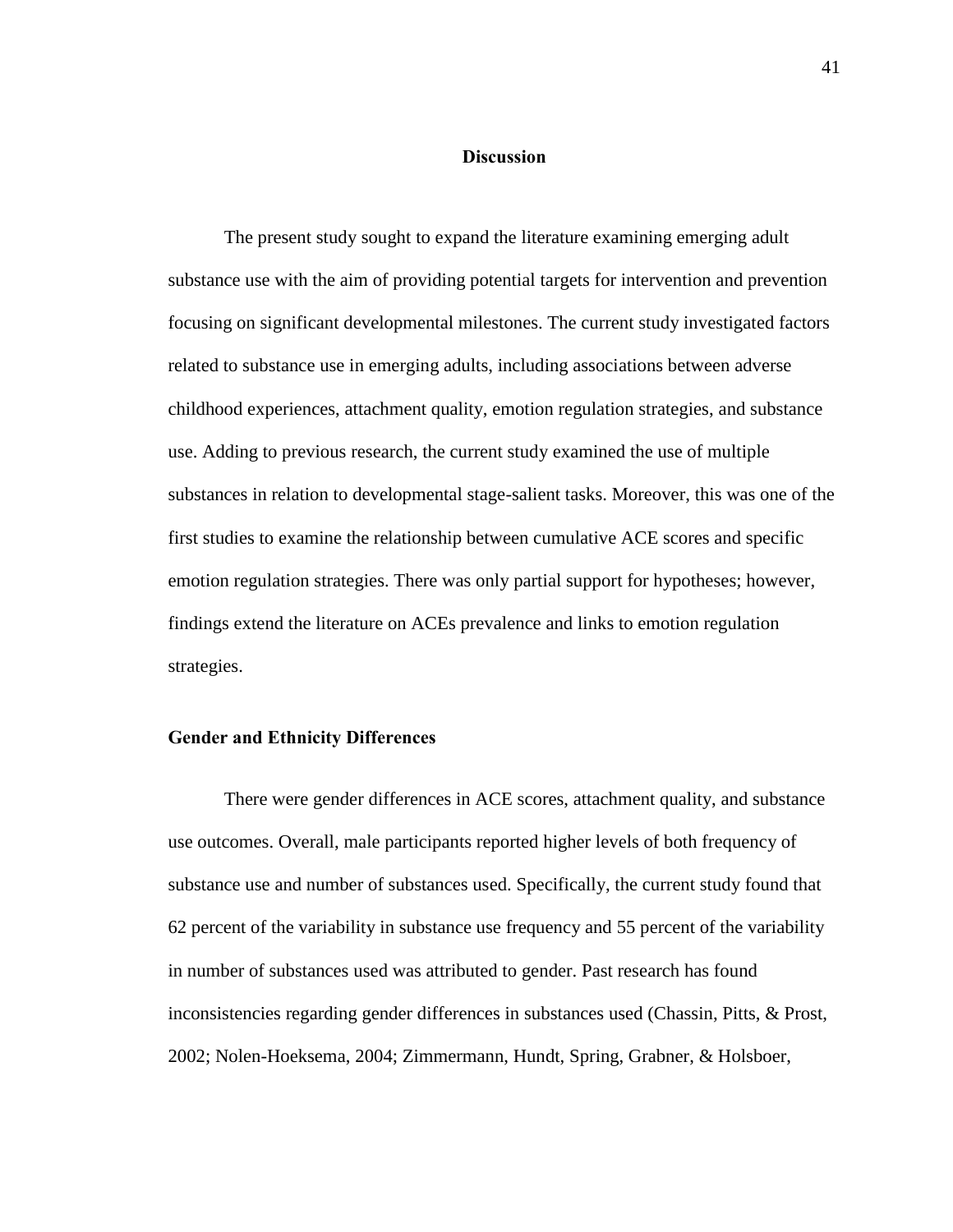# Discussion

The present study sought to expand the literature examining emerging adult substance use with the aim of providing potential targets for intervention and prevention focusing on significant developmental milestones. The current study investigated factors related to substance use in emerging adults, including associations between adverse childhood experiences, attachment quality, emotion regulation strategies, and substance use. Adding to previous research, the current study examined the use of multiple substances in relation to developmental stage-salient tasks. Moreover, this was one of the first studies to examine the relationship between cumulative ACE scores and specific emotion regulation strategies. There was only partial support for hypotheses; however, findings extend the literature on ACEs prevalence and links to emotion regulation strategies.

## Gender and Ethnicity Differences

There were gender differences in ACE scores, attachment quality, and substance use outcomes. Overall, male participants reported higher levels of both frequency of substance use and number of substances used. Specifically, the current study found that 62 percent of the variability in substance use frequency and 55 percent of the variability in number of substances used was attributed to gender. Past research has found inconsistencies regarding gender differences in substances used (Chassin, Pitts, & Prost, 2002; Nolen-Hoeksema, 2004; Zimmermann, Hundt, Spring, Grabner, & Holsboer,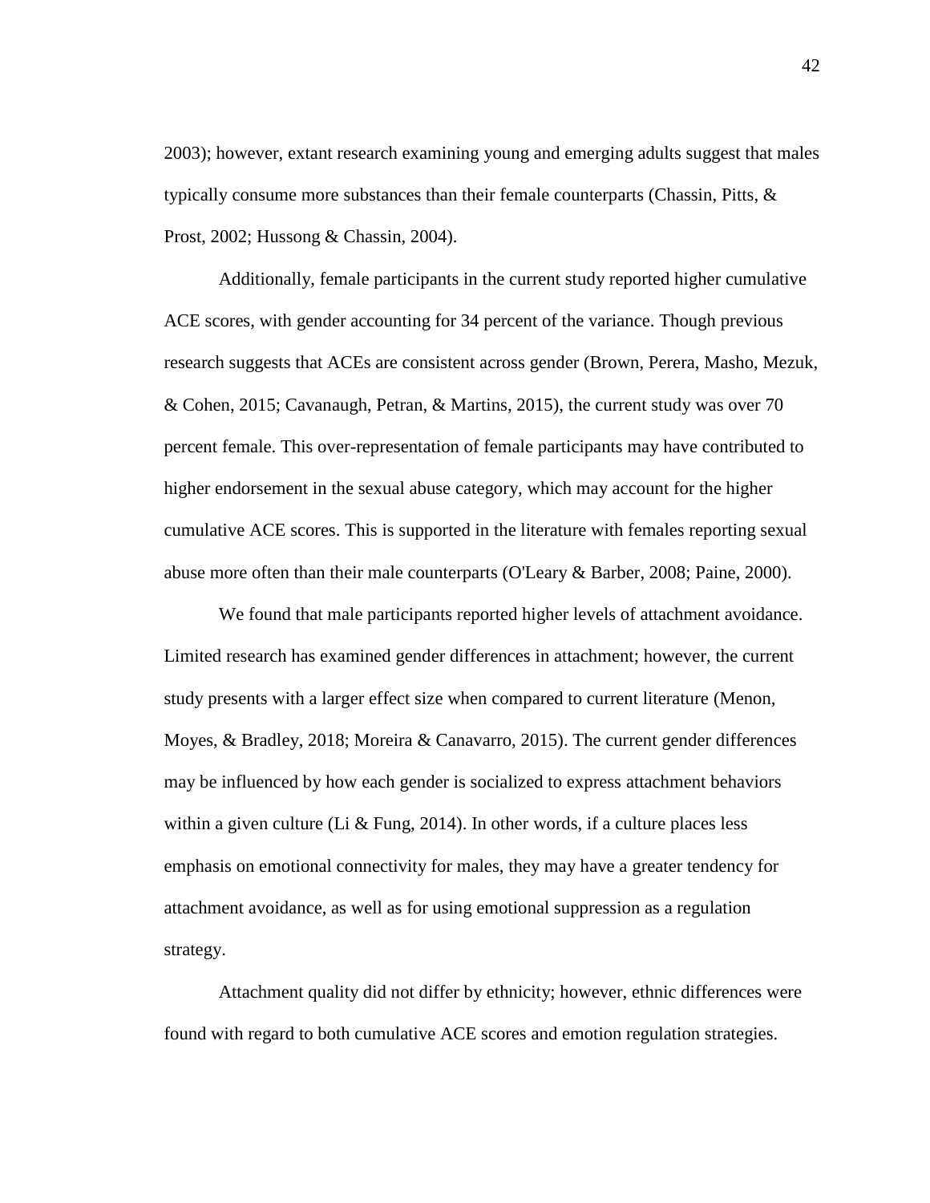2003); however, extant research examining young and emerging adults suggest that males typically consume more substances than their female counterparts (Chassin, Pitts, & Prost, 2002; Hussong & Chassin, 2004).

Additionally, female participants in the current study reported higher cumulative ACE scores, with gender accounting for 34 percent of the variance. Though previous research suggests that ACEs are consistent across gender (Brown, Perera, Masho, Mezuk, & Cohen, 2015; Cavanaugh, Petran, & Martins, 2015), the current study was over 70 percent female. This over-representation of female participants may have contributed to higher endorsement in the sexual abuse category, which may account for the higher cumulative ACE scores. This is supported in the literature with females reporting sexual abuse more often than their male counterparts (O'Leary & Barber, 2008; Paine, 2000).

We found that male participants reported higher levels of attachment avoidance. Limited research has examined gender differences in attachment; however, the current study presents with a larger effect size when compared to current literature (Menon, Moyes, & Bradley, 2018; Moreira & Canavarro, 2015). The current gender differences may be influenced by how each gender is socialized to express attachment behaviors within a given culture (Li & Fung, 2014). In other words, if a culture places less emphasis on emotional connectivity for males, they may have a greater tendency for attachment avoidance, as well as for using emotional suppression as a regulation strategy.

Attachment quality did not differ by ethnicity; however, ethnic differences were found with regard to both cumulative ACE scores and emotion regulation strategies.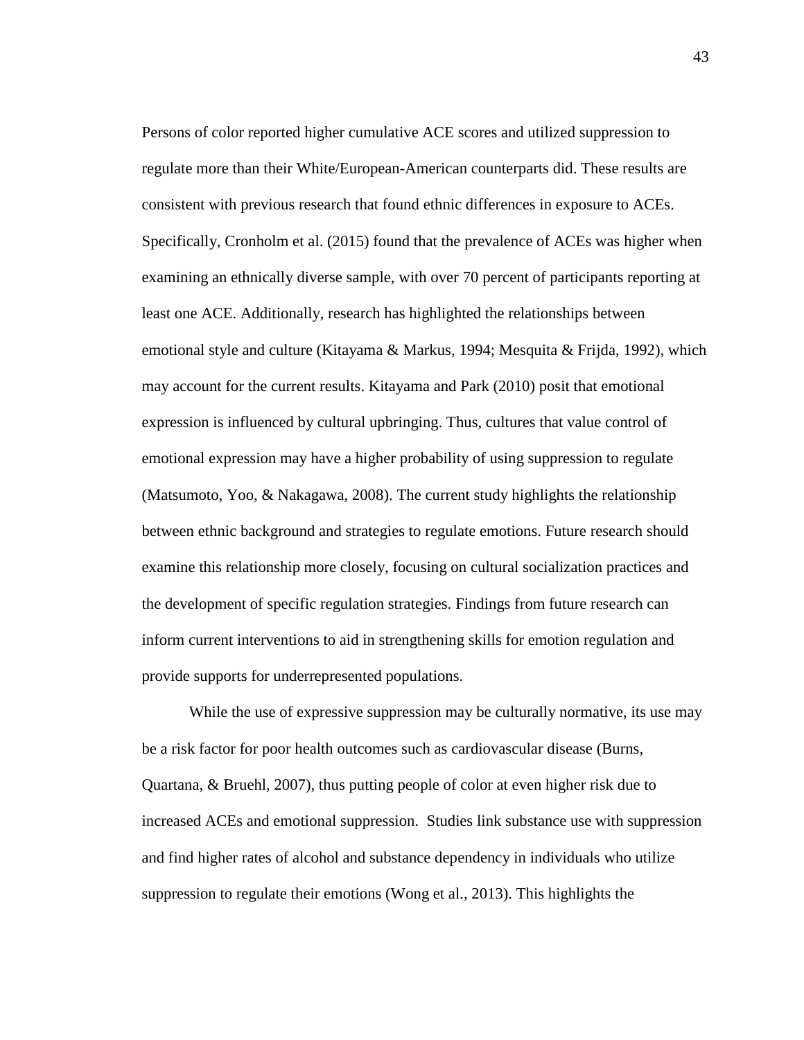Persons of color reported higher cumulative ACE scores and utilized suppression to regulate more than their White/European-American counterparts did. These results are consistent with previous research that found ethnic differences in exposure to ACEs. Specifically, Cronholm et al. (2015) found that the prevalence of ACEs was higher when examining an ethnically diverse sample, with over 70 percent of participants reporting at least one ACE. Additionally, research has highlighted the relationships between emotional style and culture (Kitayama & Markus, 1994; Mesquita & Frijda, 1992), which may account for the current results. Kitayama and Park (2010) posit that emotional expression is influenced by cultural upbringing. Thus, cultures that value control of emotional expression may have a higher probability of using suppression to regulate (Matsumoto, Yoo, & Nakagawa, 2008). The current study highlights the relationship between ethnic background and strategies to regulate emotions. Future research should examine this relationship more closely, focusing on cultural socialization practices and the development of specific regulation strategies. Findings from future research can inform current interventions to aid in strengthening skills for emotion regulation and provide supports for underrepresented populations.

While the use of expressive suppression may be culturally normative, its use may be a risk factor for poor health outcomes such as cardiovascular disease (Burns, Quartana, & Bruehl, 2007), thus putting people of color at even higher risk due to increased ACEs and emotional suppression. Studies link substance use with suppression and find higher rates of alcohol and substance dependency in individuals who utilize suppression to regulate their emotions (Wong et al., 2013). This highlights the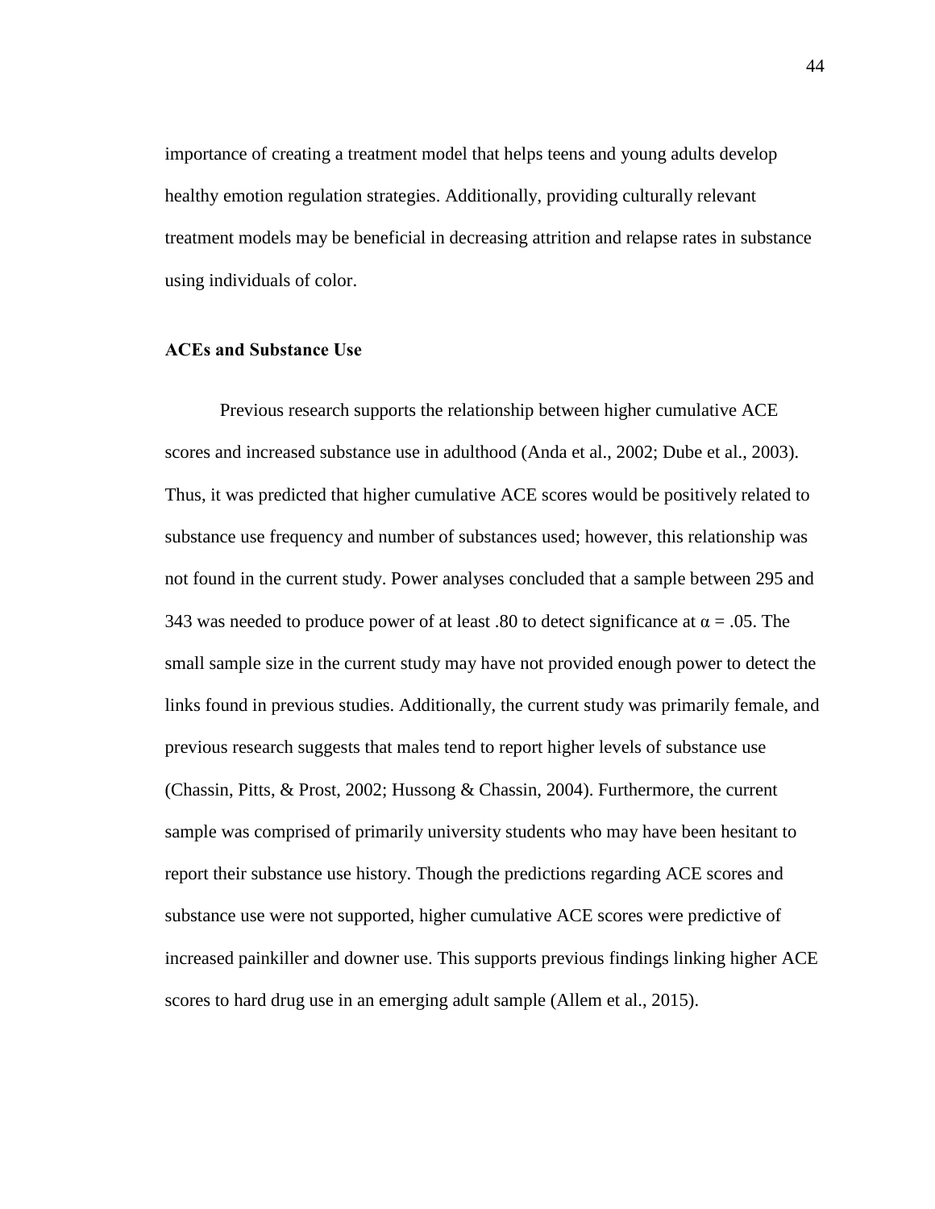importance of creating a treatment model that helps teens and young adults develop healthy emotion regulation strategies. Additionally, providing culturally relevant treatment models may be beneficial in decreasing attrition and relapse rates in substance using individuals of color.

### ACEs and Substance Use

Previous research supports the relationship between higher cumulative ACE scores and increased substance use in adulthood (Anda et al., 2002; Dube et al., 2003). Thus, it was predicted that higher cumulative ACE scores would be positively related to substance use frequency and number of substances used; however, this relationship was not found in the current study. Power analyses concluded that a sample between 295 and 343 was needed to produce power of at least .80 to detect significance at $\alpha = .05$. The small sample size in the current study may have not provided enough power to detect the links found in previous studies. Additionally, the current study was primarily female, and previous research suggests that males tend to report higher levels of substance use (Chassin, Pitts, & Prost, 2002; Hussong & Chassin, 2004). Furthermore, the current sample was comprised of primarily university students who may have been hesitant to report their substance use history. Though the predictions regarding ACE scores and substance use were not supported, higher cumulative ACE scores were predictive of increased painkiller and downer use. This supports previous findings linking higher ACE scores to hard drug use in an emerging adult sample (Allem et al., 2015).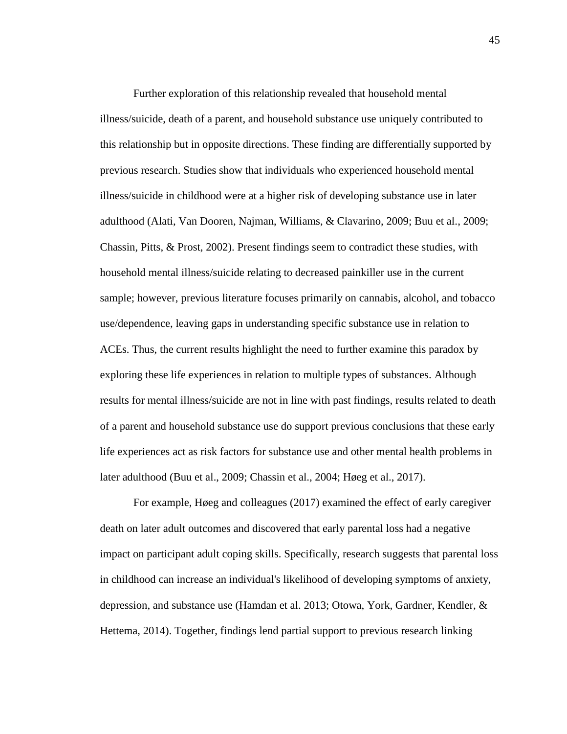Further exploration of this relationship revealed that household mental illness/suicide, death of a parent, and household substance use uniquely contributed to this relationship but in opposite directions. These finding are differentially supported by previous research. Studies show that individuals who experienced household mental illness/suicide in childhood were at a higher risk of developing substance use in later adulthood (Alati, Van Dooren, Najman, Williams, & Clavarino, 2009; Buu et al., 2009; Chassin, Pitts, & Prost, 2002). Present findings seem to contradict these studies, with household mental illness/suicide relating to decreased painkiller use in the current sample; however, previous literature focuses primarily on cannabis, alcohol, and tobacco use/dependence, leaving gaps in understanding specific substance use in relation to ACEs. Thus, the current results highlight the need to further examine this paradox by exploring these life experiences in relation to multiple types of substances. Although results for mental illness/suicide are not in line with past findings, results related to death of a parent and household substance use do support previous conclusions that these early life experiences act as risk factors for substance use and other mental health problems in later adulthood (Buu et al., 2009; Chassin et al., 2004; Høeg et al., 2017).

For example, Høeg and colleagues (2017) examined the effect of early caregiver death on later adult outcomes and discovered that early parental loss had a negative impact on participant adult coping skills. Specifically, research suggests that parental loss in childhood can increase an individual's likelihood of developing symptoms of anxiety, depression, and substance use (Hamdan et al. 2013; Otowa, York, Gardner, Kendler, & Hettema, 2014). Together, findings lend partial support to previous research linking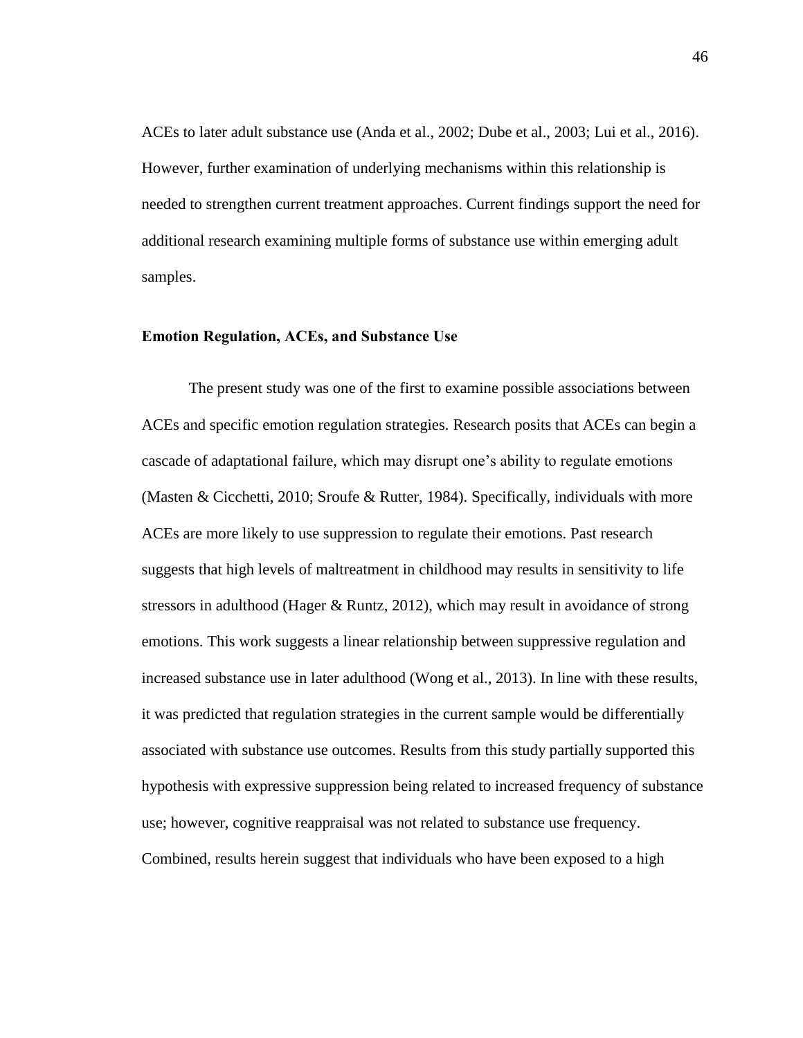ACEs to later adult substance use (Anda et al., 2002; Dube et al., 2003; Lui et al., 2016). However, further examination of underlying mechanisms within this relationship is needed to strengthen current treatment approaches. Current findings support the need for additional research examining multiple forms of substance use within emerging adult samples.

### Emotion Regulation, ACEs, and Substance Use

The present study was one of the first to examine possible associations between ACEs and specific emotion regulation strategies. Research posits that ACEs can begin a cascade of adaptational failure, which may disrupt one's ability to regulate emotions (Masten & Cicchetti, 2010; Sroufe & Rutter, 1984). Specifically, individuals with more ACEs are more likely to use suppression to regulate their emotions. Past research suggests that high levels of maltreatment in childhood may results in sensitivity to life stressors in adulthood (Hager & Runtz, 2012), which may result in avoidance of strong emotions. This work suggests a linear relationship between suppressive regulation and increased substance use in later adulthood (Wong et al., 2013). In line with these results, it was predicted that regulation strategies in the current sample would be differentially associated with substance use outcomes. Results from this study partially supported this hypothesis with expressive suppression being related to increased frequency of substance use; however, cognitive reappraisal was not related to substance use frequency. Combined, results herein suggest that individuals who have been exposed to a high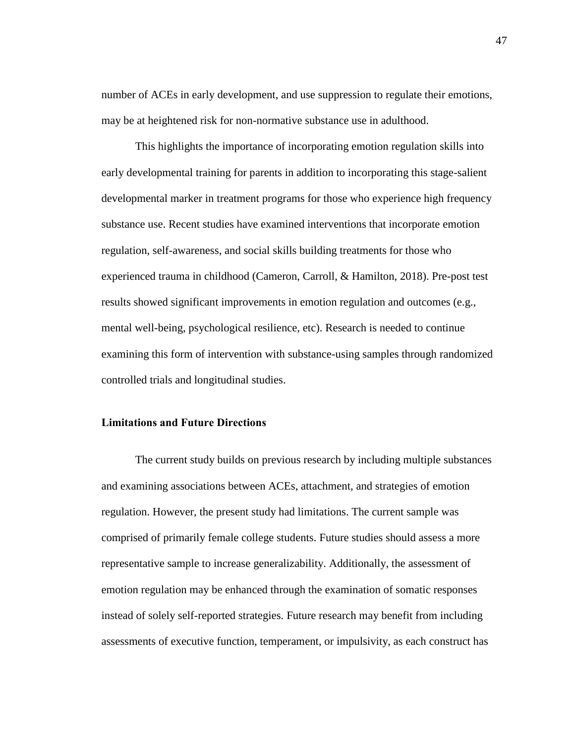number of ACEs in early development, and use suppression to regulate their emotions, may be at heightened risk for non-normative substance use in adulthood.

This highlights the importance of incorporating emotion regulation skills into early developmental training for parents in addition to incorporating this stage-salient developmental marker in treatment programs for those who experience high frequency substance use. Recent studies have examined interventions that incorporate emotion regulation, self-awareness, and social skills building treatments for those who experienced trauma in childhood (Cameron, Carroll, & Hamilton, 2018). Pre-post test results showed significant improvements in emotion regulation and outcomes (e.g., mental well-being, psychological resilience, etc). Research is needed to continue examining this form of intervention with substance-using samples through randomized controlled trials and longitudinal studies.

### Limitations and Future Directions

The current study builds on previous research by including multiple substances and examining associations between ACEs, attachment, and strategies of emotion regulation. However, the present study had limitations. The current sample was comprised of primarily female college students. Future studies should assess a more representative sample to increase generalizability. Additionally, the assessment of emotion regulation may be enhanced through the examination of somatic responses instead of solely self-reported strategies. Future research may benefit from including assessments of executive function, temperament, or impulsivity, as each construct has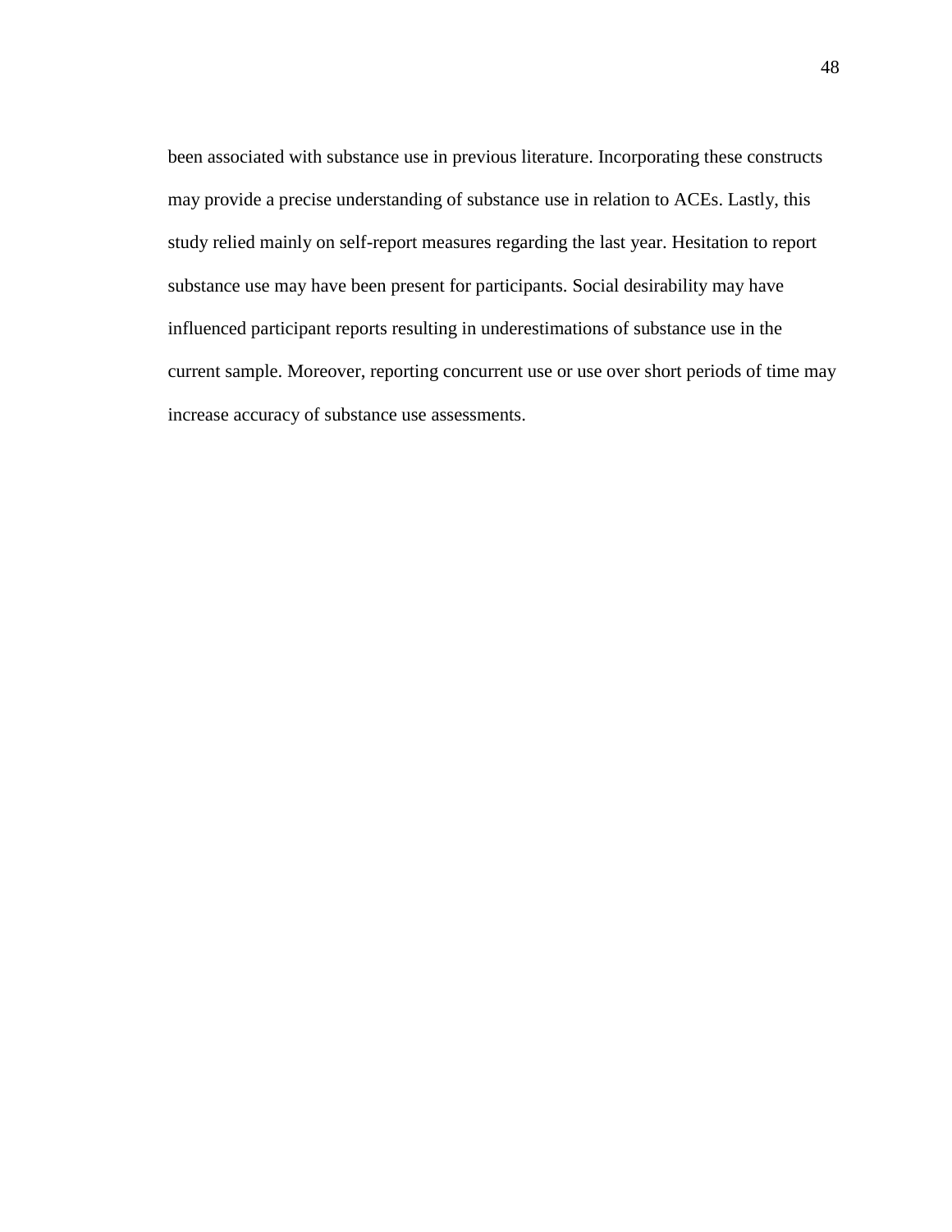been associated with substance use in previous literature. Incorporating these constructs may provide a precise understanding of substance use in relation to ACEs. Lastly, this study relied mainly on self-report measures regarding the last year. Hesitation to report substance use may have been present for participants. Social desirability may have influenced participant reports resulting in underestimations of substance use in the current sample. Moreover, reporting concurrent use or use over short periods of time may increase accuracy of substance use assessments.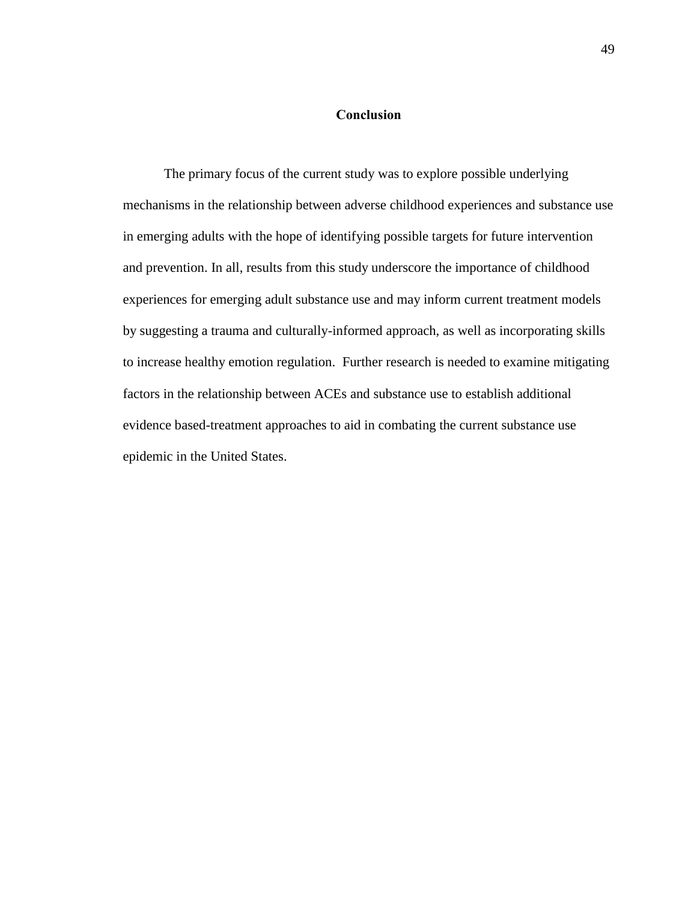## Conclusion

The primary focus of the current study was to explore possible underlying mechanisms in the relationship between adverse childhood experiences and substance use in emerging adults with the hope of identifying possible targets for future intervention and prevention. In all, results from this study underscore the importance of childhood experiences for emerging adult substance use and may inform current treatment models by suggesting a trauma and culturally-informed approach, as well as incorporating skills to increase healthy emotion regulation. Further research is needed to examine mitigating factors in the relationship between ACEs and substance use to establish additional evidence based-treatment approaches to aid in combating the current substance use epidemic in the United States.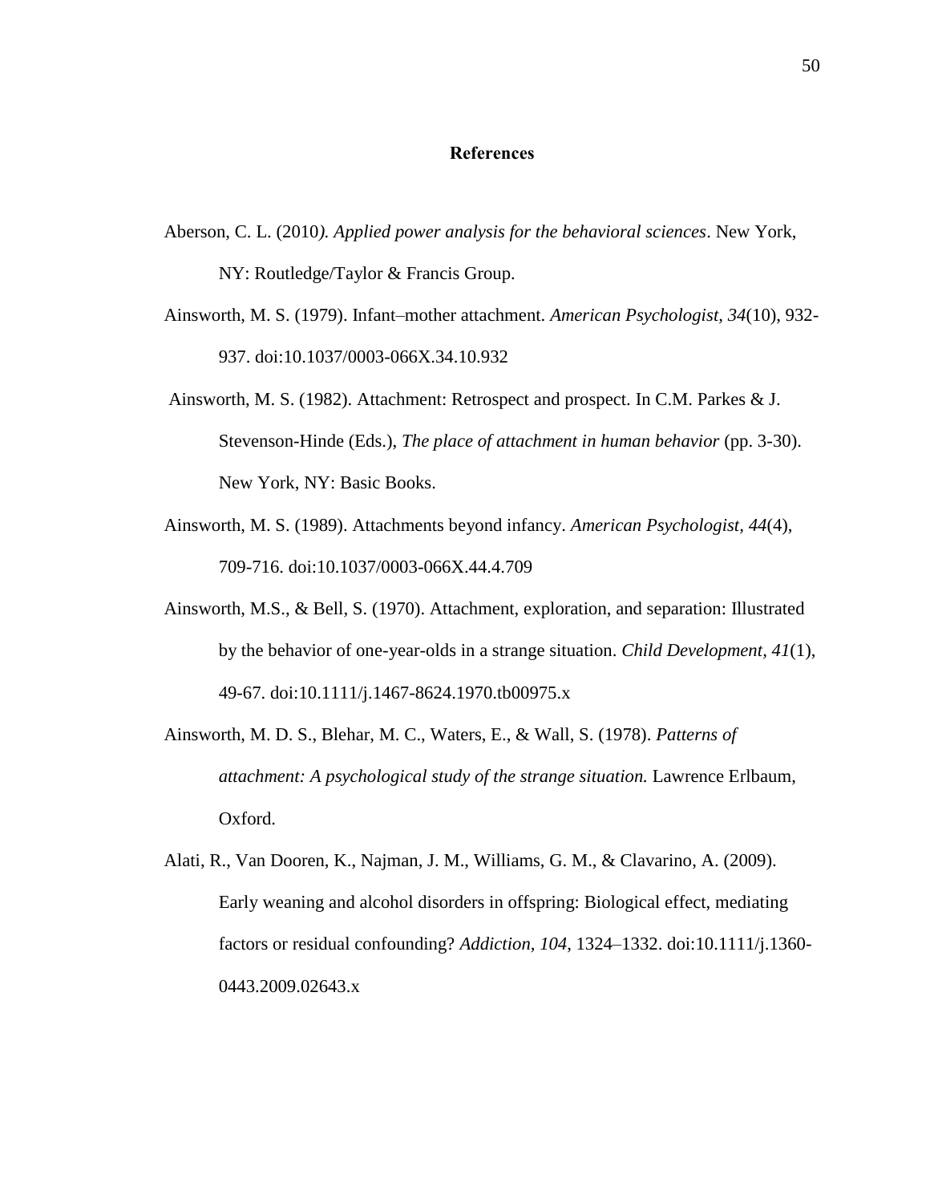# References

Aberson, C. L. (2010). *Applied power analysis for the behavioral sciences*. New York, NY: Routledge/Taylor & Francis Group.

Ainsworth, M. S. (1979). Infant–mother attachment. *American Psychologist, 34*(10), 932-937. doi:10.1037/0003-066X.34.10.932

Ainsworth, M. S. (1982). Attachment: Retrospect and prospect. In C.M. Parkes & J. Stevenson-Hinde (Eds.), *The place of attachment in human behavior* (pp. 3-30). New York, NY: Basic Books.

Ainsworth, M. S. (1989). Attachments beyond infancy. *American Psychologist, 44*(4), 709-716. doi:10.1037/0003-066X.44.4.709

Ainsworth, M.S., & Bell, S. (1970). Attachment, exploration, and separation: Illustrated by the behavior of one-year-olds in a strange situation. *Child Development, 41*(1), 49-67. doi:10.1111/j.1467-8624.1970.tb00975.x

Ainsworth, M. D. S., Blehar, M. C., Waters, E., & Wall, S. (1978). *Patterns of attachment: A psychological study of the strange situation.* Lawrence Erlbaum, Oxford.

Alati, R., Van Dooren, K., Najman, J. M., Williams, G. M., & Clavarino, A. (2009). Early weaning and alcohol disorders in offspring: Biological effect, mediating factors or residual confounding? *Addiction, 104*, 1324–1332. doi:10.1111/j.1360-0443.2009.02643.x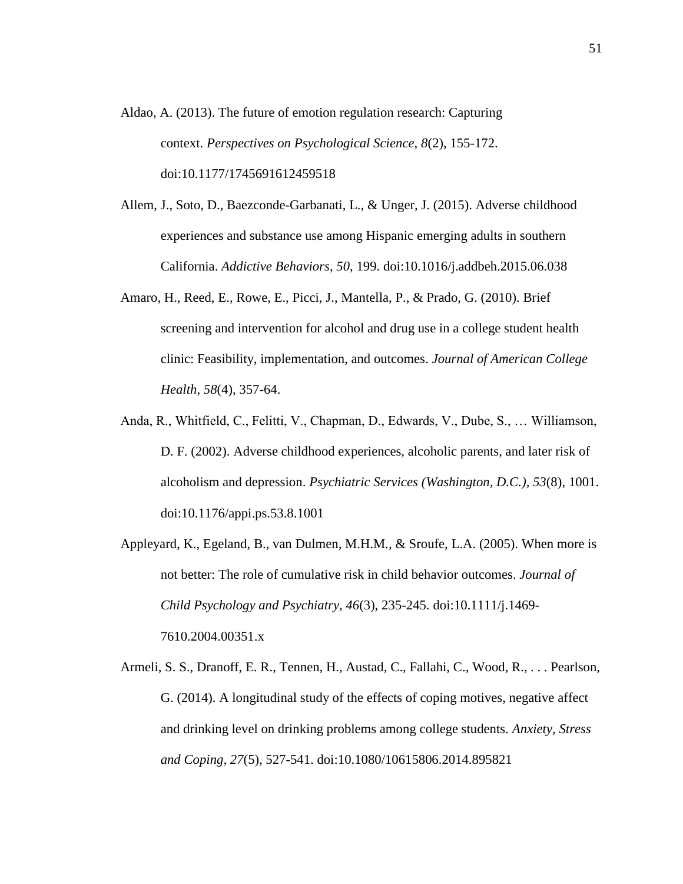Aldao, A. (2013). The future of emotion regulation research: Capturing context. *Perspectives on Psychological Science*, *8*(2), 155-172. doi:10.1177/1745691612459518

Allem, J., Soto, D., Baezconde-Garbanati, L., & Unger, J. (2015). Adverse childhood experiences and substance use among Hispanic emerging adults in southern California. *Addictive Behaviors, 50*, 199. doi:10.1016/j.addbeh.2015.06.038

Amaro, H., Reed, E., Rowe, E., Picci, J., Mantella, P., & Prado, G. (2010). Brief screening and intervention for alcohol and drug use in a college student health clinic: Feasibility, implementation, and outcomes. *Journal of American College Health, 58*(4), 357-64.

Anda, R., Whitfield, C., Felitti, V., Chapman, D., Edwards, V., Dube, S., … Williamson, D. F. (2002). Adverse childhood experiences, alcoholic parents, and later risk of alcoholism and depression. *Psychiatric Services (Washington, D.C.), 53*(8), 1001. doi:10.1176/appi.ps.53.8.1001

Appleyard, K., Egeland, B., van Dulmen, M.H.M., & Sroufe, L.A. (2005). When more is not better: The role of cumulative risk in child behavior outcomes. *Journal of Child Psychology and Psychiatry, 46*(3), 235-245. doi:10.1111/j.1469-7610.2004.00351.x

Armeli, S. S., Dranoff, E. R., Tennen, H., Austad, C., Fallahi, C., Wood, R., . . . Pearlson, G. (2014). A longitudinal study of the effects of coping motives, negative affect and drinking level on drinking problems among college students. *Anxiety, Stress and Coping, 27*(5), 527-541. doi:10.1080/10615806.2014.895821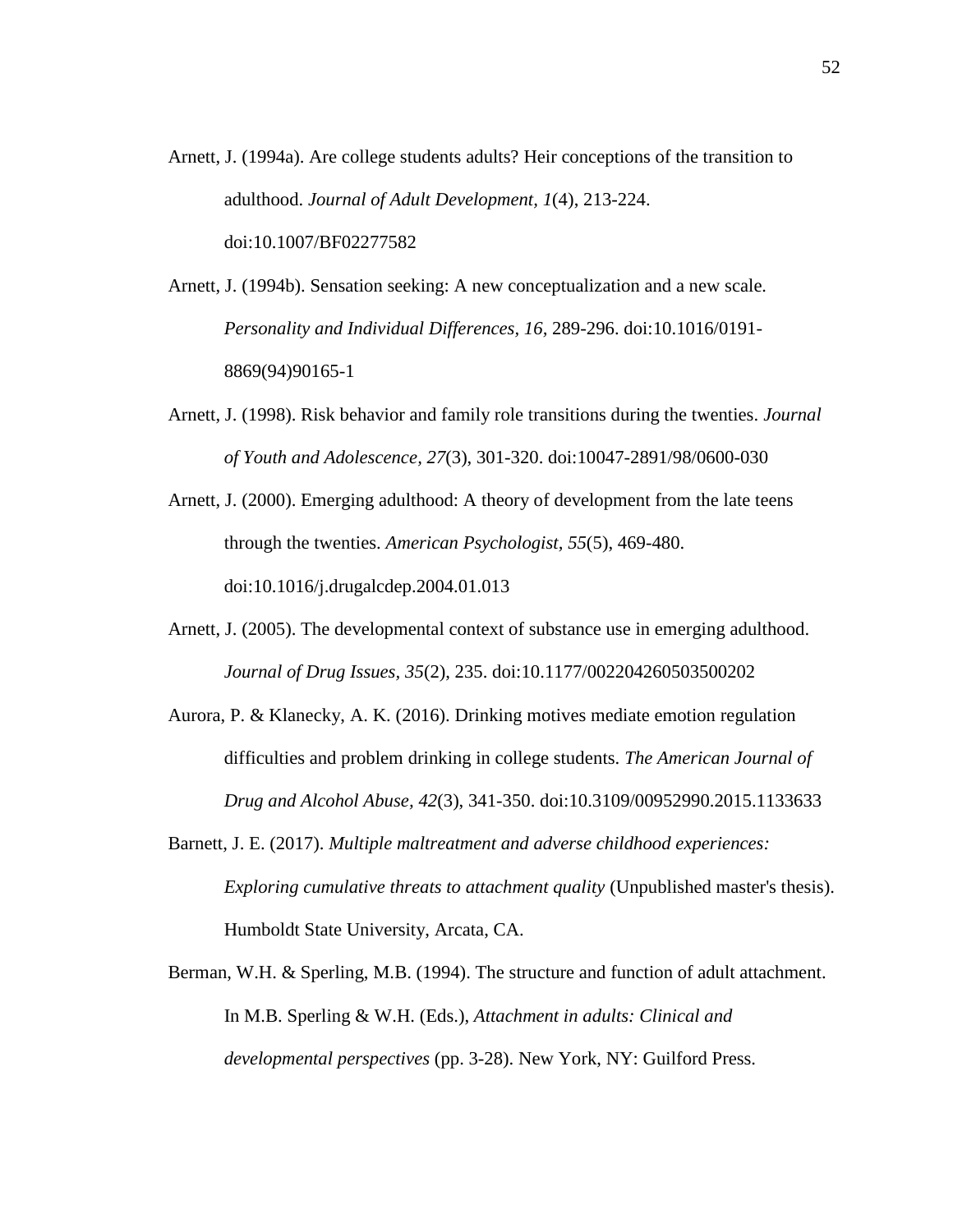Arnett, J. (1994a). Are college students adults? Heir conceptions of the transition to adulthood. *Journal of Adult Development, 1*(4), 213-224. doi:10.1007/BF02277582

Arnett, J. (1994b). Sensation seeking: A new conceptualization and a new scale. *Personality and Individual Differences, 16,* 289-296. doi:10.1016/0191-8869(94)90165-1

Arnett, J. (1998). Risk behavior and family role transitions during the twenties. *Journal of Youth and Adolescence, 27*(3), 301-320. doi:10047-2891/98/0600-030

Arnett, J. (2000). Emerging adulthood: A theory of development from the late teens through the twenties. *American Psychologist, 55*(5), 469-480. doi:10.1016/j.drugalcdep.2004.01.013

Arnett, J. (2005). The developmental context of substance use in emerging adulthood. *Journal of Drug Issues, 35*(2), 235. doi:10.1177/002204260503500202

Aurora, P. & Klanecky, A. K. (2016). Drinking motives mediate emotion regulation difficulties and problem drinking in college students. *The American Journal of Drug and Alcohol Abuse, 42*(3), 341-350. doi:10.3109/00952990.2015.1133633

Barnett, J. E. (2017). *Multiple maltreatment and adverse childhood experiences: Exploring cumulative threats to attachment quality* (Unpublished master's thesis). Humboldt State University, Arcata, CA.

Berman, W.H. & Sperling, M.B. (1994). The structure and function of adult attachment. In M.B. Sperling & W.H. (Eds.), *Attachment in adults: Clinical and developmental perspectives* (pp. 3-28). New York, NY: Guilford Press.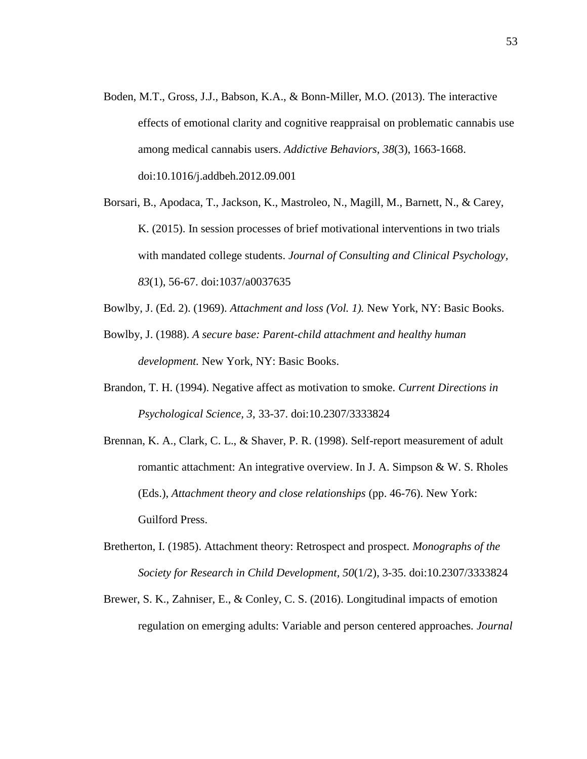Boden, M.T., Gross, J.J., Babson, K.A., & Bonn-Miller, M.O. (2013). The interactive effects of emotional clarity and cognitive reappraisal on problematic cannabis use among medical cannabis users. *Addictive Behaviors*, *38*(3), 1663-1668. doi:10.1016/j.addbeh.2012.09.001

Borsari, B., Apodaca, T., Jackson, K., Mastroleo, N., Magill, M., Barnett, N., & Carey, K. (2015). In session processes of brief motivational interventions in two trials with mandated college students. *Journal of Consulting and Clinical Psychology*, *83*(1), 56-67. doi:1037/a0037635

Bowlby, J. (Ed. 2). (1969). *Attachment and loss (Vol. 1).* New York, NY: Basic Books.

Bowlby, J. (1988). *A secure base: Parent-child attachment and healthy human development.* New York, NY: Basic Books.

Brandon, T. H. (1994). Negative affect as motivation to smoke. *Current Directions in Psychological Science*, *3*, 33-37. doi:10.2307/3333824

Brennan, K. A., Clark, C. L., & Shaver, P. R. (1998). Self-report measurement of adult romantic attachment: An integrative overview. In J. A. Simpson & W. S. Rholes (Eds.), *Attachment theory and close relationships* (pp. 46-76). New York: Guilford Press.

Bretherton, I. (1985). Attachment theory: Retrospect and prospect. *Monographs of the Society for Research in Child Development, 50*(1/2), 3-35. doi:10.2307/3333824

Brewer, S. K., Zahniser, E., & Conley, C. S. (2016). Longitudinal impacts of emotion regulation on emerging adults: Variable and person centered approaches. *Journal*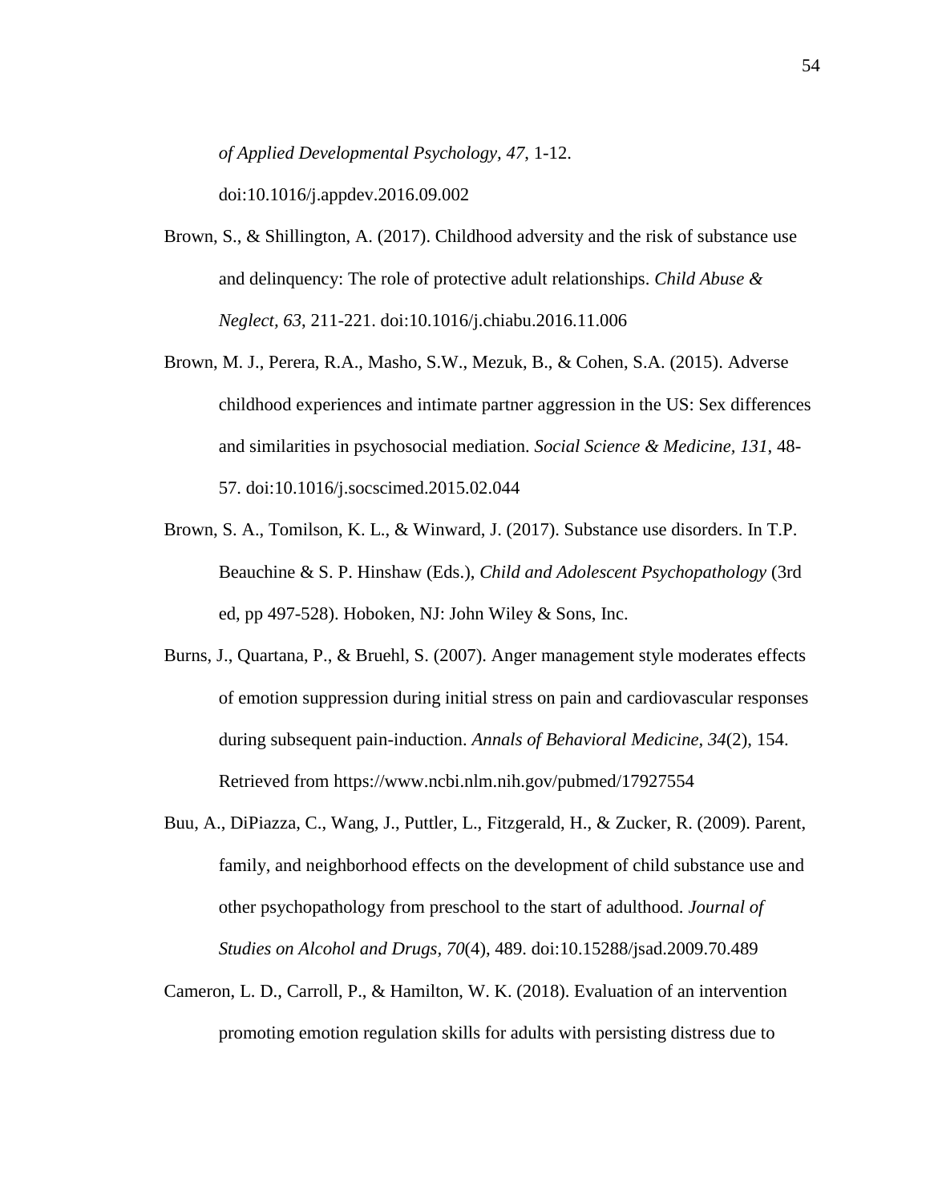*of Applied Developmental Psychology, 47*, 1-12. doi:10.1016/j.appdev.2016.09.002

Brown, S., & Shillington, A. (2017). Childhood adversity and the risk of substance use and delinquency: The role of protective adult relationships. *Child Abuse & Neglect, 63*, 211-221. doi:10.1016/j.chiabu.2016.11.006

Brown, M. J., Perera, R.A., Masho, S.W., Mezuk, B., & Cohen, S.A. (2015). Adverse childhood experiences and intimate partner aggression in the US: Sex differences and similarities in psychosocial mediation. *Social Science & Medicine, 131*, 48-57. doi:10.1016/j.socscimed.2015.02.044

Brown, S. A., Tomilson, K. L., & Winward, J. (2017). Substance use disorders. In T.P. Beauchine & S. P. Hinshaw (Eds.), *Child and Adolescent Psychopathology* (3rd ed, pp 497-528). Hoboken, NJ: John Wiley & Sons, Inc.

Burns, J., Quartana, P., & Bruehl, S. (2007). Anger management style moderates effects of emotion suppression during initial stress on pain and cardiovascular responses during subsequent pain-induction. *Annals of Behavioral Medicine, 34*(2), 154. Retrieved from https://www.ncbi.nlm.nih.gov/pubmed/17927554

Buu, A., DiPiazza, C., Wang, J., Puttler, L., Fitzgerald, H., & Zucker, R. (2009). Parent, family, and neighborhood effects on the development of child substance use and other psychopathology from preschool to the start of adulthood. *Journal of Studies on Alcohol and Drugs, 70*(4), 489. doi:10.15288/jsad.2009.70.489

Cameron, L. D., Carroll, P., & Hamilton, W. K. (2018). Evaluation of an intervention promoting emotion regulation skills for adults with persisting distress due to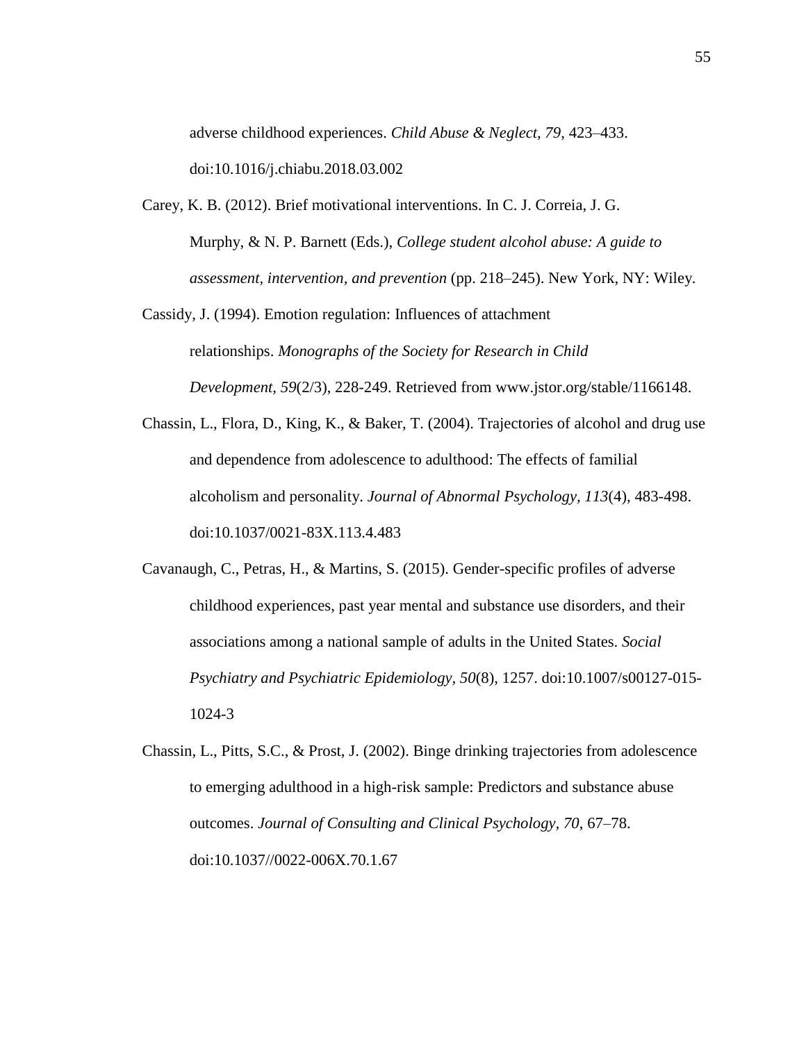adverse childhood experiences. *Child Abuse & Neglect, 79*, 423–433. doi:10.1016/j.chiabu.2018.03.002

Carey, K. B. (2012). Brief motivational interventions. In C. J. Correia, J. G. Murphy, & N. P. Barnett (Eds.), *College student alcohol abuse: A guide to assessment, intervention, and prevention* (pp. 218–245). New York, NY: Wiley.

Cassidy, J. (1994). Emotion regulation: Influences of attachment relationships. *Monographs of the Society for Research in Child Development, 59*(2/3), 228-249. Retrieved from www.jstor.org/stable/1166148.

Chassin, L., Flora, D., King, K., & Baker, T. (2004). Trajectories of alcohol and drug use and dependence from adolescence to adulthood: The effects of familial alcoholism and personality. *Journal of Abnormal Psychology, 113*(4), 483-498. doi:10.1037/0021-83X.113.4.483

Cavanaugh, C., Petras, H., & Martins, S. (2015). Gender-specific profiles of adverse childhood experiences, past year mental and substance use disorders, and their associations among a national sample of adults in the United States. *Social Psychiatry and Psychiatric Epidemiology, 50*(8), 1257. doi:10.1007/s00127-015-1024-3

Chassin, L., Pitts, S.C., & Prost, J. (2002). Binge drinking trajectories from adolescence to emerging adulthood in a high-risk sample: Predictors and substance abuse outcomes. *Journal of Consulting and Clinical Psychology, 70*, 67–78. doi:10.1037//0022-006X.70.1.67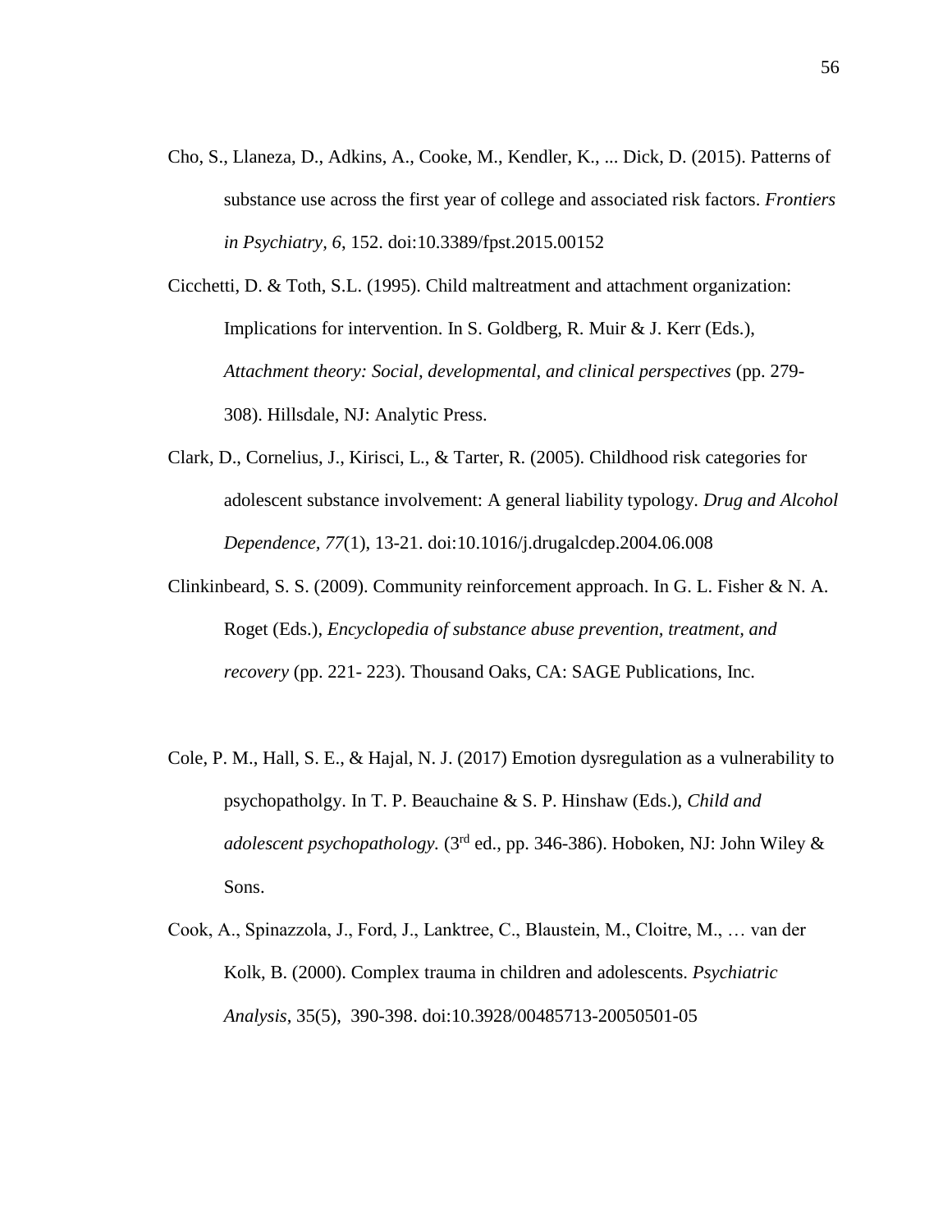Cho, S., Llaneza, D., Adkins, A., Cooke, M., Kendler, K., ... Dick, D. (2015). Patterns of substance use across the first year of college and associated risk factors. *Frontiers in Psychiatry, 6*, 152. doi:10.3389/fpst.2015.00152

Cicchetti, D. & Toth, S.L. (1995). Child maltreatment and attachment organization: Implications for intervention. In S. Goldberg, R. Muir & J. Kerr (Eds.), *Attachment theory: Social, developmental, and clinical perspectives* (pp. 279-308). Hillsdale, NJ: Analytic Press.

Clark, D., Cornelius, J., Kirisci, L., & Tarter, R. (2005). Childhood risk categories for adolescent substance involvement: A general liability typology. *Drug and Alcohol Dependence, 77*(1), 13-21. doi:10.1016/j.drugalcdep.2004.06.008

Clinkinbeard, S. S. (2009). Community reinforcement approach. In G. L. Fisher & N. A. Roget (Eds.), *Encyclopedia of substance abuse prevention, treatment, and recovery* (pp. 221- 223). Thousand Oaks, CA: SAGE Publications, Inc.

Cole, P. M., Hall, S. E., & Hajal, N. J. (2017) Emotion dysregulation as a vulnerability to psychopatholgy. In T. P. Beauchaine & S. P. Hinshaw (Eds.), *Child and adolescent psychopathology.* (3rd ed., pp. 346-386). Hoboken, NJ: John Wiley & Sons.

Cook, A., Spinazzola, J., Ford, J., Lanktree, C., Blaustein, M., Cloitre, M., … van der Kolk, B. (2000). Complex trauma in children and adolescents. *Psychiatric Analysis*, 35(5), 390-398. doi:10.3928/00485713-20050501-05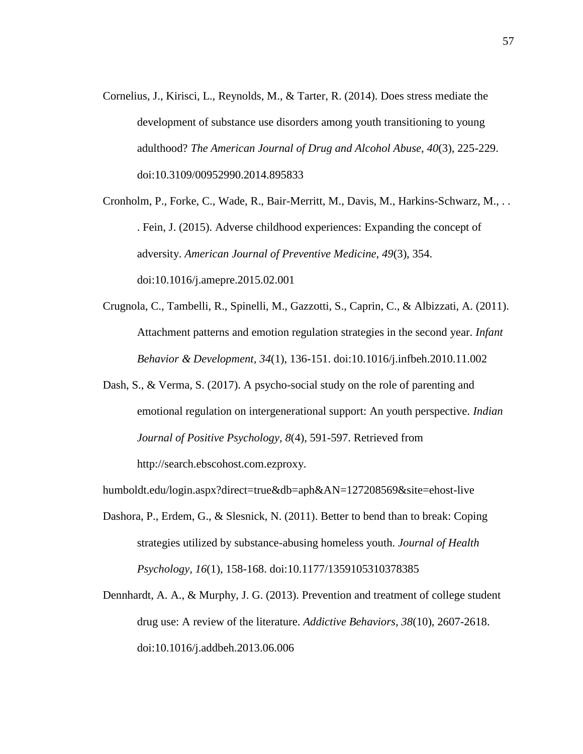Cornelius, J., Kirisci, L., Reynolds, M., & Tarter, R. (2014). Does stress mediate the development of substance use disorders among youth transitioning to young adulthood? *The American Journal of Drug and Alcohol Abuse, 40*(3), 225-229. doi:10.3109/00952990.2014.895833

Cronholm, P., Forke, C., Wade, R., Bair-Merritt, M., Davis, M., Harkins-Schwarz, M., . . . Fein, J. (2015). Adverse childhood experiences: Expanding the concept of adversity. *American Journal of Preventive Medicine, 49*(3), 354. doi:10.1016/j.amepre.2015.02.001

Crugnola, C., Tambelli, R., Spinelli, M., Gazzotti, S., Caprin, C., & Albizzati, A. (2011). Attachment patterns and emotion regulation strategies in the second year. *Infant Behavior & Development, 34*(1), 136-151. doi:10.1016/j.infbeh.2010.11.002

Dash, S., & Verma, S. (2017). A psycho-social study on the role of parenting and emotional regulation on intergenerational support: An youth perspective. *Indian Journal of Positive Psychology, 8*(4), 591-597. Retrieved from http://search.ebscohost.com.ezproxy.humboldt.edu/login.aspx?direct=true&db=aph&AN=127208569&site=ehost-live

Dashora, P., Erdem, G., & Slesnick, N. (2011). Better to bend than to break: Coping strategies utilized by substance-abusing homeless youth. *Journal of Health Psychology, 16*(1), 158-168. doi:10.1177/1359105310378385

Dennhardt, A. A., & Murphy, J. G. (2013). Prevention and treatment of college student drug use: A review of the literature. *Addictive Behaviors, 38*(10), 2607-2618. doi:10.1016/j.addbeh.2013.06.006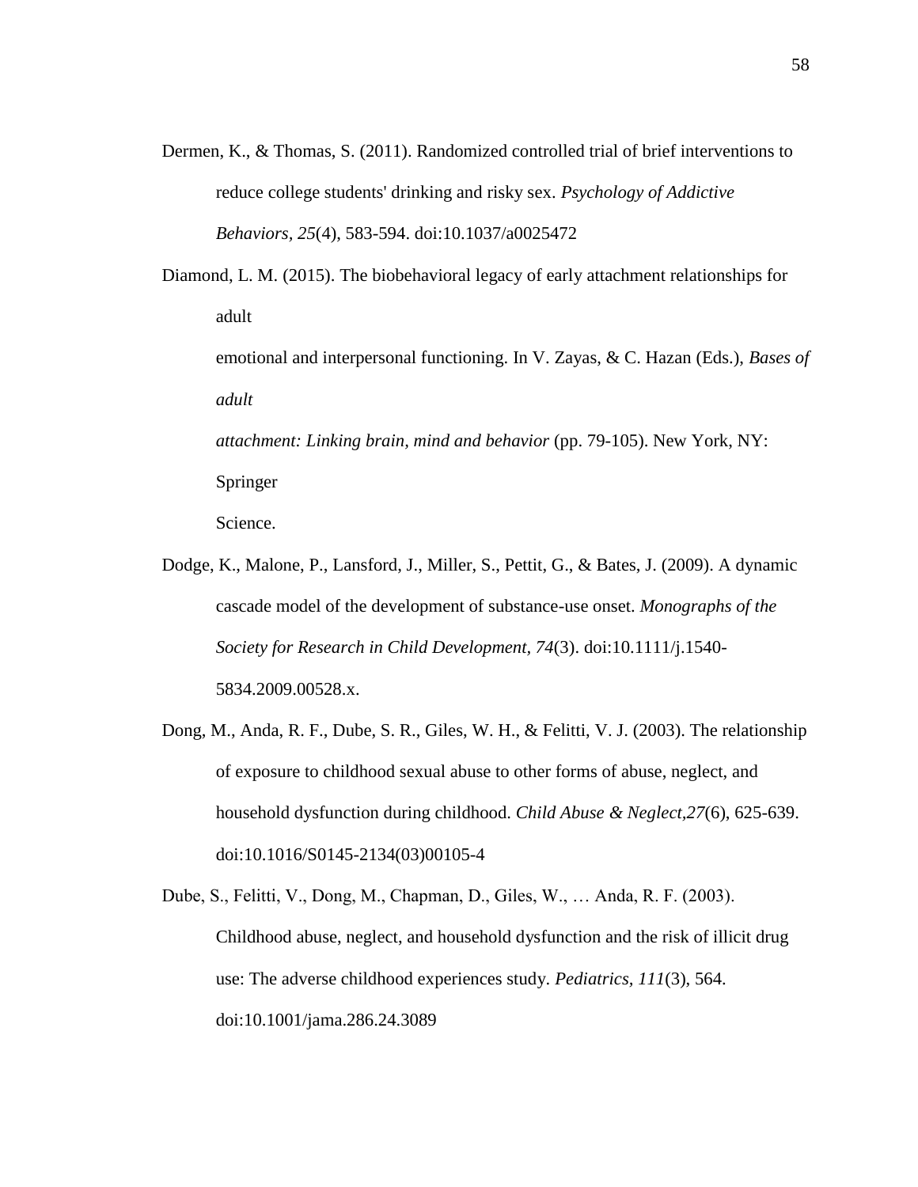Dermen, K., & Thomas, S. (2011). Randomized controlled trial of brief interventions to reduce college students' drinking and risky sex. *Psychology of Addictive Behaviors, 25*(4), 583-594. doi:10.1037/a0025472

Diamond, L. M. (2015). The biobehavioral legacy of early attachment relationships for adult emotional and interpersonal functioning. In V. Zayas, & C. Hazan (Eds.), *Bases of adult attachment: Linking brain, mind and behavior* (pp. 79-105). New York, NY: Springer Science.

Dodge, K., Malone, P., Lansford, J., Miller, S., Pettit, G., & Bates, J. (2009). A dynamic cascade model of the development of substance-use onset. *Monographs of the Society for Research in Child Development, 74*(3). doi:10.1111/j.1540-5834.2009.00528.x.

Dong, M., Anda, R. F., Dube, S. R., Giles, W. H., & Felitti, V. J. (2003). The relationship of exposure to childhood sexual abuse to other forms of abuse, neglect, and household dysfunction during childhood. *Child Abuse & Neglect,27*(6), 625-639. doi:10.1016/S0145-2134(03)00105-4

Dube, S., Felitti, V., Dong, M., Chapman, D., Giles, W., … Anda, R. F. (2003). Childhood abuse, neglect, and household dysfunction and the risk of illicit drug use: The adverse childhood experiences study. *Pediatrics, 111*(3), 564. doi:10.1001/jama.286.24.3089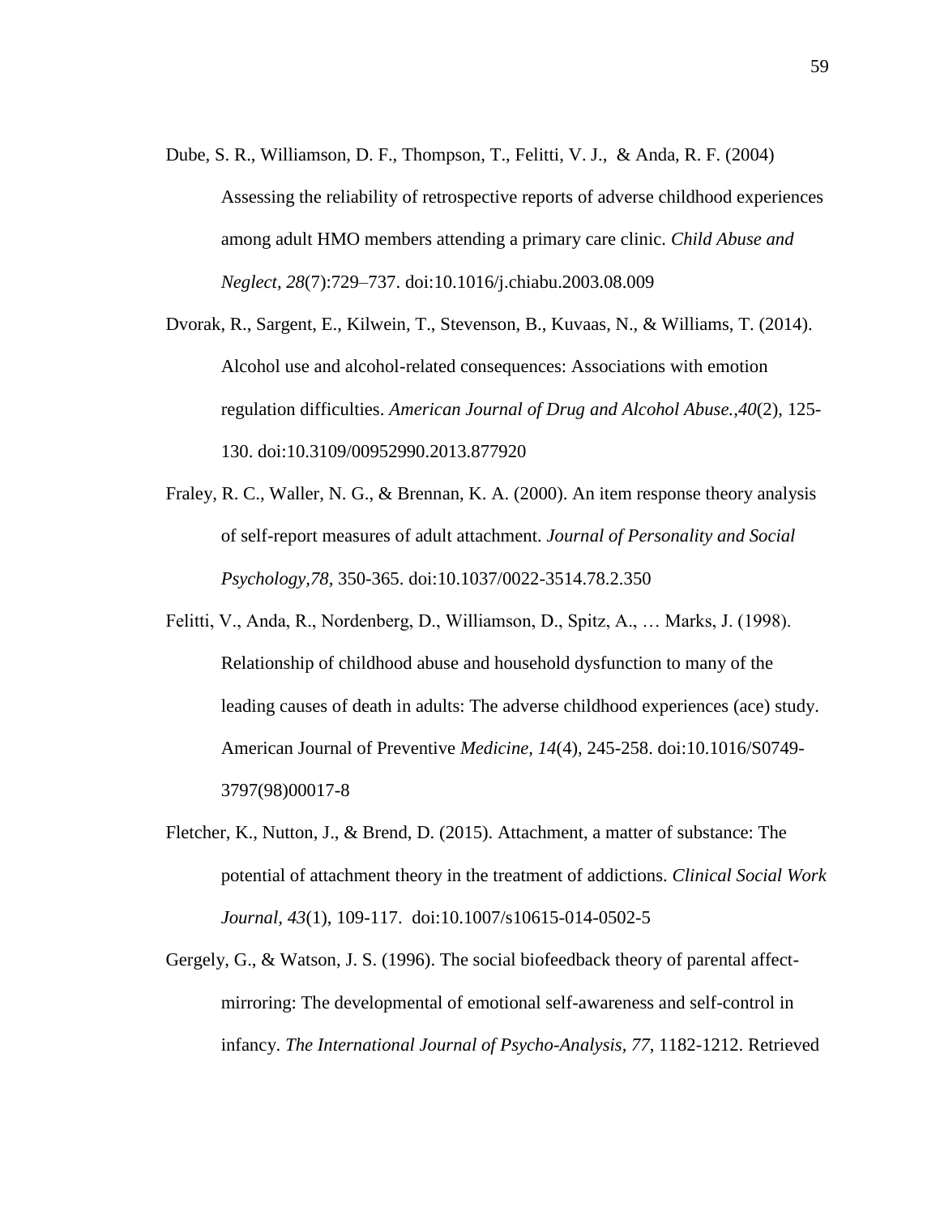Dube, S. R., Williamson, D. F., Thompson, T., Felitti, V. J., & Anda, R. F. (2004) Assessing the reliability of retrospective reports of adverse childhood experiences among adult HMO members attending a primary care clinic. *Child Abuse and Neglect, 28*(7):729–737. doi:10.1016/j.chiabu.2003.08.009

Dvorak, R., Sargent, E., Kilwein, T., Stevenson, B., Kuvaas, N., & Williams, T. (2014). Alcohol use and alcohol-related consequences: Associations with emotion regulation difficulties. *American Journal of Drug and Alcohol Abuse.,40*(2), 125-130. doi:10.3109/00952990.2013.877920

Fraley, R. C., Waller, N. G., & Brennan, K. A. (2000). An item response theory analysis of self-report measures of adult attachment. *Journal of Personality and Social Psychology,78*, 350-365. doi:10.1037/0022-3514.78.2.350

Felitti, V., Anda, R., Nordenberg, D., Williamson, D., Spitz, A., … Marks, J. (1998). Relationship of childhood abuse and household dysfunction to many of the leading causes of death in adults: The adverse childhood experiences (ace) study. American Journal of Preventive *Medicine, 14*(4), 245-258. doi:10.1016/S0749-3797(98)00017-8

Fletcher, K., Nutton, J., & Brend, D. (2015). Attachment, a matter of substance: The potential of attachment theory in the treatment of addictions. *Clinical Social Work Journal, 43*(1), 109-117. doi:10.1007/s10615-014-0502-5

Gergely, G., & Watson, J. S. (1996). The social biofeedback theory of parental affect-mirroring: The developmental of emotional self-awareness and self-control in infancy. *The International Journal of Psycho-Analysis, 77*, 1182-1212. Retrieved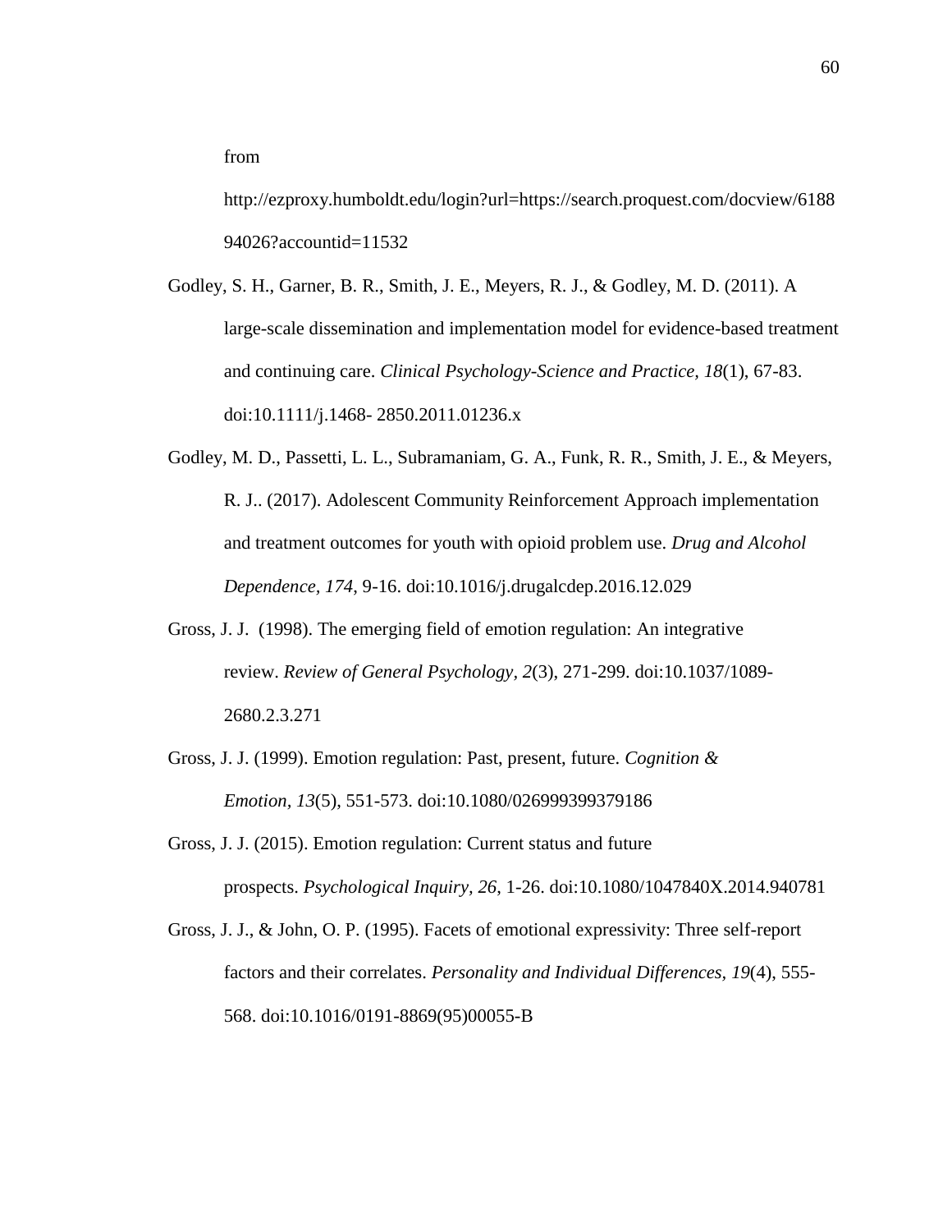from http://ezproxy.humboldt.edu/login?url=https://search.proquest.com/docview/618894026?accountid=11532

Godley, S. H., Garner, B. R., Smith, J. E., Meyers, R. J., & Godley, M. D. (2011). A large-scale dissemination and implementation model for evidence-based treatment and continuing care. *Clinical Psychology-Science and Practice, 18*(1), 67-83. doi:10.1111/j.1468- 2850.2011.01236.x

Godley, M. D., Passetti, L. L., Subramaniam, G. A., Funk, R. R., Smith, J. E., & Meyers, R. J.. (2017). Adolescent Community Reinforcement Approach implementation and treatment outcomes for youth with opioid problem use. *Drug and Alcohol Dependence, 174*, 9-16. doi:10.1016/j.drugalcdep.2016.12.029

Gross, J. J. (1998). The emerging field of emotion regulation: An integrative review. *Review of General Psychology, 2*(3), 271-299. doi:10.1037/1089-2680.2.3.271

Gross, J. J. (1999). Emotion regulation: Past, present, future. *Cognition & Emotion*, *13*(5), 551-573. doi:10.1080/026999399379186

Gross, J. J. (2015). Emotion regulation: Current status and future prospects. *Psychological Inquiry, 26*, 1-26. doi:10.1080/1047840X.2014.940781

Gross, J. J., & John, O. P. (1995). Facets of emotional expressivity: Three self-report factors and their correlates. *Personality and Individual Differences, 19*(4), 555-568. doi:10.1016/0191-8869(95)00055-B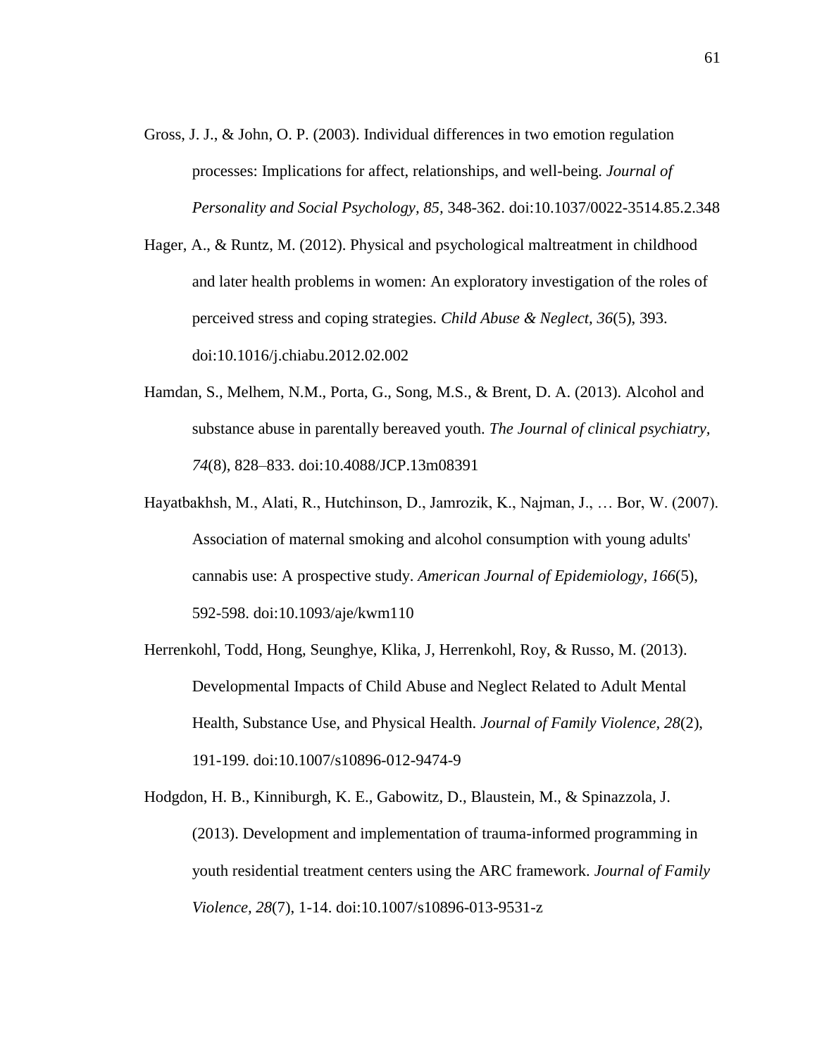Gross, J. J., & John, O. P. (2003). Individual differences in two emotion regulation processes: Implications for affect, relationships, and well-being. *Journal of Personality and Social Psychology, 85*, 348-362. doi:10.1037/0022-3514.85.2.348

Hager, A., & Runtz, M. (2012). Physical and psychological maltreatment in childhood and later health problems in women: An exploratory investigation of the roles of perceived stress and coping strategies. *Child Abuse & Neglect, 36*(5), 393. doi:10.1016/j.chiabu.2012.02.002

Hamdan, S., Melhem, N.M., Porta, G., Song, M.S., & Brent, D. A. (2013). Alcohol and substance abuse in parentally bereaved youth. *The Journal of clinical psychiatry, 74*(8), 828–833. doi:10.4088/JCP.13m08391

Hayatbakhsh, M., Alati, R., Hutchinson, D., Jamrozik, K., Najman, J., … Bor, W. (2007). Association of maternal smoking and alcohol consumption with young adults' cannabis use: A prospective study. *American Journal of Epidemiology, 166*(5), 592-598. doi:10.1093/aje/kwm110

Herrenkohl, Todd, Hong, Seunghye, Klika, J, Herrenkohl, Roy, & Russo, M. (2013). Developmental Impacts of Child Abuse and Neglect Related to Adult Mental Health, Substance Use, and Physical Health. *Journal of Family Violence, 28*(2), 191-199. doi:10.1007/s10896-012-9474-9

Hodgdon, H. B., Kinniburgh, K. E., Gabowitz, D., Blaustein, M., & Spinazzola, J. (2013). Development and implementation of trauma-informed programming in youth residential treatment centers using the ARC framework. *Journal of Family Violence, 28*(7), 1-14. doi:10.1007/s10896-013-9531-z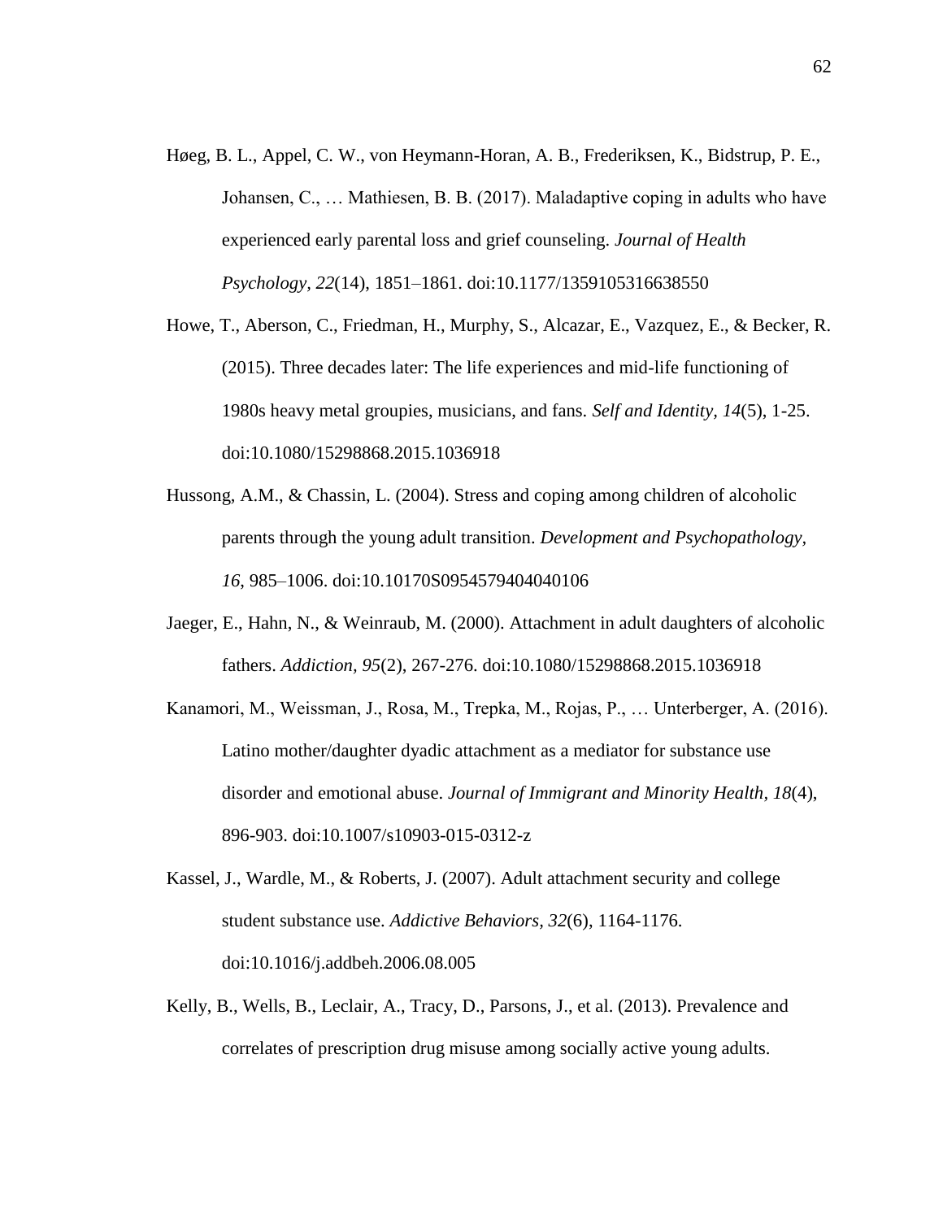Høeg, B. L., Appel, C. W., von Heymann-Horan, A. B., Frederiksen, K., Bidstrup, P. E., Johansen, C., … Mathiesen, B. B. (2017). Maladaptive coping in adults who have experienced early parental loss and grief counseling. *Journal of Health Psychology*, *22*(14), 1851–1861. doi:10.1177/1359105316638550

Howe, T., Aberson, C., Friedman, H., Murphy, S., Alcazar, E., Vazquez, E., & Becker, R. (2015). Three decades later: The life experiences and mid-life functioning of 1980s heavy metal groupies, musicians, and fans. *Self and Identity, 14*(5), 1-25. doi:10.1080/15298868.2015.1036918

Hussong, A.M., & Chassin, L. (2004). Stress and coping among children of alcoholic parents through the young adult transition. *Development and Psychopathology*, *16*, 985–1006. doi:10.10170S0954579404040106

Jaeger, E., Hahn, N., & Weinraub, M. (2000). Attachment in adult daughters of alcoholic fathers. *Addiction, 95*(2), 267-276. doi:10.1080/15298868.2015.1036918

Kanamori, M., Weissman, J., Rosa, M., Trepka, M., Rojas, P., … Unterberger, A. (2016). Latino mother/daughter dyadic attachment as a mediator for substance use disorder and emotional abuse. *Journal of Immigrant and Minority Health*, *18*(4), 896-903. doi:10.1007/s10903-015-0312-z

Kassel, J., Wardle, M., & Roberts, J. (2007). Adult attachment security and college student substance use. *Addictive Behaviors, 32*(6), 1164-1176. doi:10.1016/j.addbeh.2006.08.005

Kelly, B., Wells, B., Leclair, A., Tracy, D., Parsons, J., et al. (2013). Prevalence and correlates of prescription drug misuse among socially active young adults.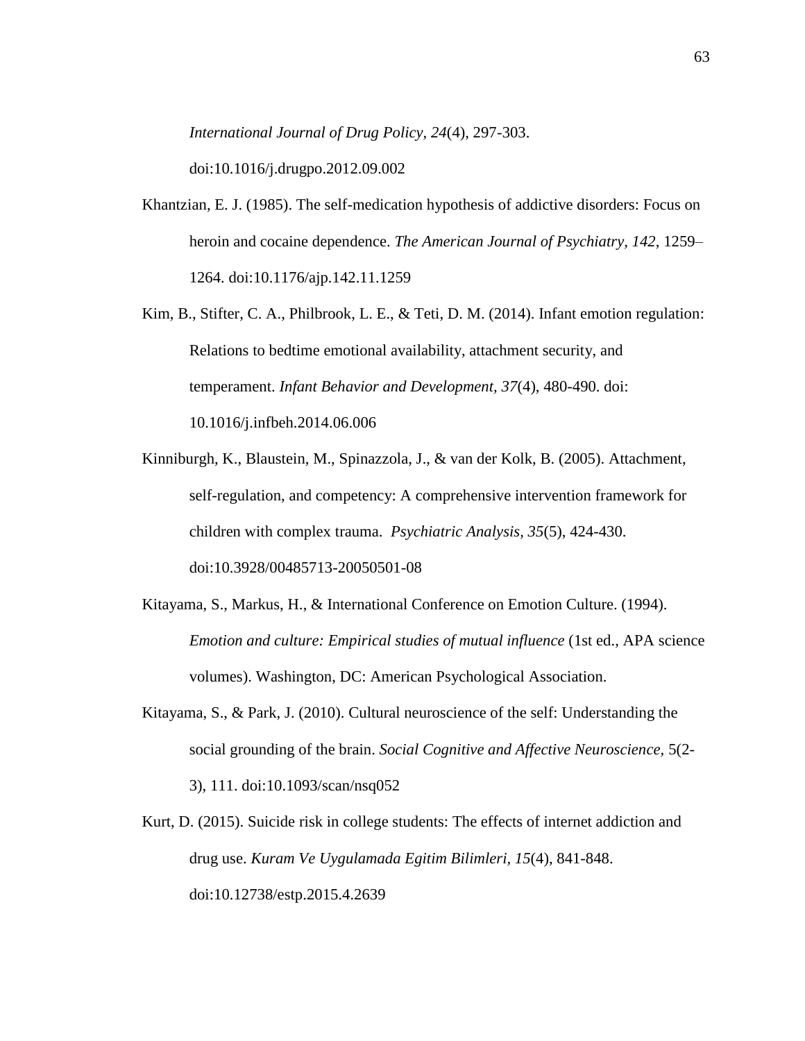*International Journal of Drug Policy, 24*(4), 297-303. doi:10.1016/j.drugpo.2012.09.002

Khantzian, E. J. (1985). The self-medication hypothesis of addictive disorders: Focus on heroin and cocaine dependence. *The American Journal of Psychiatry, 142*, 1259–1264. doi:10.1176/ajp.142.11.1259

Kim, B., Stifter, C. A., Philbrook, L. E., & Teti, D. M. (2014). Infant emotion regulation: Relations to bedtime emotional availability, attachment security, and temperament. *Infant Behavior and Development, 37*(4), 480-490. doi: 10.1016/j.infbeh.2014.06.006

Kinniburgh, K., Blaustein, M., Spinazzola, J., & van der Kolk, B. (2005). Attachment, self-regulation, and competency: A comprehensive intervention framework for children with complex trauma. *Psychiatric Analysis, 35*(5), 424-430. doi:10.3928/00485713-20050501-08

Kitayama, S., Markus, H., & International Conference on Emotion Culture. (1994). *Emotion and culture: Empirical studies of mutual influence* (1st ed., APA science volumes). Washington, DC: American Psychological Association.

Kitayama, S., & Park, J. (2010). Cultural neuroscience of the self: Understanding the social grounding of the brain. *Social Cognitive and Affective Neuroscience*, 5(2-3), 111. doi:10.1093/scan/nsq052

Kurt, D. (2015). Suicide risk in college students: The effects of internet addiction and drug use. *Kuram Ve Uygulamada Egitim Bilimleri*, *15*(4), 841-848. doi:10.12738/estp.2015.4.2639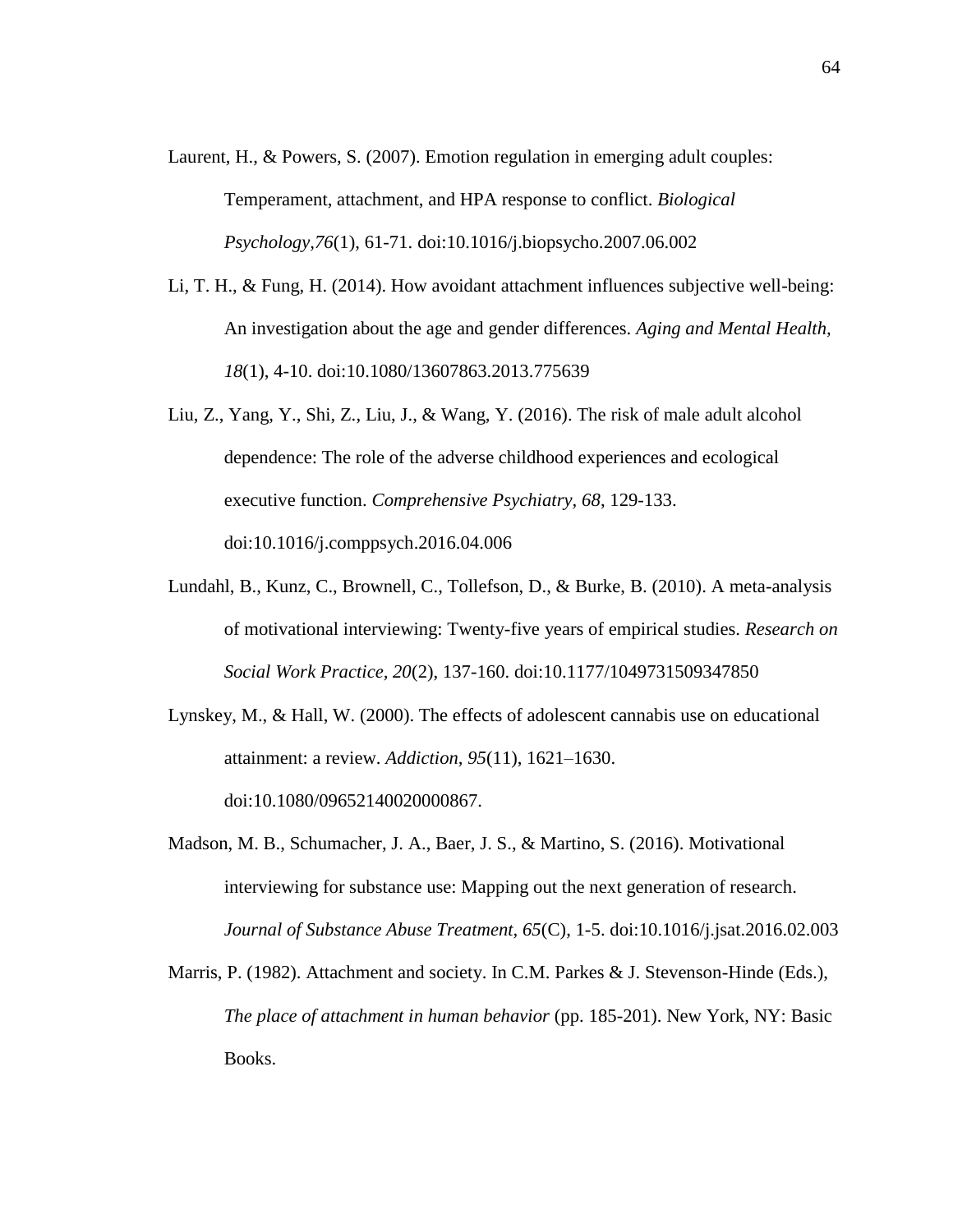Laurent, H., & Powers, S. (2007). Emotion regulation in emerging adult couples: Temperament, attachment, and HPA response to conflict. *Biological Psychology,76*(1), 61-71. doi:10.1016/j.biopsycho.2007.06.002

Li, T. H., & Fung, H. (2014). How avoidant attachment influences subjective well-being: An investigation about the age and gender differences. *Aging and Mental Health, 18*(1), 4-10. doi:10.1080/13607863.2013.775639

Liu, Z., Yang, Y., Shi, Z., Liu, J., & Wang, Y. (2016). The risk of male adult alcohol dependence: The role of the adverse childhood experiences and ecological executive function. *Comprehensive Psychiatry, 68*, 129-133. doi:10.1016/j.comppsych.2016.04.006

Lundahl, B., Kunz, C., Brownell, C., Tollefson, D., & Burke, B. (2010). A meta-analysis of motivational interviewing: Twenty-five years of empirical studies. *Research on Social Work Practice, 20*(2), 137-160. doi:10.1177/1049731509347850

Lynskey, M., & Hall, W. (2000). The effects of adolescent cannabis use on educational attainment: a review. *Addiction, 95*(11), 1621–1630. doi:10.1080/09652140020000867.

Madson, M. B., Schumacher, J. A., Baer, J. S., & Martino, S. (2016). Motivational interviewing for substance use: Mapping out the next generation of research. *Journal of Substance Abuse Treatment, 65*(C), 1-5. doi:10.1016/j.jsat.2016.02.003

Marris, P. (1982). Attachment and society. In C.M. Parkes & J. Stevenson-Hinde (Eds.), *The place of attachment in human behavior* (pp. 185-201). New York, NY: Basic Books.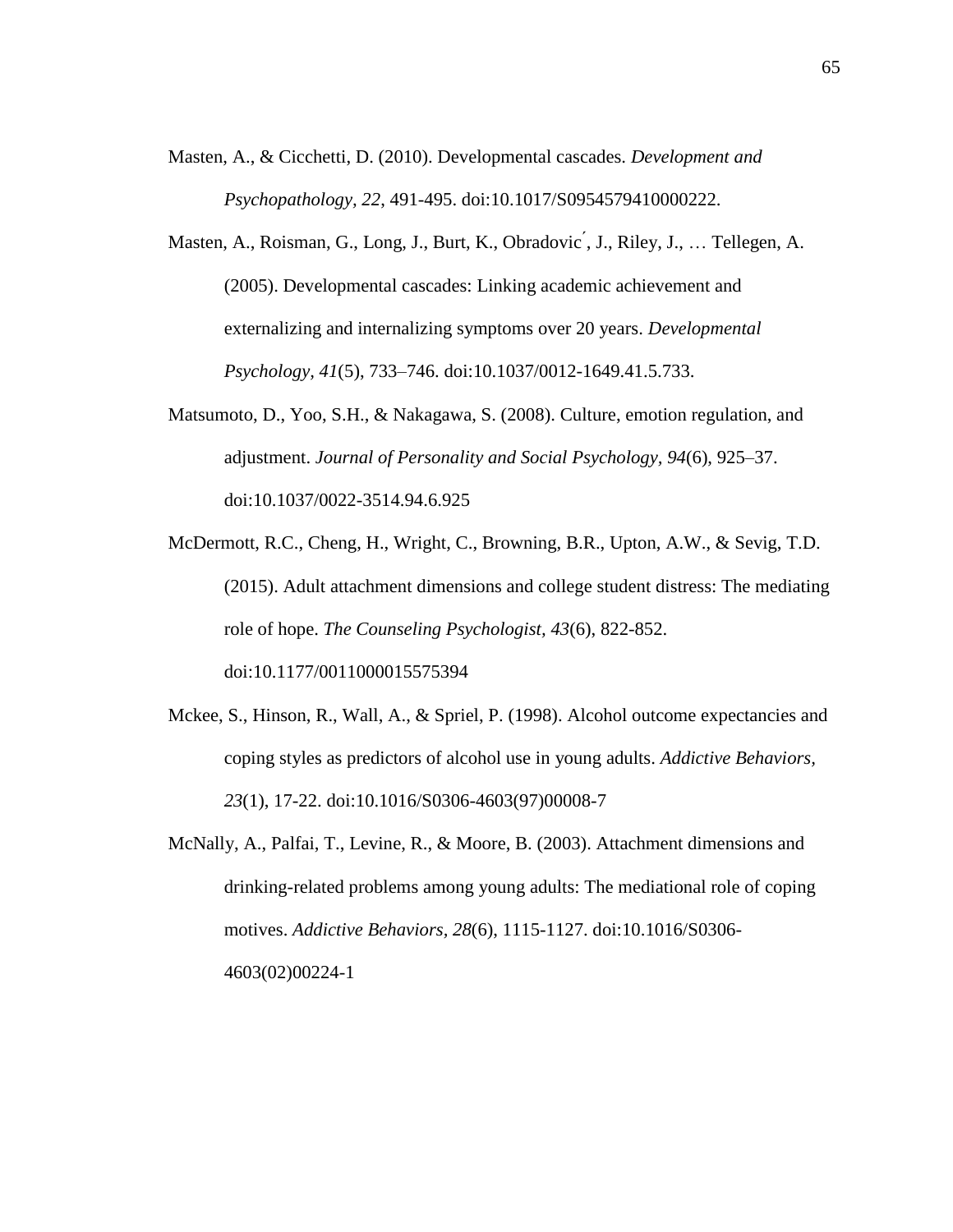Masten, A., & Cicchetti, D. (2010). Developmental cascades. *Development and Psychopathology, 22*, 491-495. doi:10.1017/S0954579410000222.

Masten, A., Roisman, G., Long, J., Burt, K., Obradović, J., Riley, J., … Tellegen, A. (2005). Developmental cascades: Linking academic achievement and externalizing and internalizing symptoms over 20 years. *Developmental Psychology, 41*(5), 733–746. doi:10.1037/0012-1649.41.5.733.

Matsumoto, D., Yoo, S.H., & Nakagawa, S. (2008). Culture, emotion regulation, and adjustment. *Journal of Personality and Social Psychology, 94*(6), 925–37. doi:10.1037/0022-3514.94.6.925

McDermott, R.C., Cheng, H., Wright, C., Browning, B.R., Upton, A.W., & Sevig, T.D. (2015). Adult attachment dimensions and college student distress: The mediating role of hope. *The Counseling Psychologist, 43*(6), 822-852. doi:10.1177/0011000015575394

Mckee, S., Hinson, R., Wall, A., & Spriel, P. (1998). Alcohol outcome expectancies and coping styles as predictors of alcohol use in young adults. *Addictive Behaviors, 23*(1), 17-22. doi:10.1016/S0306-4603(97)00008-7

McNally, A., Palfai, T., Levine, R., & Moore, B. (2003). Attachment dimensions and drinking-related problems among young adults: The mediational role of coping motives. *Addictive Behaviors, 28*(6), 1115-1127. doi:10.1016/S0306-4603(02)00224-1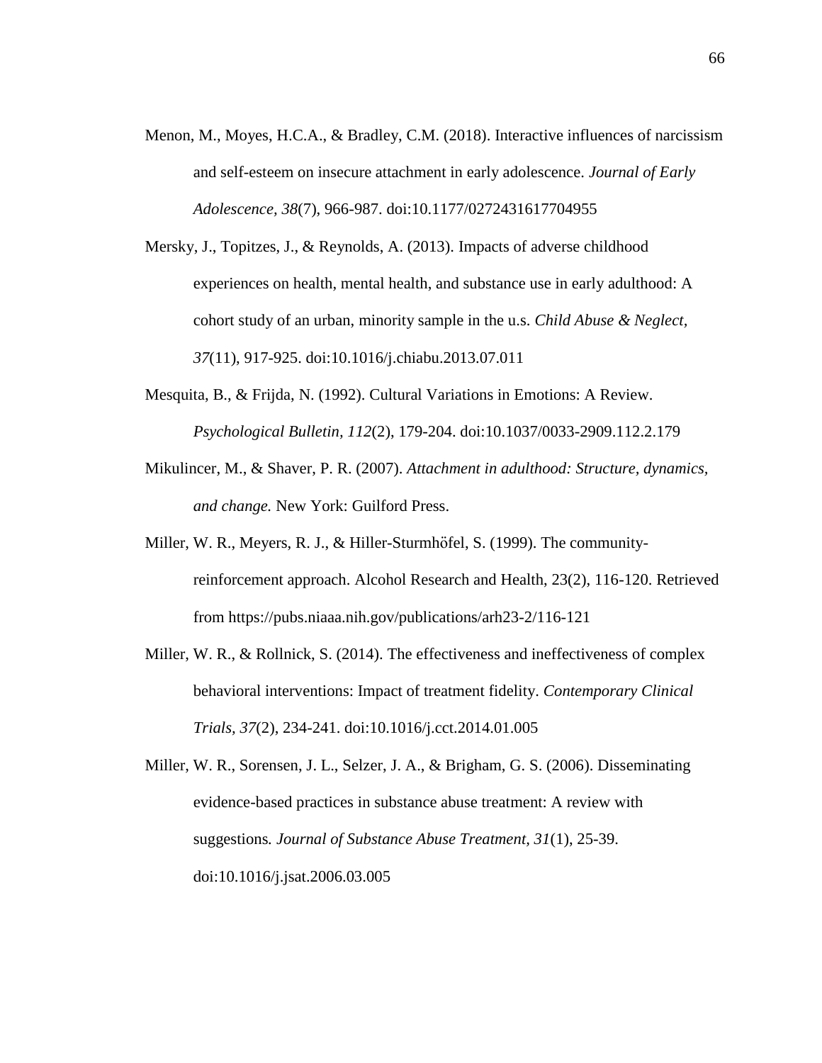Menon, M., Moyes, H.C.A., & Bradley, C.M. (2018). Interactive influences of narcissism and self-esteem on insecure attachment in early adolescence. *Journal of Early Adolescence, 38*(7), 966-987. doi:10.1177/0272431617704955

Mersky, J., Topitzes, J., & Reynolds, A. (2013). Impacts of adverse childhood experiences on health, mental health, and substance use in early adulthood: A cohort study of an urban, minority sample in the u.s. *Child Abuse & Neglect, 37*(11), 917-925. doi:10.1016/j.chiabu.2013.07.011

Mesquita, B., & Frijda, N. (1992). Cultural Variations in Emotions: A Review. *Psychological Bulletin, 112*(2), 179-204. doi:10.1037/0033-2909.112.2.179

Mikulincer, M., & Shaver, P. R. (2007). *Attachment in adulthood: Structure, dynamics, and change.* New York: Guilford Press.

Miller, W. R., Meyers, R. J., & Hiller-Sturmhöfel, S. (1999). The community-reinforcement approach. Alcohol Research and Health, 23(2), 116-120. Retrieved from https://pubs.niaaa.nih.gov/publications/arh23-2/116-121

Miller, W. R., & Rollnick, S. (2014). The effectiveness and ineffectiveness of complex behavioral interventions: Impact of treatment fidelity. *Contemporary Clinical Trials, 37*(2), 234-241. doi:10.1016/j.cct.2014.01.005

Miller, W. R., Sorensen, J. L., Selzer, J. A., & Brigham, G. S. (2006). Disseminating evidence-based practices in substance abuse treatment: A review with suggestions. *Journal of Substance Abuse Treatment, 31*(1), 25-39. doi:10.1016/j.jsat.2006.03.005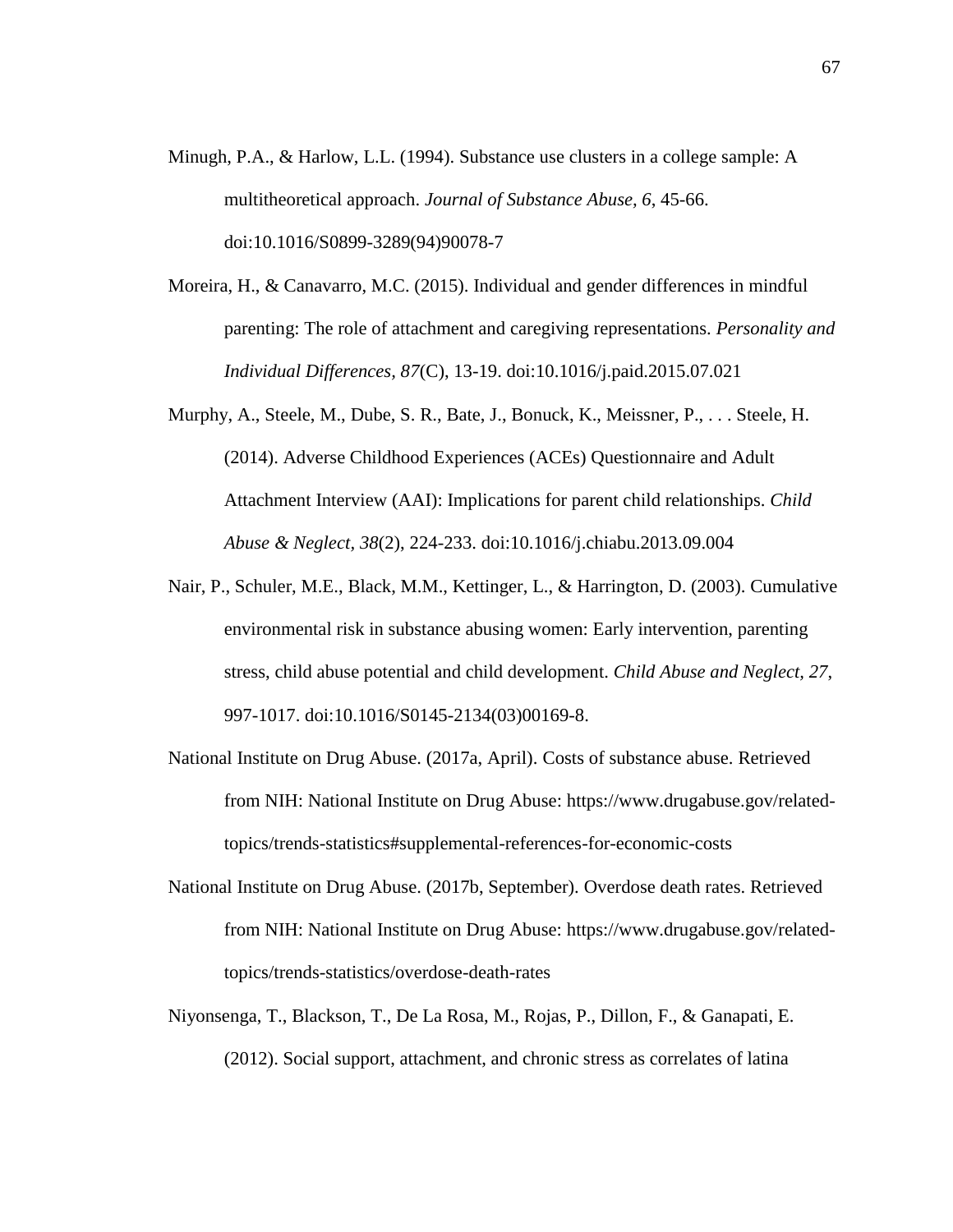Minugh, P.A., & Harlow, L.L. (1994). Substance use clusters in a college sample: A multitheoretical approach. *Journal of Substance Abuse*, *6*, 45-66. doi:10.1016/S0899-3289(94)90078-7

Moreira, H., & Canavarro, M.C. (2015). Individual and gender differences in mindful parenting: The role of attachment and caregiving representations. *Personality and Individual Differences*, *87*(C), 13-19. doi:10.1016/j.paid.2015.07.021

Murphy, A., Steele, M., Dube, S. R., Bate, J., Bonuck, K., Meissner, P., . . . Steele, H. (2014). Adverse Childhood Experiences (ACEs) Questionnaire and Adult Attachment Interview (AAI): Implications for parent child relationships. *Child Abuse & Neglect*, *38*(2), 224-233. doi:10.1016/j.chiabu.2013.09.004

Nair, P., Schuler, M.E., Black, M.M., Kettinger, L., & Harrington, D. (2003). Cumulative environmental risk in substance abusing women: Early intervention, parenting stress, child abuse potential and child development. *Child Abuse and Neglect*, *27*, 997-1017. doi:10.1016/S0145-2134(03)00169-8.

National Institute on Drug Abuse. (2017a, April). Costs of substance abuse. Retrieved from NIH: National Institute on Drug Abuse: https://www.drugabuse.gov/related-topics/trends-statistics#supplemental-references-for-economic-costs

National Institute on Drug Abuse. (2017b, September). Overdose death rates. Retrieved from NIH: National Institute on Drug Abuse: https://www.drugabuse.gov/related-topics/trends-statistics/overdose-death-rates

Niyonsenga, T., Blackson, T., De La Rosa, M., Rojas, P., Dillon, F., & Ganapati, E. (2012). Social support, attachment, and chronic stress as correlates of latina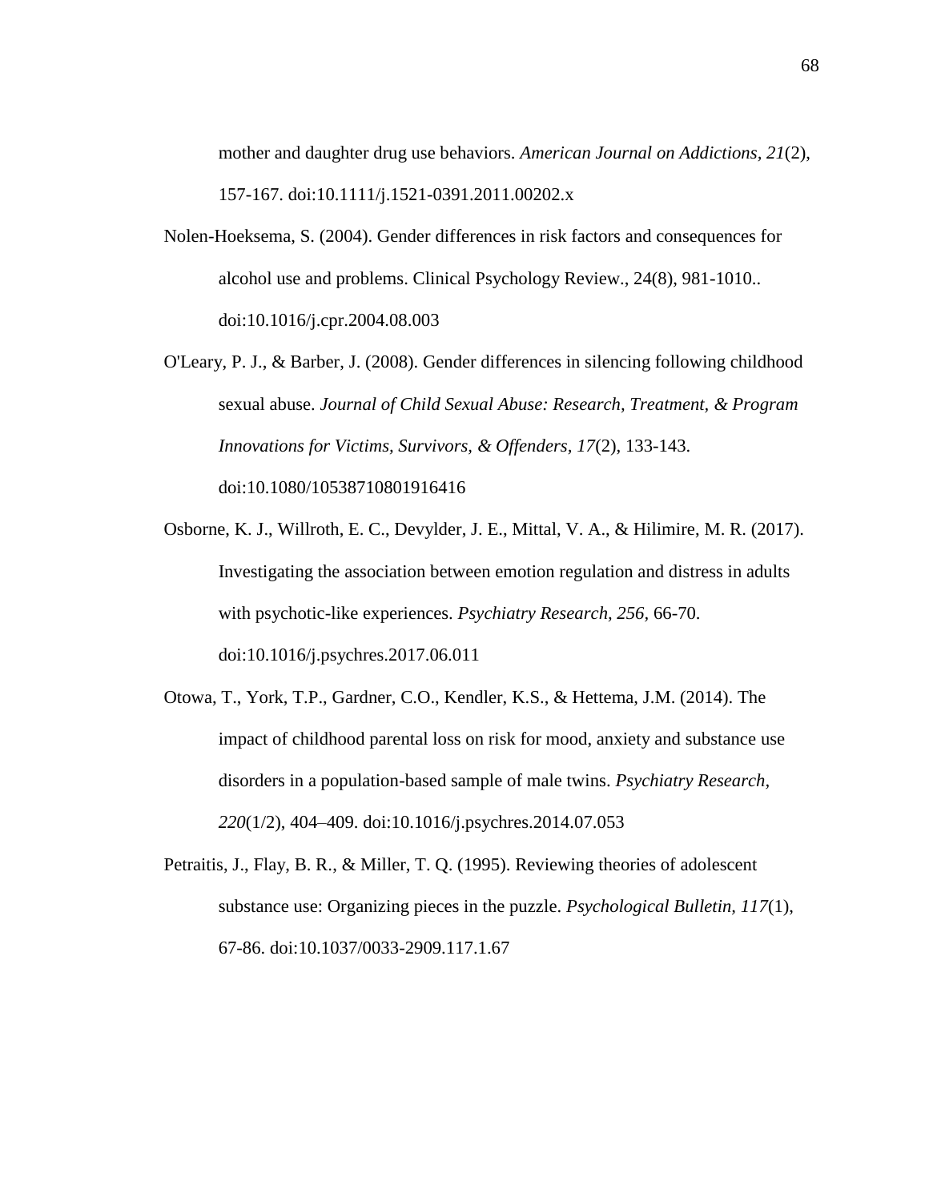mother and daughter drug use behaviors. *American Journal on Addictions, 21*(2), 157-167. doi:10.1111/j.1521-0391.2011.00202.x

Nolen-Hoeksema, S. (2004). Gender differences in risk factors and consequences for alcohol use and problems. Clinical Psychology Review., 24(8), 981-1010.. doi:10.1016/j.cpr.2004.08.003

O'Leary, P. J., & Barber, J. (2008). Gender differences in silencing following childhood sexual abuse. *Journal of Child Sexual Abuse: Research, Treatment, & Program Innovations for Victims, Survivors, & Offenders, 17*(2), 133-143. doi:10.1080/10538710801916416

Osborne, K. J., Willroth, E. C., Devylder, J. E., Mittal, V. A., & Hilimire, M. R. (2017). Investigating the association between emotion regulation and distress in adults with psychotic-like experiences. *Psychiatry Research, 256*, 66-70. doi:10.1016/j.psychres.2017.06.011

Otowa, T., York, T.P., Gardner, C.O., Kendler, K.S., & Hettema, J.M. (2014). The impact of childhood parental loss on risk for mood, anxiety and substance use disorders in a population-based sample of male twins. *Psychiatry Research, 220*(1/2), 404–409. doi:10.1016/j.psychres.2014.07.053

Petraitis, J., Flay, B. R., & Miller, T. Q. (1995). Reviewing theories of adolescent substance use: Organizing pieces in the puzzle. *Psychological Bulletin, 117*(1), 67-86. doi:10.1037/0033-2909.117.1.67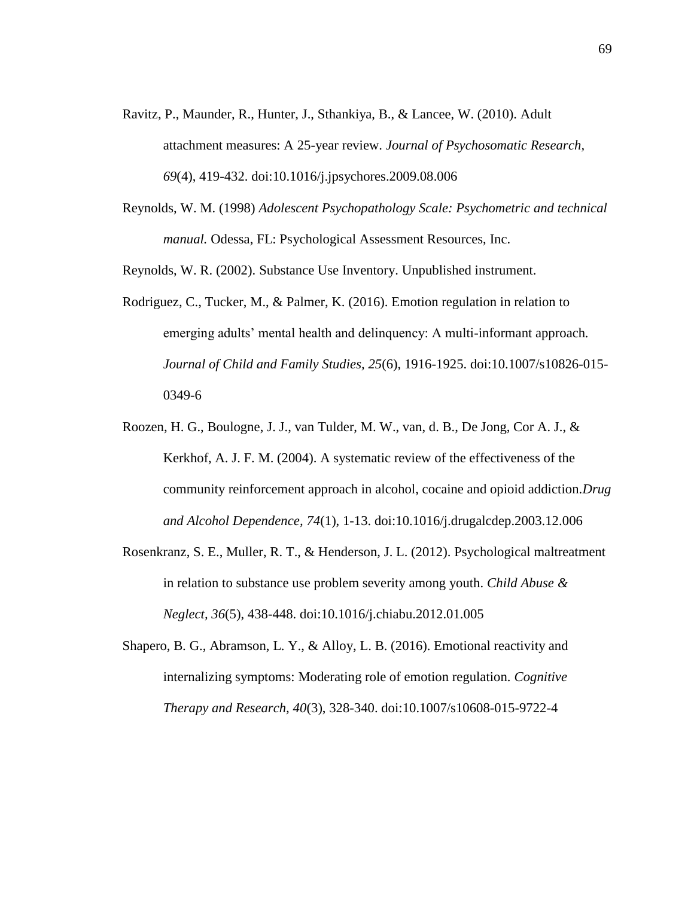Ravitz, P., Maunder, R., Hunter, J., Sthankiya, B., & Lancee, W. (2010). Adult attachment measures: A 25-year review. *Journal of Psychosomatic Research, 69*(4), 419-432. doi:10.1016/j.jpsychores.2009.08.006

Reynolds, W. M. (1998) *Adolescent Psychopathology Scale: Psychometric and technical manual.* Odessa, FL: Psychological Assessment Resources, Inc.

Reynolds, W. R. (2002). Substance Use Inventory. Unpublished instrument.

Rodriguez, C., Tucker, M., & Palmer, K. (2016). Emotion regulation in relation to emerging adults' mental health and delinquency: A multi-informant approach. *Journal of Child and Family Studies, 25*(6), 1916-1925. doi:10.1007/s10826-015-0349-6

Roozen, H. G., Boulogne, J. J., van Tulder, M. W., van, d. B., De Jong, Cor A. J., & Kerkhof, A. J. F. M. (2004). A systematic review of the effectiveness of the community reinforcement approach in alcohol, cocaine and opioid addiction.*Drug and Alcohol Dependence, 74*(1), 1-13. doi:10.1016/j.drugalcdep.2003.12.006

Rosenkranz, S. E., Muller, R. T., & Henderson, J. L. (2012). Psychological maltreatment in relation to substance use problem severity among youth. *Child Abuse & Neglect, 36*(5), 438-448. doi:10.1016/j.chiabu.2012.01.005

Shapero, B. G., Abramson, L. Y., & Alloy, L. B. (2016). Emotional reactivity and internalizing symptoms: Moderating role of emotion regulation. *Cognitive Therapy and Research, 40*(3), 328-340. doi:10.1007/s10608-015-9722-4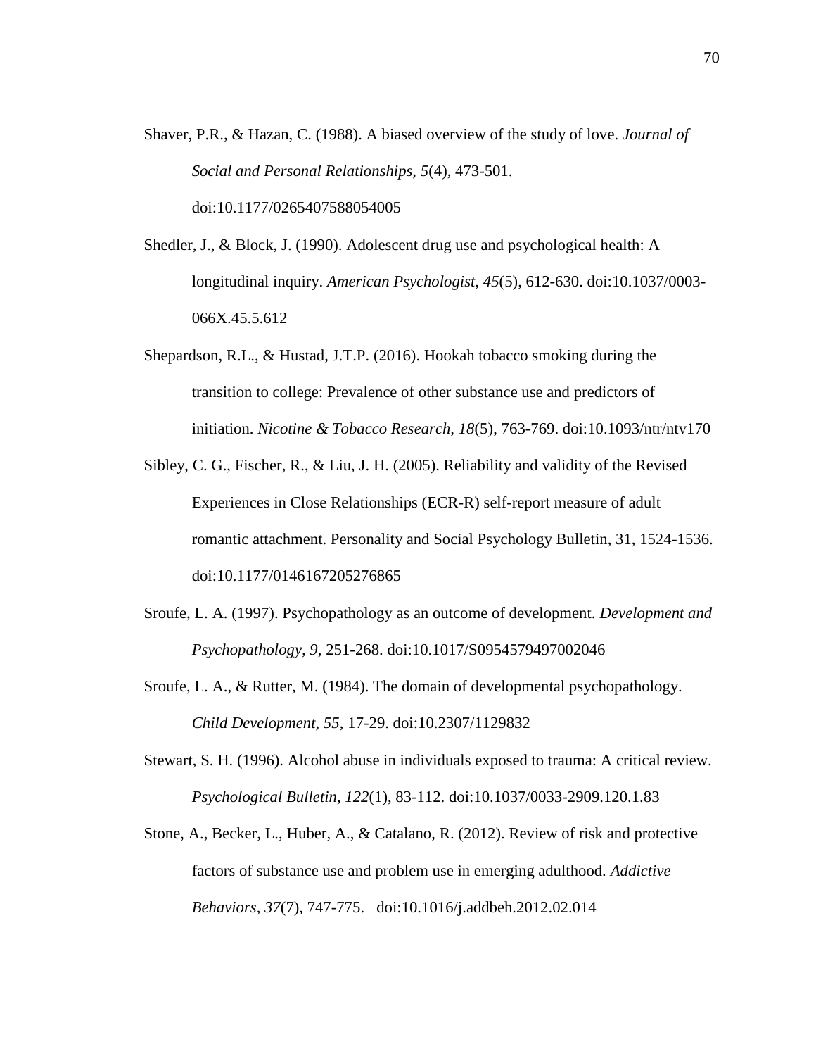Shaver, P.R., & Hazan, C. (1988). A biased overview of the study of love. *Journal of Social and Personal Relationships, 5*(4), 473-501. doi:10.1177/0265407588054005

Shedler, J., & Block, J. (1990). Adolescent drug use and psychological health: A longitudinal inquiry. *American Psychologist, 45*(5), 612-630. doi:10.1037/0003-066X.45.5.612

Shepardson, R.L., & Hustad, J.T.P. (2016). Hookah tobacco smoking during the transition to college: Prevalence of other substance use and predictors of initiation. *Nicotine & Tobacco Research, 18*(5), 763-769. doi:10.1093/ntr/ntv170

Sibley, C. G., Fischer, R., & Liu, J. H. (2005). Reliability and validity of the Revised Experiences in Close Relationships (ECR-R) self-report measure of adult romantic attachment. Personality and Social Psychology Bulletin, 31, 1524-1536. doi:10.1177/0146167205276865

Sroufe, L. A. (1997). Psychopathology as an outcome of development. *Development and Psychopathology, 9,* 251-268. doi:10.1017/S0954579497002046

Sroufe, L. A., & Rutter, M. (1984). The domain of developmental psychopathology. *Child Development, 55*, 17-29. doi:10.2307/1129832

Stewart, S. H. (1996). Alcohol abuse in individuals exposed to trauma: A critical review. *Psychological Bulletin, 122*(1), 83-112. doi:10.1037/0033-2909.120.1.83

Stone, A., Becker, L., Huber, A., & Catalano, R. (2012). Review of risk and protective factors of substance use and problem use in emerging adulthood. *Addictive Behaviors, 37*(7), 747-775. doi:10.1016/j.addbeh.2012.02.014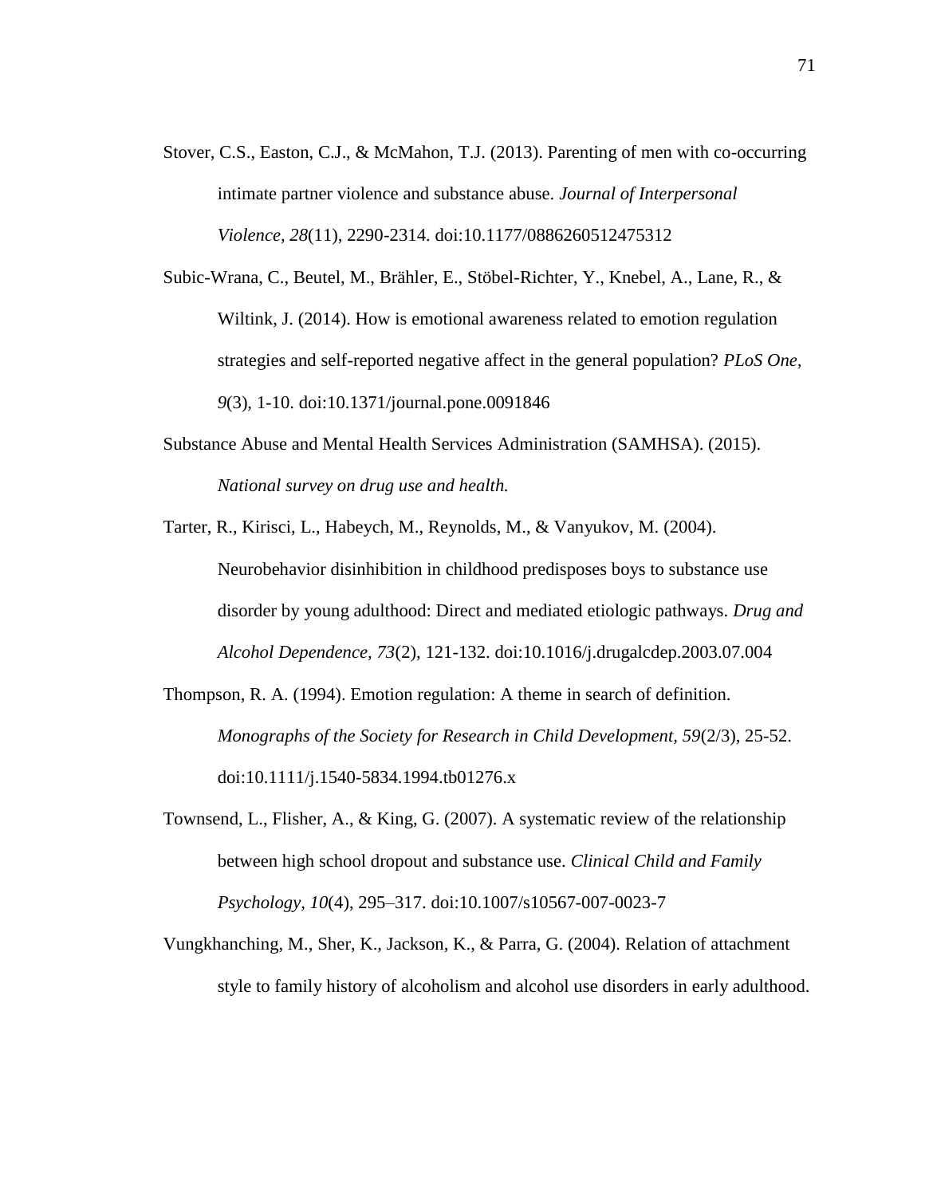Stover, C.S., Easton, C.J., & McMahon, T.J. (2013). Parenting of men with co-occurring intimate partner violence and substance abuse. *Journal of Interpersonal Violence, 28*(11), 2290-2314. doi:10.1177/0886260512475312

Subic-Wrana, C., Beutel, M., Brähler, E., Stöbel-Richter, Y., Knebel, A., Lane, R., & Wiltink, J. (2014). How is emotional awareness related to emotion regulation strategies and self-reported negative affect in the general population? *PLoS One, 9*(3), 1-10. doi:10.1371/journal.pone.0091846

Substance Abuse and Mental Health Services Administration (SAMHSA). (2015). *National survey on drug use and health.*

Tarter, R., Kirisci, L., Habeych, M., Reynolds, M., & Vanyukov, M. (2004). Neurobehavior disinhibition in childhood predisposes boys to substance use disorder by young adulthood: Direct and mediated etiologic pathways. *Drug and Alcohol Dependence, 73*(2), 121-132. doi:10.1016/j.drugalcdep.2003.07.004

Thompson, R. A. (1994). Emotion regulation: A theme in search of definition. *Monographs of the Society for Research in Child Development, 59*(2/3), 25-52. doi:10.1111/j.1540-5834.1994.tb01276.x

Townsend, L., Flisher, A., & King, G. (2007). A systematic review of the relationship between high school dropout and substance use. *Clinical Child and Family Psychology, 10*(4), 295–317. doi:10.1007/s10567-007-0023-7

Vungkhanching, M., Sher, K., Jackson, K., & Parra, G. (2004). Relation of attachment style to family history of alcoholism and alcohol use disorders in early adulthood.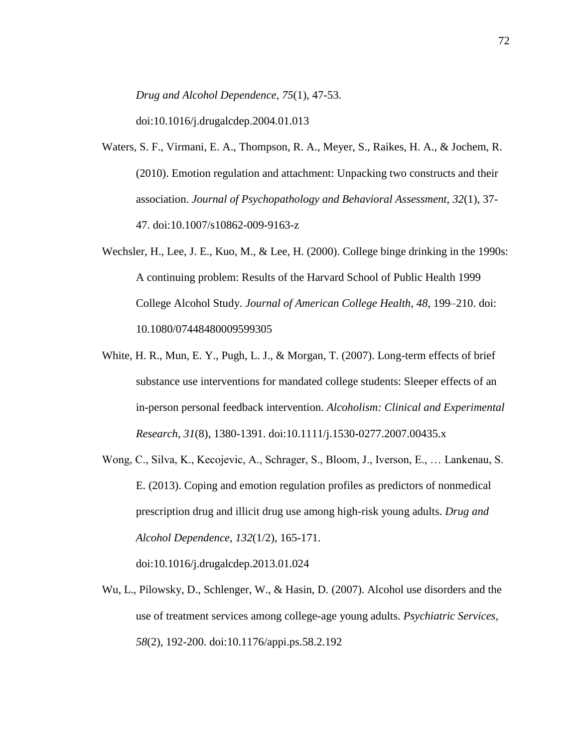*Drug and Alcohol Dependence, 75*(1), 47-53. doi:10.1016/j.drugalcdep.2004.01.013

Waters, S. F., Virmani, E. A., Thompson, R. A., Meyer, S., Raikes, H. A., & Jochem, R. (2010). Emotion regulation and attachment: Unpacking two constructs and their association. *Journal of Psychopathology and Behavioral Assessment, 32*(1), 37-47. doi:10.1007/s10862-009-9163-z

Wechsler, H., Lee, J. E., Kuo, M., & Lee, H. (2000). College binge drinking in the 1990s: A continuing problem: Results of the Harvard School of Public Health 1999 College Alcohol Study. *Journal of American College Health, 48,* 199–210. doi: 10.1080/07448480009599305

White, H. R., Mun, E. Y., Pugh, L. J., & Morgan, T. (2007). Long-term effects of brief substance use interventions for mandated college students: Sleeper effects of an in-person personal feedback intervention. *Alcoholism: Clinical and Experimental Research, 31*(8), 1380-1391. doi:10.1111/j.1530-0277.2007.00435.x

Wong, C., Silva, K., Kecojevic, A., Schrager, S., Bloom, J., Iverson, E., … Lankenau, S. E. (2013). Coping and emotion regulation profiles as predictors of nonmedical prescription drug and illicit drug use among high-risk young adults. *Drug and Alcohol Dependence, 132*(1/2), 165-171. doi:10.1016/j.drugalcdep.2013.01.024

Wu, L., Pilowsky, D., Schlenger, W., & Hasin, D. (2007). Alcohol use disorders and the use of treatment services among college-age young adults. *Psychiatric Services, 58*(2), 192-200. doi:10.1176/appi.ps.58.2.192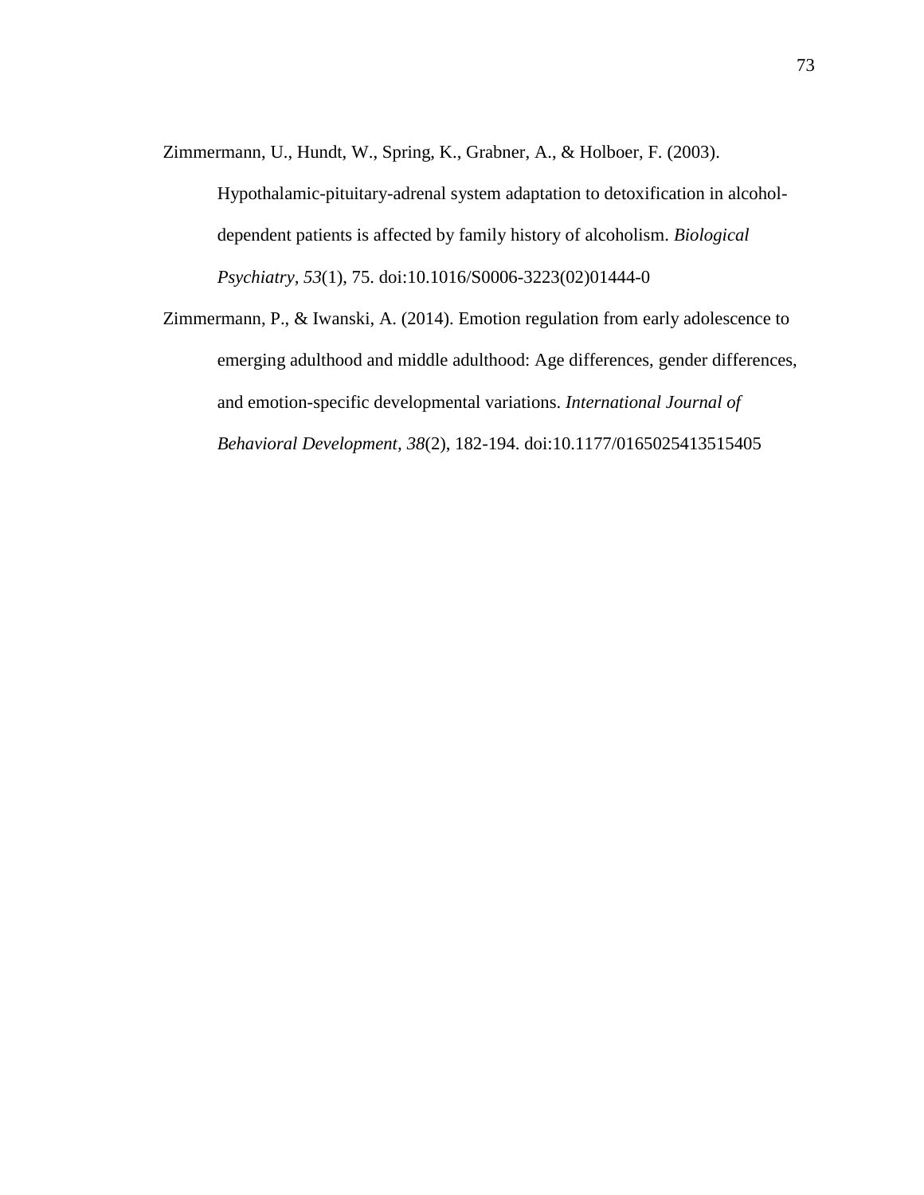Zimmermann, U., Hundt, W., Spring, K., Grabner, A., & Holboer, F. (2003). Hypothalamic-pituitary-adrenal system adaptation to detoxification in alcohol-dependent patients is affected by family history of alcoholism. *Biological Psychiatry, 53*(1), 75. doi:10.1016/S0006-3223(02)01444-0

Zimmermann, P., & Iwanski, A. (2014). Emotion regulation from early adolescence to emerging adulthood and middle adulthood: Age differences, gender differences, and emotion-specific developmental variations. *International Journal of Behavioral Development, 38*(2), 182-194. doi:10.1177/0165025413515405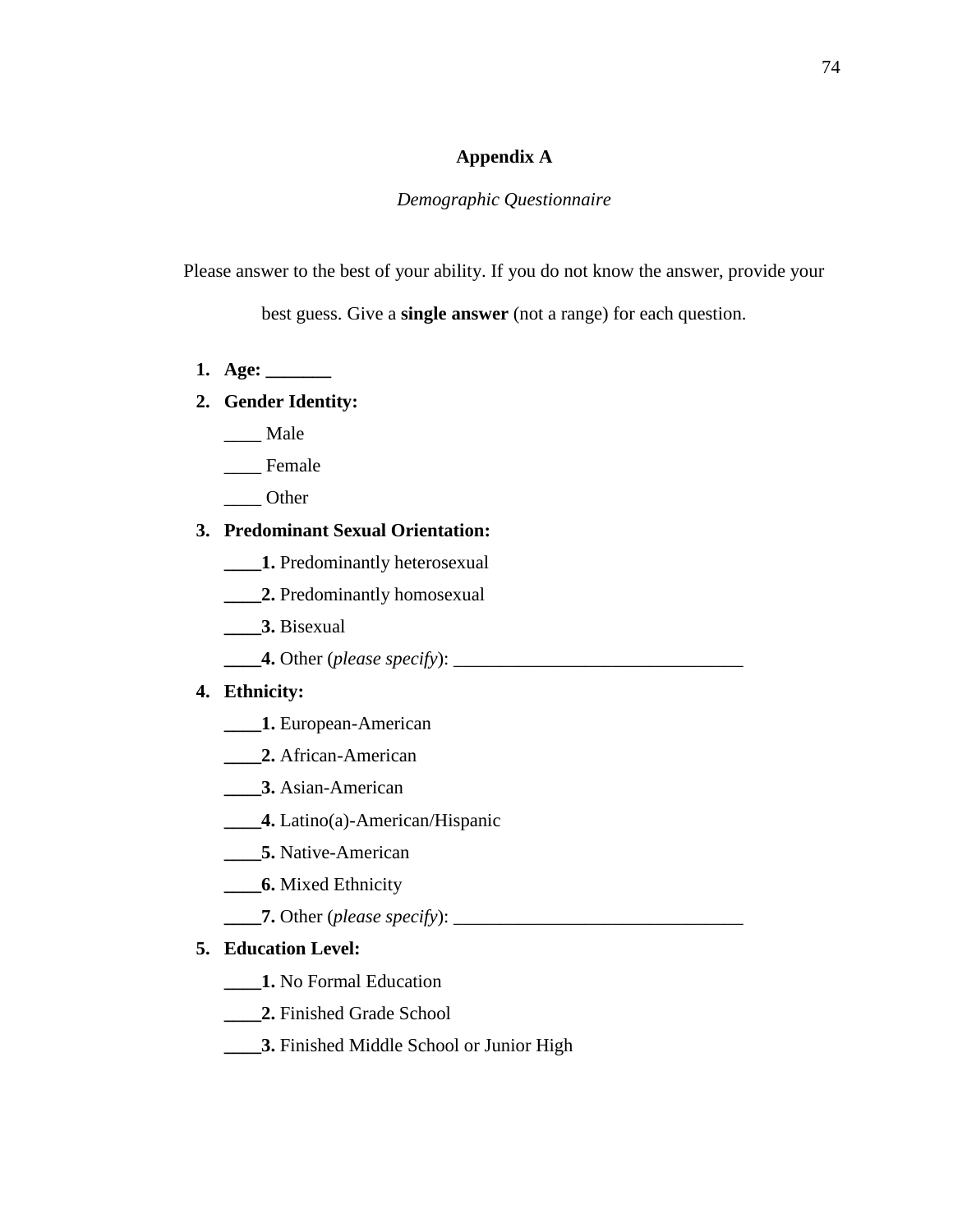## Appendix A

*Demographic Questionnaire*

Please answer to the best of your ability. If you do not know the answer, provide your best guess. Give a **single answer** (not a range) for each question.

1. **Age: _______**
2. **Gender Identity:**

   ____ Male

   ____ Female

   ____ Other
3. **Predominant Sexual Orientation:**

   **____1.** Predominantly heterosexual

   **____2.** Predominantly homosexual

   **____3.** Bisexual

   **____4.** Other (*please specify*): _______________________________
4. **Ethnicity:**

   **____1.** European-American

   **____2.** African-American

   **____3.** Asian-American

   **____4.** Latino(a)-American/Hispanic

   **____5.** Native-American

   **____6.** Mixed Ethnicity

   **____7.** Other (*please specify*): _______________________________
5. **Education Level:**

   **____1.** No Formal Education

   **____2.** Finished Grade School

   **____3.** Finished Middle School or Junior High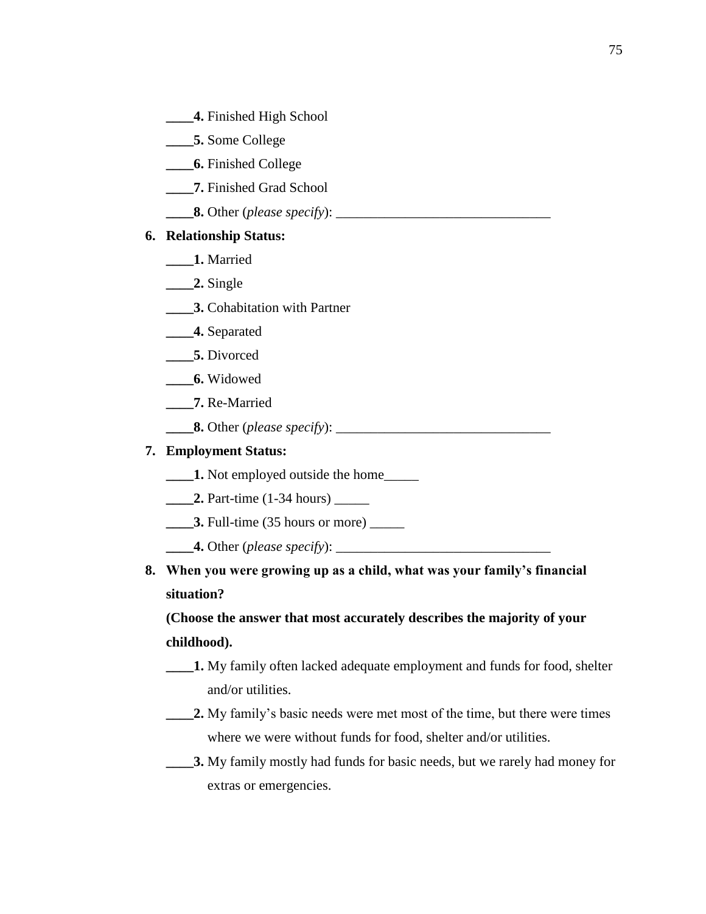____**4.** Finished High School

____**5.** Some College

____**6.** Finished College

____**7.** Finished Grad School

____**8.** Other (*please specify*): _______________________________

**6. Relationship Status:**

____**1.** Married

____**2.** Single

____**3.** Cohabitation with Partner

____**4.** Separated

____**5.** Divorced

____**6.** Widowed

____**7.** Re-Married

____**8.** Other (*please specify*): _______________________________

**7. Employment Status:**

____**1.** Not employed outside the home_____

____**2.** Part-time (1-34 hours) _____

____**3.** Full-time (35 hours or more) _____

____**4.** Other (*please specify*): _______________________________

**8. When you were growing up as a child, what was your family's financial situation?**

**(Choose the answer that most accurately describes the majority of your childhood).**

____**1.** My family often lacked adequate employment and funds for food, shelter and/or utilities.

____**2.** My family's basic needs were met most of the time, but there were times where we were without funds for food, shelter and/or utilities.

____**3.** My family mostly had funds for basic needs, but we rarely had money for extras or emergencies.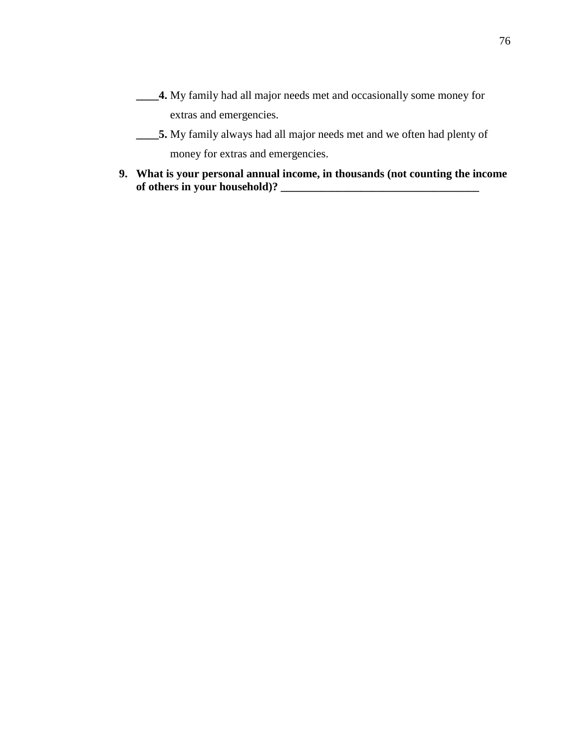____**4.** My family had all major needs met and occasionally some money for extras and emergencies.

____**5.** My family always had all major needs met and we often had plenty of money for extras and emergencies.

**9. What is your personal annual income, in thousands (not counting the income of others in your household)? ____________________________________**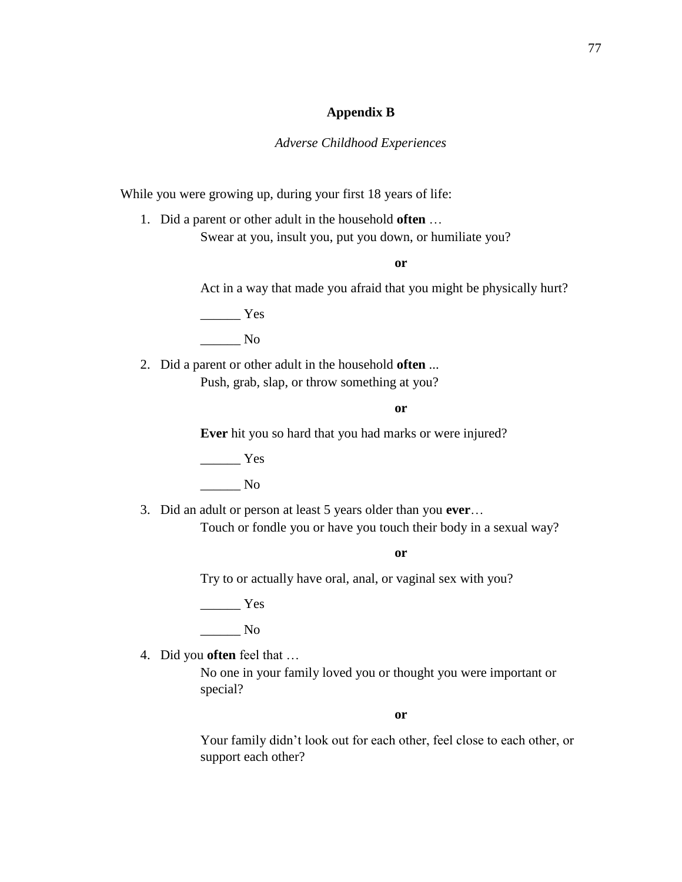## Appendix B

*Adverse Childhood Experiences*

While you were growing up, during your first 18 years of life:

1. Did a parent or other adult in the household **often** …

   Swear at you, insult you, put you down, or humiliate you?

   **or**

   Act in a way that made you afraid that you might be physically hurt?

   ______ Yes

   ______ No

2. Did a parent or other adult in the household **often** ...

   Push, grab, slap, or throw something at you?

   **or**

   **Ever** hit you so hard that you had marks or were injured?

   ______ Yes

   ______ No

3. Did an adult or person at least 5 years older than you **ever**…

   Touch or fondle you or have you touch their body in a sexual way?

   **or**

   Try to or actually have oral, anal, or vaginal sex with you?

   ______ Yes

   ______ No

4. Did you **often** feel that …

   No one in your family loved you or thought you were important or special?

   **or**

   Your family didn't look out for each other, feel close to each other, or support each other?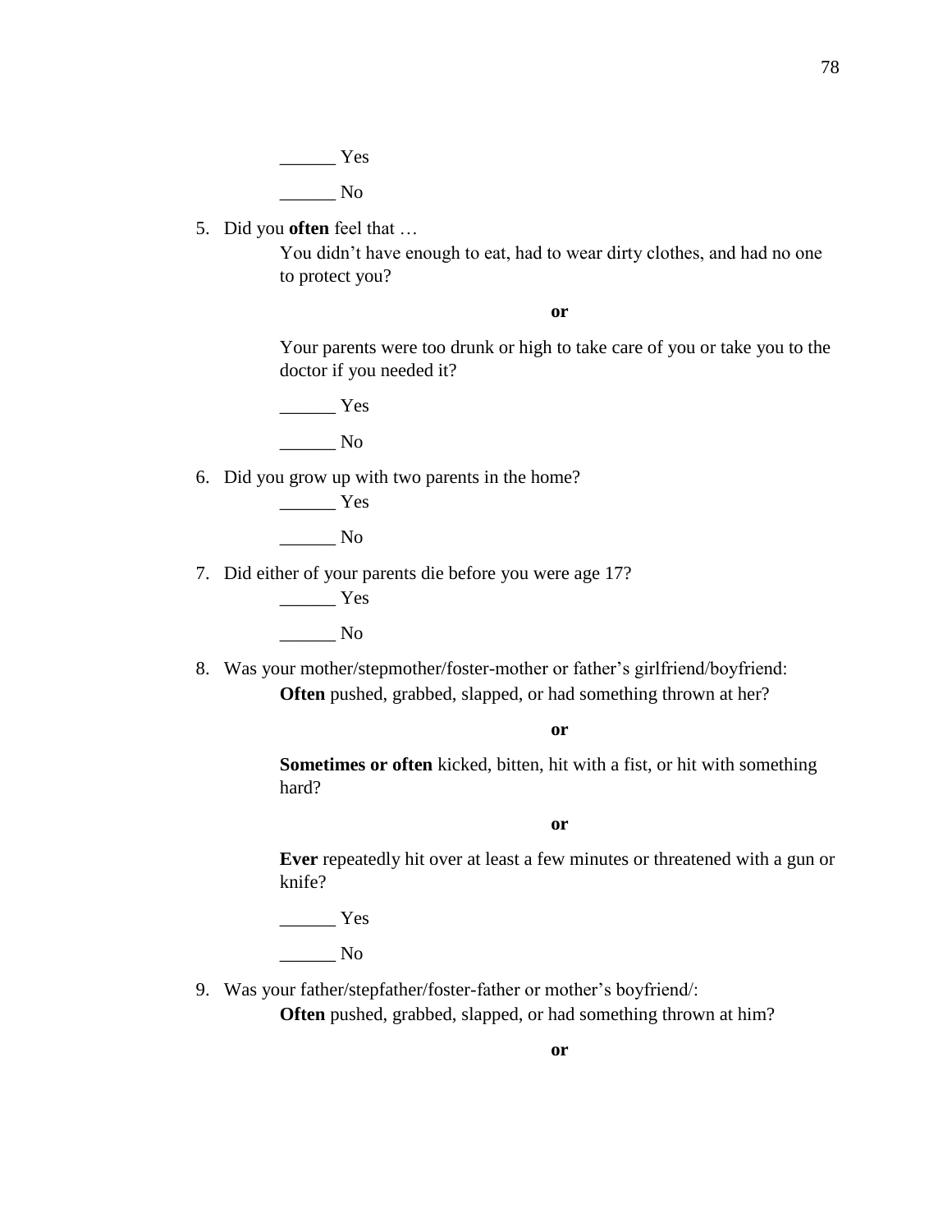______ Yes

______ No

5. Did you **often** feel that …

   You didn't have enough to eat, had to wear dirty clothes, and had no one to protect you?

   **or**

   Your parents were too drunk or high to take care of you or take you to the doctor if you needed it?

   ______ Yes

   ______ No

6. Did you grow up with two parents in the home?

   ______ Yes

   ______ No

7. Did either of your parents die before you were age 17?

   ______ Yes

   ______ No

8. Was your mother/stepmother/foster-mother or father's girlfriend/boyfriend:

   **Often** pushed, grabbed, slapped, or had something thrown at her?

   **or**

   **Sometimes or often** kicked, bitten, hit with a fist, or hit with something hard?

   **or**

   **Ever** repeatedly hit over at least a few minutes or threatened with a gun or knife?

   ______ Yes

   ______ No

9. Was your father/stepfather/foster-father or mother's boyfriend/:

   **Often** pushed, grabbed, slapped, or had something thrown at him?

   **or**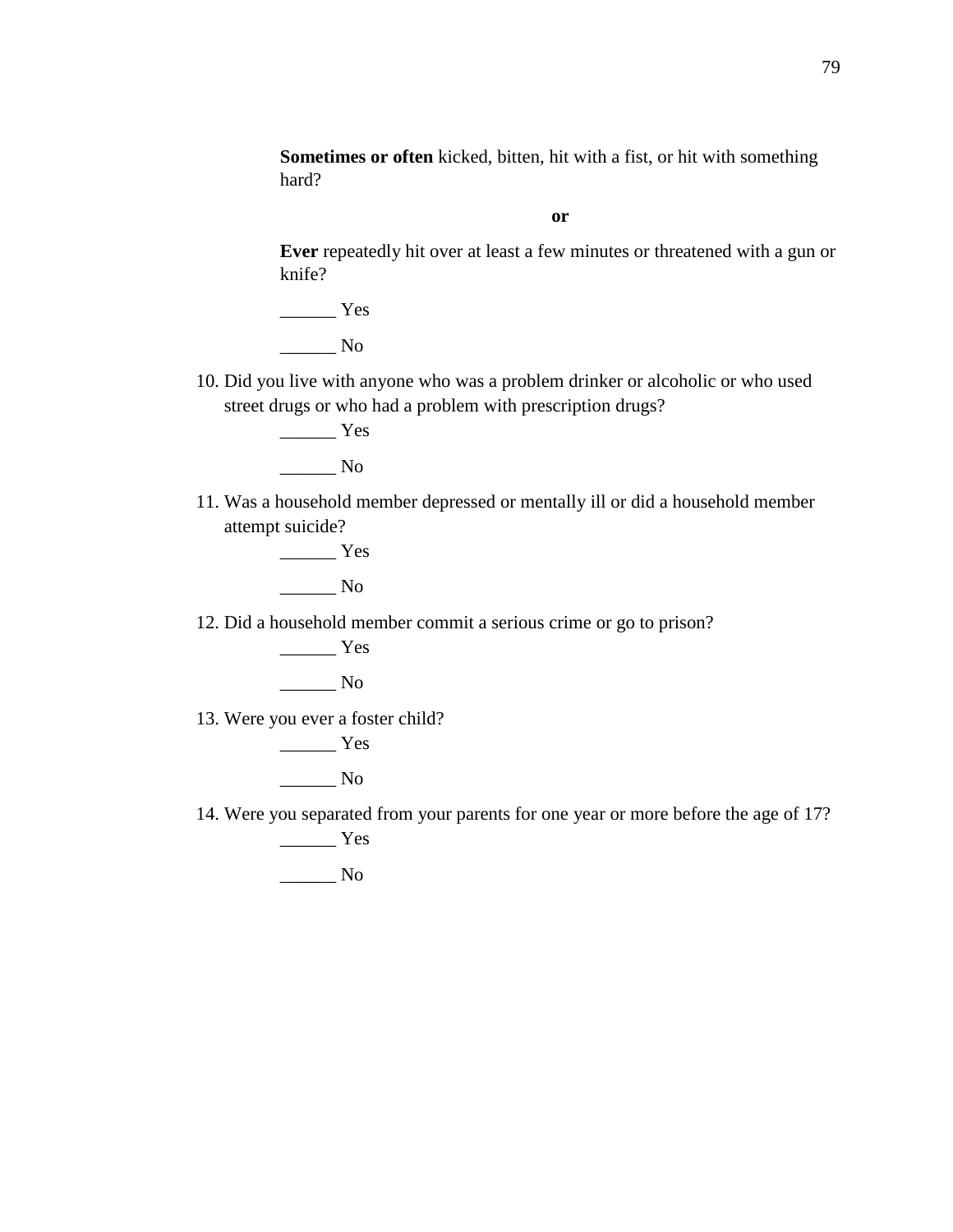**Sometimes or often** kicked, bitten, hit with a fist, or hit with something hard?

**or**

**Ever** repeatedly hit over at least a few minutes or threatened with a gun or knife?

______ Yes

______ No

10. Did you live with anyone who was a problem drinker or alcoholic or who used street drugs or who had a problem with prescription drugs?

    ______ Yes

    ______ No

11. Was a household member depressed or mentally ill or did a household member attempt suicide?

    ______ Yes

    ______ No

12. Did a household member commit a serious crime or go to prison?

    ______ Yes

    ______ No

13. Were you ever a foster child?

    ______ Yes

    ______ No

14. Were you separated from your parents for one year or more before the age of 17?

    ______ Yes

    ______ No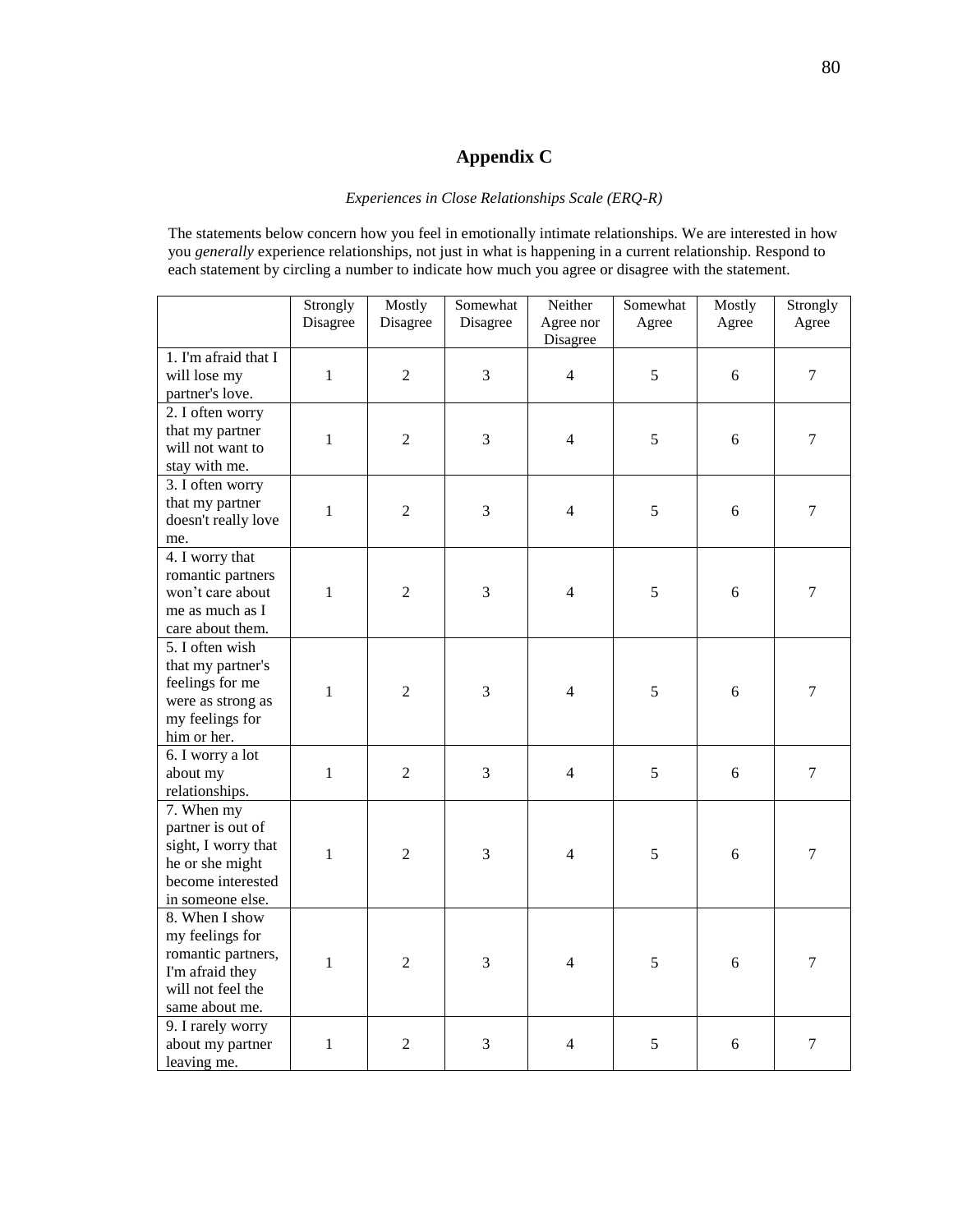# Appendix C

*Experiences in Close Relationships Scale (ERQ-R)*

The statements below concern how you feel in emotionally intimate relationships. We are interested in how you *generally* experience relationships, not just in what is happening in a current relationship. Respond to each statement by circling a number to indicate how much you agree or disagree with the statement.

| | Strongly Disagree | Mostly Disagree | Somewhat Disagree | Neither Agree nor Disagree | Somewhat Agree | Mostly Agree | Strongly Agree |
|---|---|---|---|---|---|---|---|
| 1. I'm afraid that I will lose my partner's love. | 1 | 2 | 3 | 4 | 5 | 6 | 7 |
| 2. I often worry that my partner will not want to stay with me. | 1 | 2 | 3 | 4 | 5 | 6 | 7 |
| 3. I often worry that my partner doesn't really love me. | 1 | 2 | 3 | 4 | 5 | 6 | 7 |
| 4. I worry that romantic partners won't care about me as much as I care about them. | 1 | 2 | 3 | 4 | 5 | 6 | 7 |
| 5. I often wish that my partner's feelings for me were as strong as my feelings for him or her. | 1 | 2 | 3 | 4 | 5 | 6 | 7 |
| 6. I worry a lot about my relationships. | 1 | 2 | 3 | 4 | 5 | 6 | 7 |
| 7. When my partner is out of sight, I worry that he or she might become interested in someone else. | 1 | 2 | 3 | 4 | 5 | 6 | 7 |
| 8. When I show my feelings for romantic partners, I'm afraid they will not feel the same about me. | 1 | 2 | 3 | 4 | 5 | 6 | 7 |
| 9. I rarely worry about my partner leaving me. | 1 | 2 | 3 | 4 | 5 | 6 | 7 |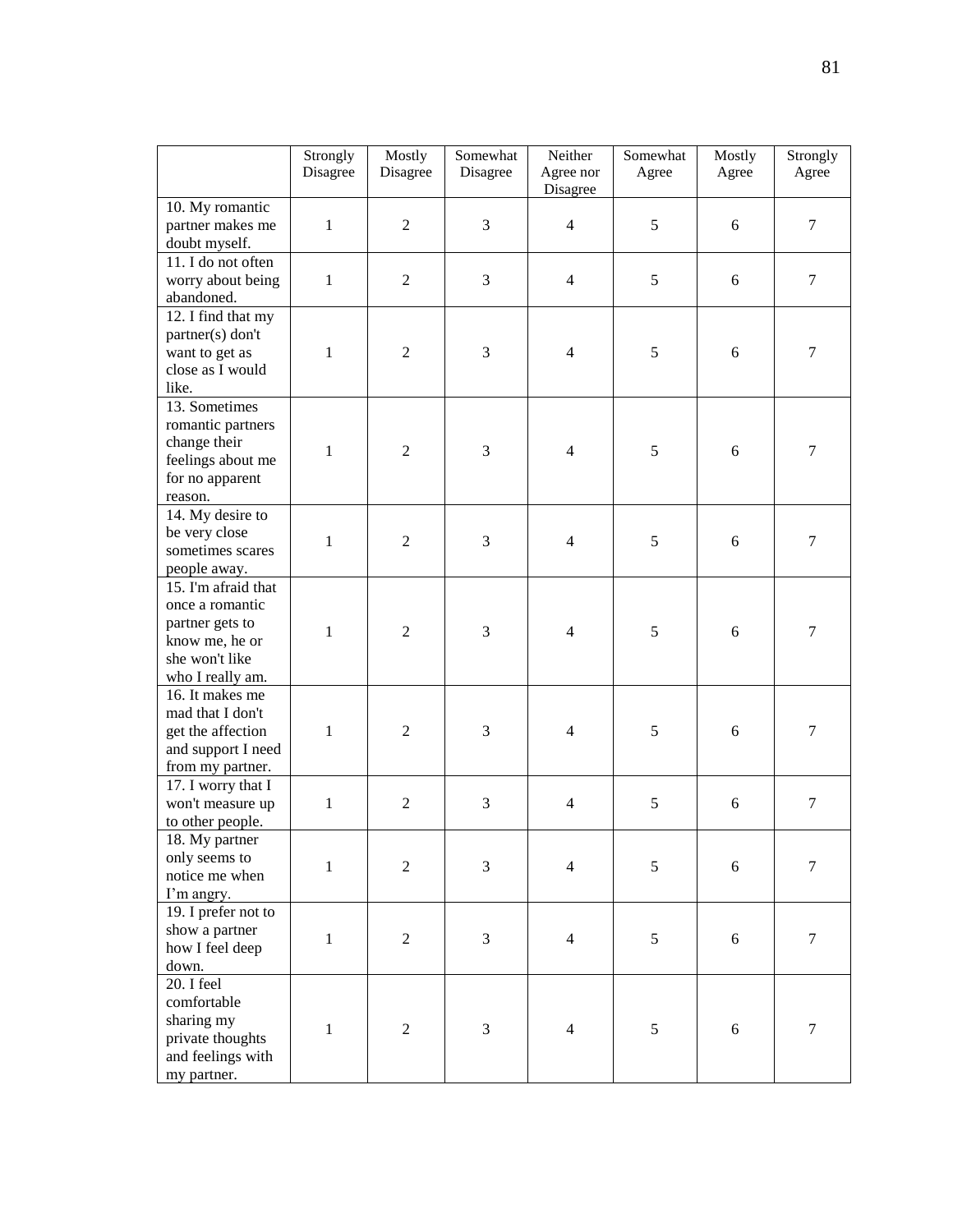| | Strongly Disagree | Mostly Disagree | Somewhat Disagree | Neither Agree nor Disagree | Somewhat Agree | Mostly Agree | Strongly Agree |
|---|---|---|---|---|---|---|---|
| 10. My romantic partner makes me doubt myself. | 1 | 2 | 3 | 4 | 5 | 6 | 7 |
| 11. I do not often worry about being abandoned. | 1 | 2 | 3 | 4 | 5 | 6 | 7 |
| 12. I find that my partner(s) don't want to get as close as I would like. | 1 | 2 | 3 | 4 | 5 | 6 | 7 |
| 13. Sometimes romantic partners change their feelings about me for no apparent reason. | 1 | 2 | 3 | 4 | 5 | 6 | 7 |
| 14. My desire to be very close sometimes scares people away. | 1 | 2 | 3 | 4 | 5 | 6 | 7 |
| 15. I'm afraid that once a romantic partner gets to know me, he or she won't like who I really am. | 1 | 2 | 3 | 4 | 5 | 6 | 7 |
| 16. It makes me mad that I don't get the affection and support I need from my partner. | 1 | 2 | 3 | 4 | 5 | 6 | 7 |
| 17. I worry that I won't measure up to other people. | 1 | 2 | 3 | 4 | 5 | 6 | 7 |
| 18. My partner only seems to notice me when I'm angry. | 1 | 2 | 3 | 4 | 5 | 6 | 7 |
| 19. I prefer not to show a partner how I feel deep down. | 1 | 2 | 3 | 4 | 5 | 6 | 7 |
| 20. I feel comfortable sharing my private thoughts and feelings with my partner. | 1 | 2 | 3 | 4 | 5 | 6 | 7 |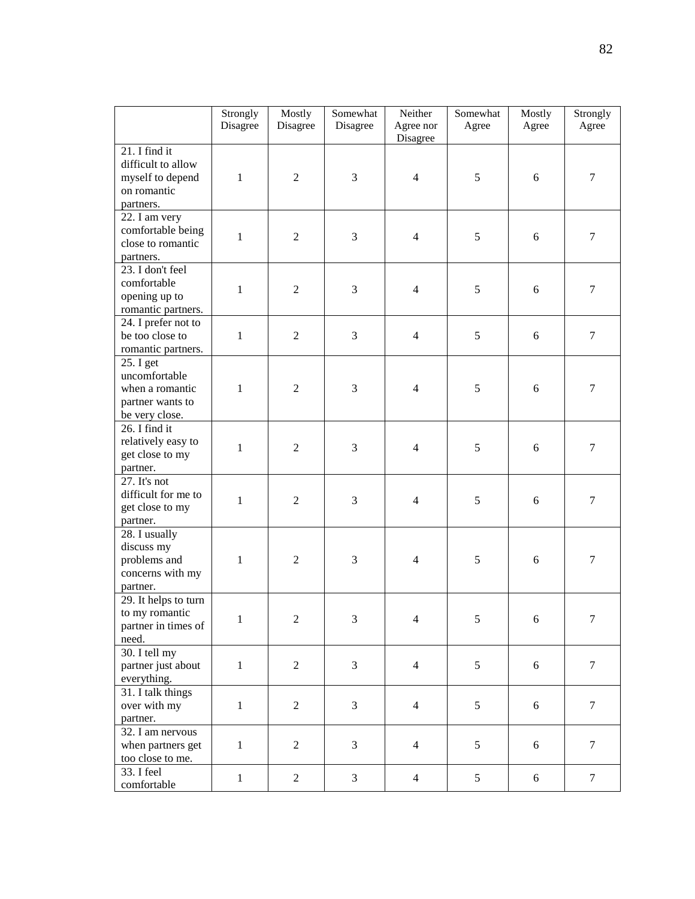| | Strongly Disagree | Mostly Disagree | Somewhat Disagree | Neither Agree nor Disagree | Somewhat Agree | Mostly Agree | Strongly Agree |
|---|---|---|---|---|---|---|---|
| 21. I find it difficult to allow myself to depend on romantic partners. | 1 | 2 | 3 | 4 | 5 | 6 | 7 |
| 22. I am very comfortable being close to romantic partners. | 1 | 2 | 3 | 4 | 5 | 6 | 7 |
| 23. I don't feel comfortable opening up to romantic partners. | 1 | 2 | 3 | 4 | 5 | 6 | 7 |
| 24. I prefer not to be too close to romantic partners. | 1 | 2 | 3 | 4 | 5 | 6 | 7 |
| 25. I get uncomfortable when a romantic partner wants to be very close. | 1 | 2 | 3 | 4 | 5 | 6 | 7 |
| 26. I find it relatively easy to get close to my partner. | 1 | 2 | 3 | 4 | 5 | 6 | 7 |
| 27. It's not difficult for me to get close to my partner. | 1 | 2 | 3 | 4 | 5 | 6 | 7 |
| 28. I usually discuss my problems and concerns with my partner. | 1 | 2 | 3 | 4 | 5 | 6 | 7 |
| 29. It helps to turn to my romantic partner in times of need. | 1 | 2 | 3 | 4 | 5 | 6 | 7 |
| 30. I tell my partner just about everything. | 1 | 2 | 3 | 4 | 5 | 6 | 7 |
| 31. I talk things over with my partner. | 1 | 2 | 3 | 4 | 5 | 6 | 7 |
| 32. I am nervous when partners get too close to me. | 1 | 2 | 3 | 4 | 5 | 6 | 7 |
| 33. I feel comfortable | 1 | 2 | 3 | 4 | 5 | 6 | 7 |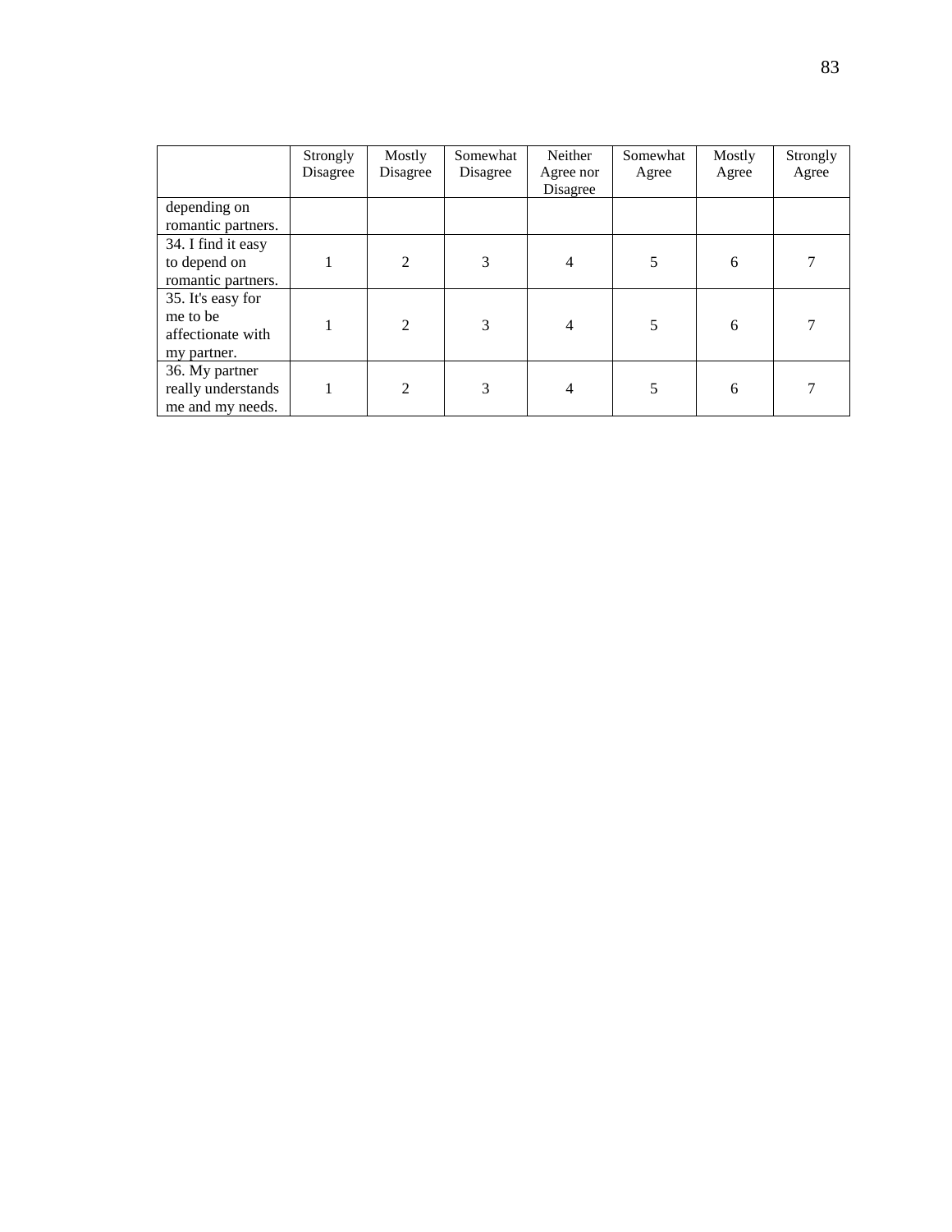| | Strongly Disagree | Mostly Disagree | Somewhat Disagree | Neither Agree nor Disagree | Somewhat Agree | Mostly Agree | Strongly Agree |
|---|---|---|---|---|---|---|---|
| depending on romantic partners. | | | | | | | |
| 34. I find it easy to depend on romantic partners. | 1 | 2 | 3 | 4 | 5 | 6 | 7 |
| 35. It's easy for me to be affectionate with my partner. | 1 | 2 | 3 | 4 | 5 | 6 | 7 |
| 36. My partner really understands me and my needs. | 1 | 2 | 3 | 4 | 5 | 6 | 7 |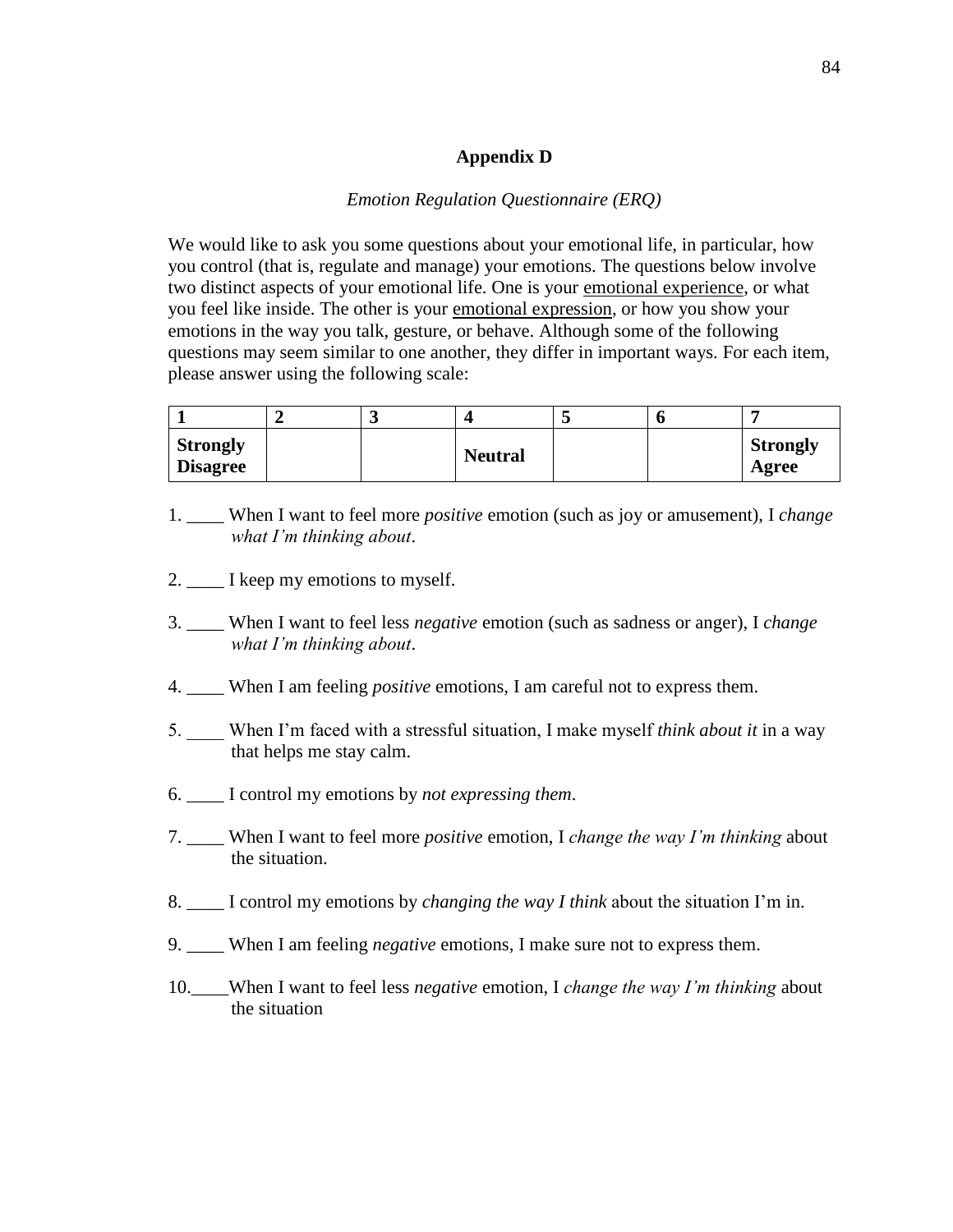## Appendix D

*Emotion Regulation Questionnaire (ERQ)*

We would like to ask you some questions about your emotional life, in particular, how you control (that is, regulate and manage) your emotions. The questions below involve two distinct aspects of your emotional life. One is your <u>emotional experience</u>, or what you feel like inside. The other is your <u>emotional expression</u>, or how you show your emotions in the way you talk, gesture, or behave. Although some of the following questions may seem similar to one another, they differ in important ways. For each item, please answer using the following scale:

| 1 | 2 | 3 | 4 | 5 | 6 | 7 |
|---|---|---|---|---|---|---|
| **Strongly Disagree** | | | **Neutral** | | | **Strongly Agree** |

1. ____ When I want to feel more *positive* emotion (such as joy or amusement), I *change what I'm thinking about*.

2. ____ I keep my emotions to myself.

3. ____ When I want to feel less *negative* emotion (such as sadness or anger), I *change what I'm thinking about*.

4. ____ When I am feeling *positive* emotions, I am careful not to express them.

5. ____ When I'm faced with a stressful situation, I make myself *think about it* in a way that helps me stay calm.

6. ____ I control my emotions by *not expressing them*.

7. ____ When I want to feel more *positive* emotion, I *change the way I'm thinking* about the situation.

8. ____ I control my emotions by *changing the way I think* about the situation I'm in.

9. ____ When I am feeling *negative* emotions, I make sure not to express them.

10. ____When I want to feel less *negative* emotion, I *change the way I'm thinking* about the situation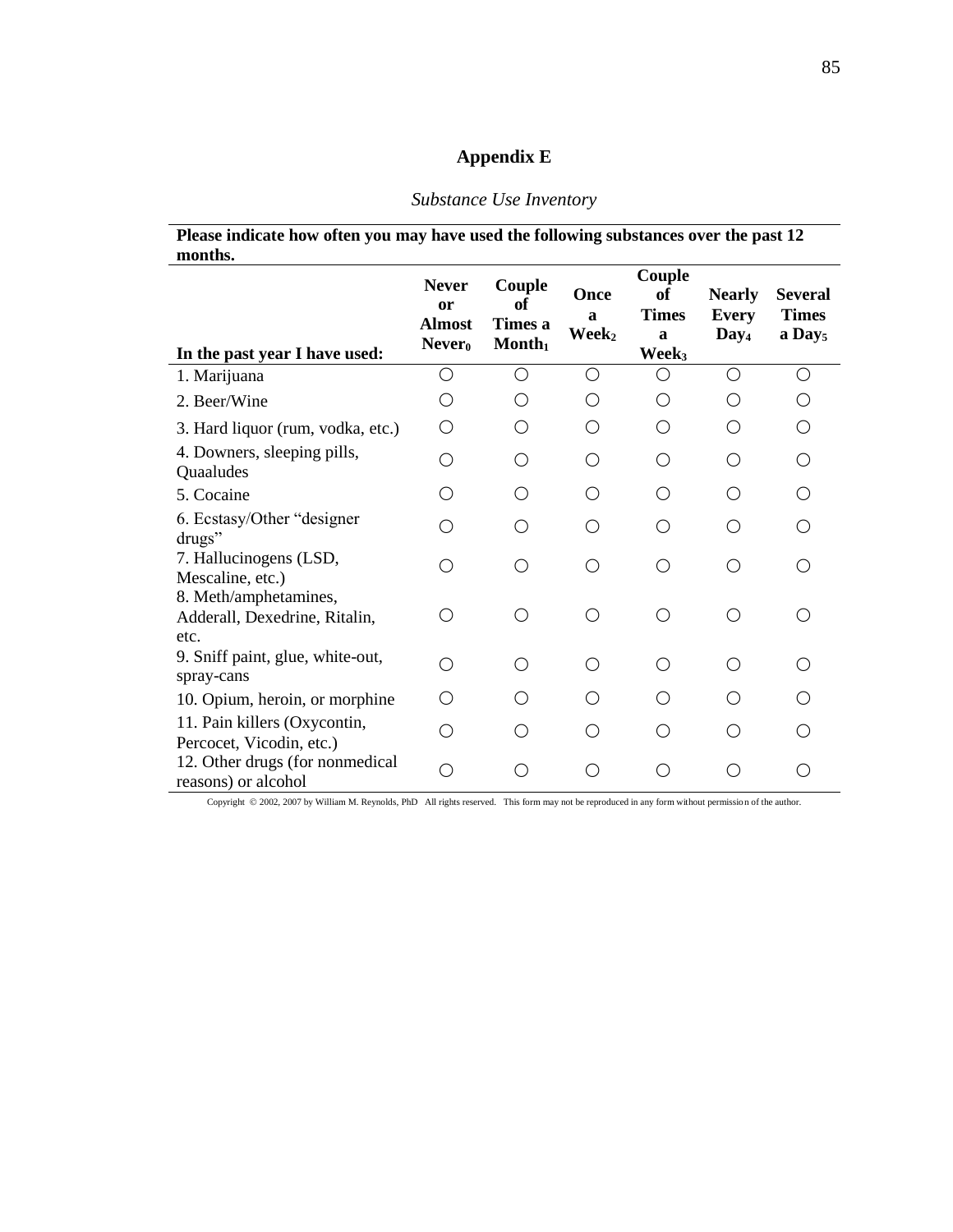# Appendix E

*Substance Use Inventory*

**Please indicate how often you may have used the following substances over the past 12 months.**

| **In the past year I have used:** | **Never or Almost Never$_0$** | **Couple of Times a Month$_1$** | **Once a Week$_2$** | **Couple of Times a Week$_3$** | **Nearly Every Day$_4$** | **Several Times a Day$_5$** |
|---|---|---|---|---|---|---|
| 1. Marijuana | ○ | ○ | ○ | ○ | ○ | ○ |
| 2. Beer/Wine | ○ | ○ | ○ | ○ | ○ | ○ |
| 3. Hard liquor (rum, vodka, etc.) | ○ | ○ | ○ | ○ | ○ | ○ |
| 4. Downers, sleeping pills, Quaaludes | ○ | ○ | ○ | ○ | ○ | ○ |
| 5. Cocaine | ○ | ○ | ○ | ○ | ○ | ○ |
| 6. Ecstasy/Other "designer drugs" | ○ | ○ | ○ | ○ | ○ | ○ |
| 7. Hallucinogens (LSD, Mescaline, etc.) | ○ | ○ | ○ | ○ | ○ | ○ |
| 8. Meth/amphetamines, Adderall, Dexedrine, Ritalin, etc. | ○ | ○ | ○ | ○ | ○ | ○ |
| 9. Sniff paint, glue, white-out, spray-cans | ○ | ○ | ○ | ○ | ○ | ○ |
| 10. Opium, heroin, or morphine | ○ | ○ | ○ | ○ | ○ | ○ |
| 11. Pain killers (Oxycontin, Percocet, Vicodin, etc.) | ○ | ○ | ○ | ○ | ○ | ○ |
| 12. Other drugs (for nonmedical reasons) or alcohol | ○ | ○ | ○ | ○ | ○ | ○ |

Copyright © 2002, 2007 by William M. Reynolds, PhD All rights reserved. This form may not be reproduced in any form without permission of the author.